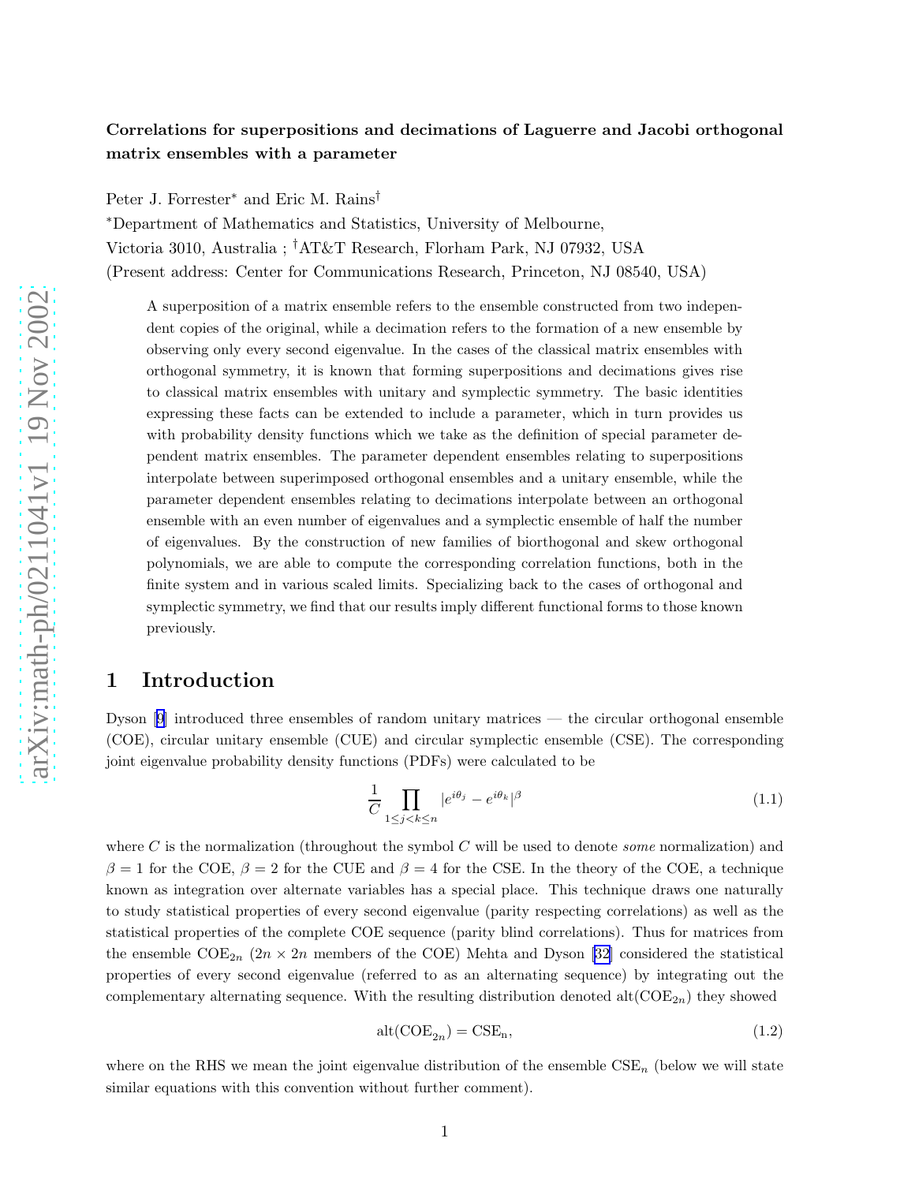**Correlations for superpositions and decimations of Laguerre and Jacobi orthogonal matrix ensembles with a parameter**

Peter J. Forrester* and Eric M. Rains†

*Department of Mathematics and Statistics, University of Melbourne, Victoria 3010, Australia ; †AT&T Research, Florham Park, NJ 07932, USA (Present address: Center for Communications Research, Princeton, NJ 08540, USA)

> A superposition of a matrix ensemble refers to the ensemble constructed from two independent copies of the original, while a decimation refers to the formation of a new ensemble by observing only every second eigenvalue. In the cases of the classical matrix ensembles with orthogonal symmetry, it is known that forming superpositions and decimations gives rise to classical matrix ensembles with unitary and symplectic symmetry. The basic identities expressing these facts can be extended to include a parameter, which in turn provides us with probability density functions which we take as the definition of special parameter dependent matrix ensembles. The parameter dependent ensembles relating to superpositions interpolate between superimposed orthogonal ensembles and a unitary ensemble, while the parameter dependent ensembles relating to decimations interpolate between an orthogonal ensemble with an even number of eigenvalues and a symplectic ensemble of half the number of eigenvalues. By the construction of new families of biorthogonal and skew orthogonal polynomials, we are able to compute the corresponding correlation functions, both in the finite system and in various scaled limits. Specializing back to the cases of orthogonal and symplectic symmetry, we find that our results imply different functional forms to those known previously.

## 1 Introduction

Dyson [9] introduced three ensembles of random unitary matrices — the circular orthogonal ensemble (COE), circular unitary ensemble (CUE) and circular symplectic ensemble (CSE). The corresponding joint eigenvalue probability density functions (PDFs) were calculated to be

$$\frac{1}{C}\prod_{1\le j<k\le n}|e^{i\theta_j}-e^{i\theta_k}|^{\beta} \tag{1.1}$$

where $C$ is the normalization (throughout the symbol $C$ will be used to denote *some* normalization) and $\beta=1$ for the COE, $\beta=2$ for the CUE and $\beta=4$ for the CSE. In the theory of the COE, a technique known as integration over alternate variables has a special place. This technique draws one naturally to study statistical properties of every second eigenvalue (parity respecting correlations) as well as the statistical properties of the complete COE sequence (parity blind correlations). Thus for matrices from the ensemble $\mathrm{COE}_{2n}$ ($2n\times 2n$ members of the COE) Mehta and Dyson [32] considered the statistical properties of every second eigenvalue (referred to as an alternating sequence) by integrating out the complementary alternating sequence. With the resulting distribution denoted $\mathrm{alt}(\mathrm{COE}_{2n})$ they showed

$$\mathrm{alt}(\mathrm{COE}_{2n})=\mathrm{CSE}_{\mathrm{n}}, \tag{1.2}$$

where on the RHS we mean the joint eigenvalue distribution of the ensemble $\mathrm{CSE}_n$ (below we will state similar equations with this convention without further comment).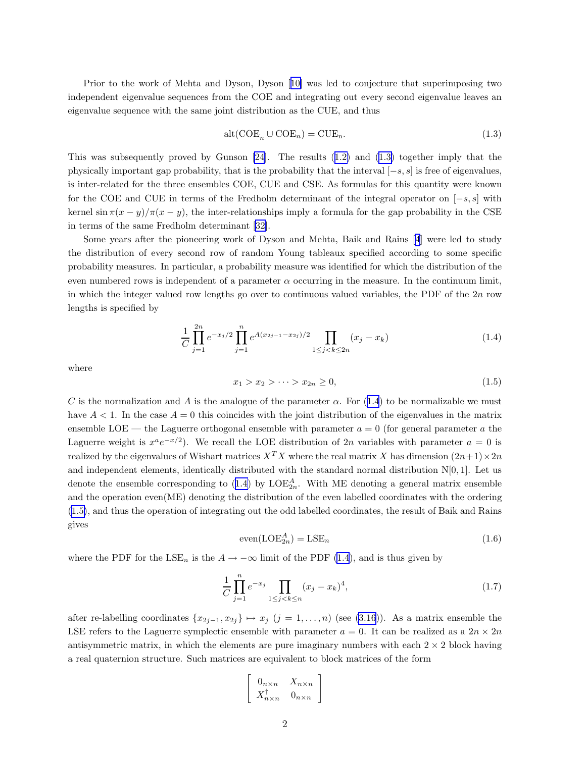Prior to the work of Mehta and Dyson, Dyson [10] was led to conjecture that superimposing two independent eigenvalue sequences from the COE and integrating out every second eigenvalue leaves an eigenvalue sequence with the same joint distribution as the CUE, and thus

$$\mathrm{alt}(\mathrm{COE}_n \cup \mathrm{COE}_n) = \mathrm{CUE}_\mathrm{n}. \tag{1.3}$$

This was subsequently proved by Gunson [24]. The results (1.2) and (1.3) together imply that the physically important gap probability, that is the probability that the interval $[-s, s]$ is free of eigenvalues, is inter-related for the three ensembles COE, CUE and CSE. As formulas for this quantity were known for the COE and CUE in terms of the Fredholm determinant of the integral operator on $[-s, s]$ with kernel $\sin \pi(x-y)/\pi(x-y)$, the inter-relationships imply a formula for the gap probability in the CSE in terms of the same Fredholm determinant [32].

Some years after the pioneering work of Dyson and Mehta, Baik and Rains [4] were led to study the distribution of every second row of random Young tableaux specified according to some specific probability measures. In particular, a probability measure was identified for which the distribution of the even numbered rows is independent of a parameter $\alpha$ occurring in the measure. In the continuum limit, in which the integer valued row lengths go over to continuous valued variables, the PDF of the $2n$ row lengths is specified by

$$\frac{1}{C} \prod_{j=1}^{2n} e^{-x_j/2} \prod_{j=1}^{n} e^{A(x_{2j-1}-x_{2j})/2} \prod_{1 \le j < k \le 2n} (x_j - x_k) \tag{1.4}$$

where

$$x_1 > x_2 > \cdots > x_{2n} \ge 0, \tag{1.5}$$

$C$ is the normalization and $A$ is the analogue of the parameter $\alpha$. For (1.4) to be normalizable we must have $A < 1$. In the case $A = 0$ this coincides with the joint distribution of the eigenvalues in the matrix ensemble LOE — the Laguerre orthogonal ensemble with parameter $a = 0$ (for general parameter $a$ the Laguerre weight is $x^a e^{-x/2}$). We recall the LOE distribution of $2n$ variables with parameter $a = 0$ is realized by the eigenvalues of Wishart matrices $X^T X$ where the real matrix $X$ has dimension $(2n+1) \times 2n$ and independent elements, identically distributed with the standard normal distribution $\mathrm{N}[0, 1]$. Let us denote the ensemble corresponding to (1.4) by $\mathrm{LOE}_{2n}^A$. With ME denoting a general matrix ensemble and the operation even(ME) denoting the distribution of the even labelled coordinates with the ordering (1.5), and thus the operation of integrating out the odd labelled coordinates, the result of Baik and Rains gives

$$\mathrm{even}(\mathrm{LOE}_{2n}^A) = \mathrm{LSE}_n \tag{1.6}$$

where the PDF for the $\mathrm{LSE}_n$ is the $A \to -\infty$ limit of the PDF (1.4), and is thus given by

$$\frac{1}{C} \prod_{j=1}^{n} e^{-x_j} \prod_{1 \le j < k \le n} (x_j - x_k)^4, \tag{1.7}$$

after re-labelling coordinates $\{x_{2j-1}, x_{2j}\} \mapsto x_j$ $(j = 1, \ldots, n)$ (see (3.16)). As a matrix ensemble the LSE refers to the Laguerre symplectic ensemble with parameter $a = 0$. It can be realized as a $2n \times 2n$ antisymmetric matrix, in which the elements are pure imaginary numbers with each $2 \times 2$ block having a real quaternion structure. Such matrices are equivalent to block matrices of the form

$$\begin{bmatrix} 0_{n \times n} & X_{n \times n} \\ X_{n \times n}^\dagger & 0_{n \times n} \end{bmatrix}$$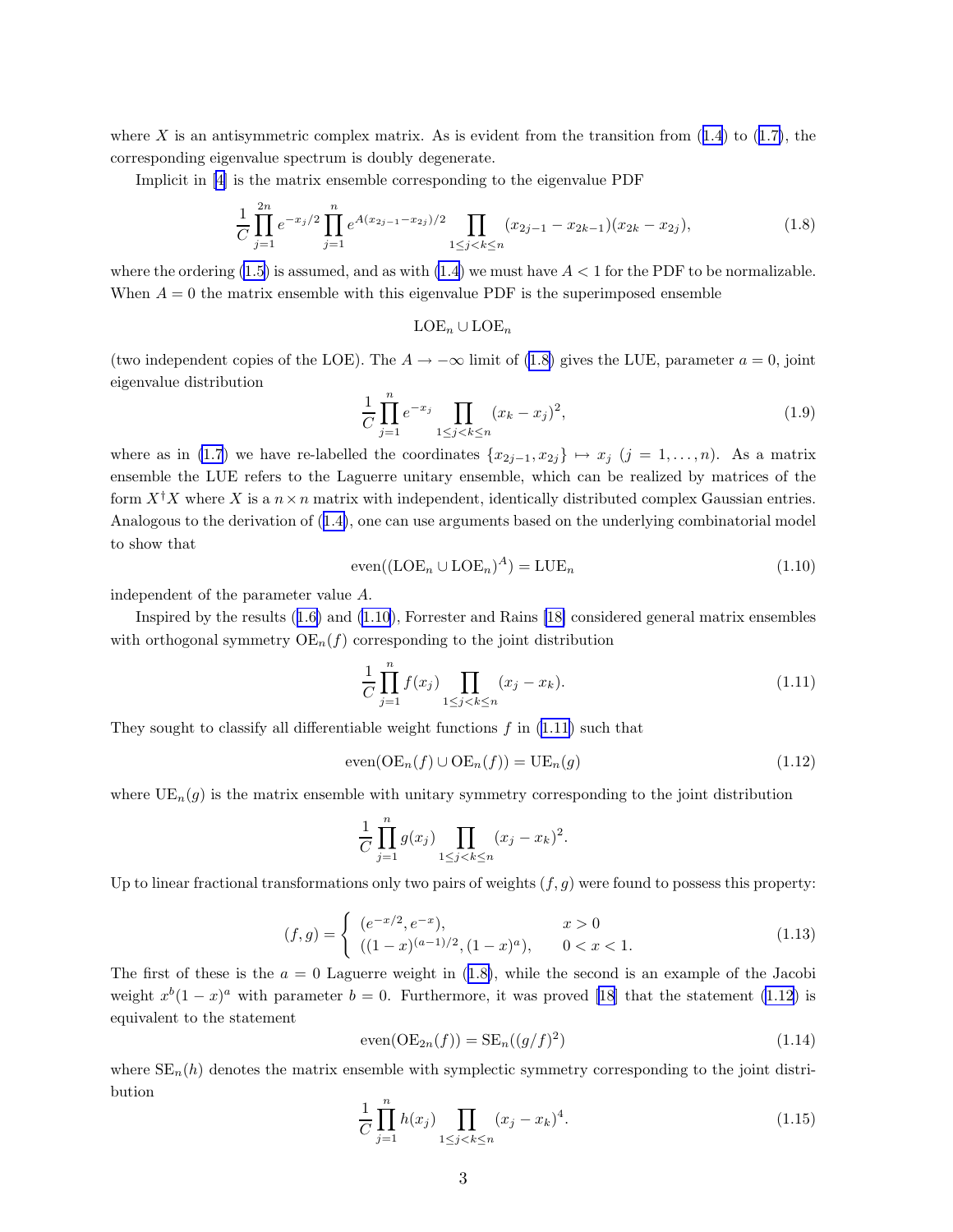where $X$ is an antisymmetric complex matrix. As is evident from the transition from (1.4) to (1.7), the corresponding eigenvalue spectrum is doubly degenerate.

Implicit in [4] is the matrix ensemble corresponding to the eigenvalue PDF

$$\frac{1}{C}\prod_{j=1}^{2n} e^{-x_j/2} \prod_{j=1}^{n} e^{A(x_{2j-1}-x_{2j})/2} \prod_{1\le j<k\le n} (x_{2j-1}-x_{2k-1})(x_{2k}-x_{2j}), \tag{1.8}$$

where the ordering (1.5) is assumed, and as with (1.4) we must have $A<1$ for the PDF to be normalizable. When $A=0$ the matrix ensemble with this eigenvalue PDF is the superimposed ensemble

$$\mathrm{LOE}_n \cup \mathrm{LOE}_n$$

(two independent copies of the LOE). The $A\to -\infty$ limit of (1.8) gives the LUE, parameter $a=0$, joint eigenvalue distribution

$$\frac{1}{C}\prod_{j=1}^{n} e^{-x_j} \prod_{1\le j<k\le n} (x_k-x_j)^2, \tag{1.9}$$

where as in (1.7) we have re-labelled the coordinates $\{x_{2j-1},x_{2j}\}\mapsto x_j$ $(j=1,\dots,n)$. As a matrix ensemble the LUE refers to the Laguerre unitary ensemble, which can be realized by matrices of the form $X^\dagger X$ where $X$ is a $n\times n$ matrix with independent, identically distributed complex Gaussian entries. Analogous to the derivation of (1.4), one can use arguments based on the underlying combinatorial model to show that

$$\mathrm{even}((\mathrm{LOE}_n\cup\mathrm{LOE}_n)^A) = \mathrm{LUE}_n \tag{1.10}$$

independent of the parameter value $A$.

Inspired by the results (1.6) and (1.10), Forrester and Rains [18] considered general matrix ensembles with orthogonal symmetry $\mathrm{OE}_n(f)$ corresponding to the joint distribution

$$\frac{1}{C}\prod_{j=1}^{n} f(x_j) \prod_{1\le j<k\le n} (x_j-x_k). \tag{1.11}$$

They sought to classify all differentiable weight functions $f$ in (1.11) such that

$$\mathrm{even}(\mathrm{OE}_n(f)\cup\mathrm{OE}_n(f)) = \mathrm{UE}_n(g) \tag{1.12}$$

where $\mathrm{UE}_n(g)$ is the matrix ensemble with unitary symmetry corresponding to the joint distribution

$$\frac{1}{C}\prod_{j=1}^{n} g(x_j) \prod_{1\le j<k\le n} (x_j-x_k)^2.$$

Up to linear fractional transformations only two pairs of weights $(f,g)$ were found to possess this property:

$$(f,g) = \begin{cases} (e^{-x/2}, e^{-x}), & x>0 \\ ((1-x)^{(a-1)/2}, (1-x)^a), & 0<x<1. \end{cases} \tag{1.13}$$

The first of these is the $a=0$ Laguerre weight in (1.8), while the second is an example of the Jacobi weight $x^b(1-x)^a$ with parameter $b=0$. Furthermore, it was proved [18] that the statement (1.12) is equivalent to the statement

$$\mathrm{even}(\mathrm{OE}_{2n}(f)) = \mathrm{SE}_n((g/f)^2) \tag{1.14}$$

where $\mathrm{SE}_n(h)$ denotes the matrix ensemble with symplectic symmetry corresponding to the joint distribution

$$\frac{1}{C}\prod_{j=1}^{n} h(x_j) \prod_{1\le j<k\le n} (x_j-x_k)^4. \tag{1.15}$$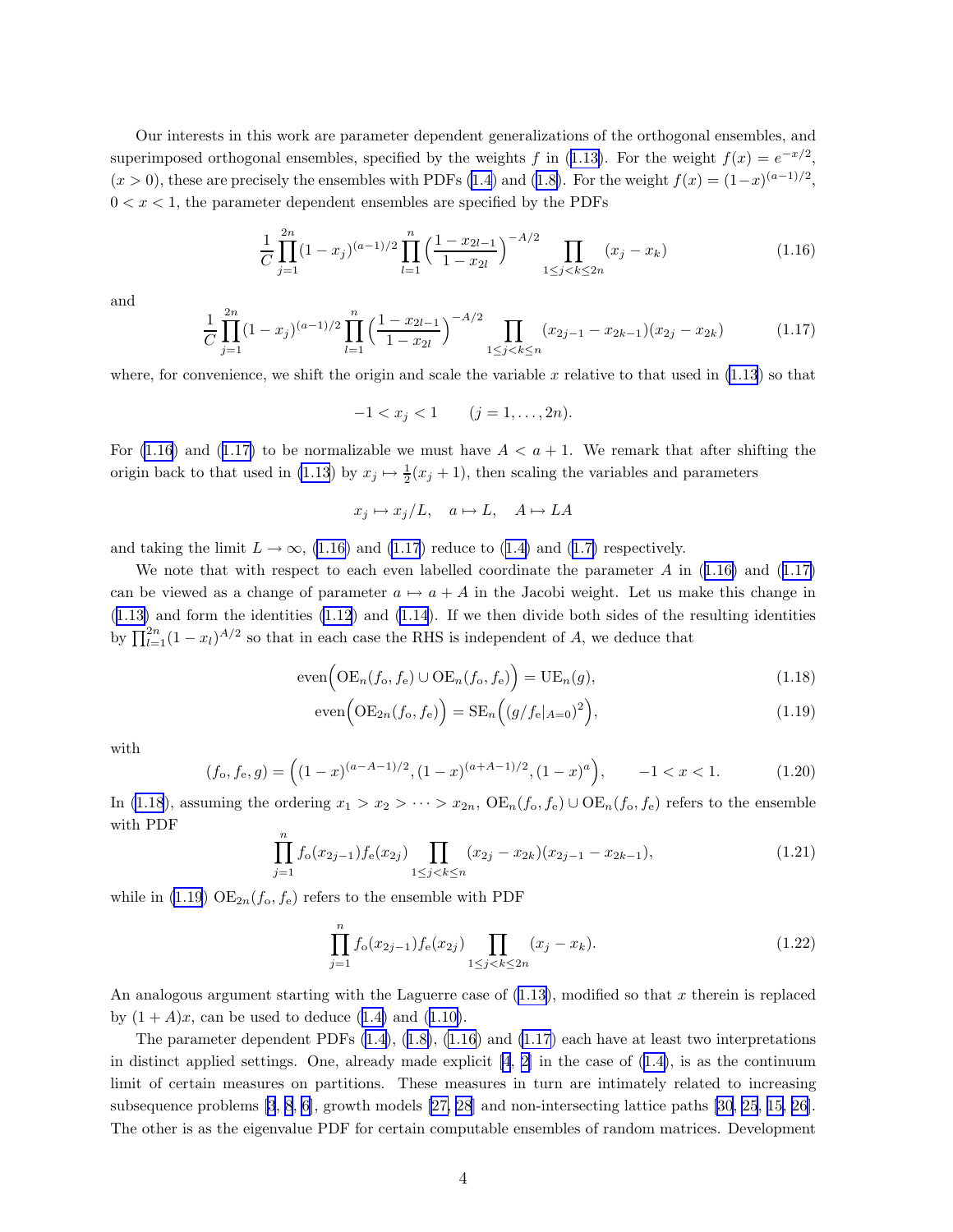Our interests in this work are parameter dependent generalizations of the orthogonal ensembles, and superimposed orthogonal ensembles, specified by the weights $f$ in (1.13). For the weight $f(x) = e^{-x/2}$, $(x > 0)$, these are precisely the ensembles with PDFs (1.4) and (1.8). For the weight $f(x) = (1-x)^{(a-1)/2}$, $0 < x < 1$, the parameter dependent ensembles are specified by the PDFs

$$\frac{1}{C} \prod_{j=1}^{2n} (1-x_j)^{(a-1)/2} \prod_{l=1}^{n} \Big( \frac{1-x_{2l-1}}{1-x_{2l}} \Big)^{-A/2} \prod_{1 \le j < k \le 2n} (x_j - x_k) \tag{1.16}$$

and

$$\frac{1}{C} \prod_{j=1}^{2n} (1-x_j)^{(a-1)/2} \prod_{l=1}^{n} \Big( \frac{1-x_{2l-1}}{1-x_{2l}} \Big)^{-A/2} \prod_{1 \le j < k \le n} (x_{2j-1} - x_{2k-1})(x_{2j} - x_{2k}) \tag{1.17}$$

where, for convenience, we shift the origin and scale the variable $x$ relative to that used in (1.13) so that

$$-1 < x_j < 1 \qquad (j = 1, \dots, 2n).$$

For (1.16) and (1.17) to be normalizable we must have $A < a + 1$. We remark that after shifting the origin back to that used in (1.13) by $x_j \mapsto \frac{1}{2}(x_j + 1)$, then scaling the variables and parameters

$$x_j \mapsto x_j/L, \quad a \mapsto L, \quad A \mapsto LA$$

and taking the limit $L \to \infty$, (1.16) and (1.17) reduce to (1.4) and (1.7) respectively.

We note that with respect to each even labelled coordinate the parameter $A$ in (1.16) and (1.17) can be viewed as a change of parameter $a \mapsto a + A$ in the Jacobi weight. Let us make this change in (1.13) and form the identities (1.12) and (1.14). If we then divide both sides of the resulting identities by $\prod_{l=1}^{2n} (1 - x_l)^{A/2}$ so that in each case the RHS is independent of $A$, we deduce that

$$\mathrm{even}\Big( \mathrm{OE}_n(f_{\mathrm{o}}, f_{\mathrm{e}}) \cup \mathrm{OE}_n(f_{\mathrm{o}}, f_{\mathrm{e}}) \Big) = \mathrm{UE}_n(g), \tag{1.18}$$

$$\mathrm{even}\Big( \mathrm{OE}_{2n}(f_{\mathrm{o}}, f_{\mathrm{e}}) \Big) = \mathrm{SE}_n\Big( (g/f_{\mathrm{e}}|_{A=0})^2 \Big), \tag{1.19}$$

with

$$(f_{\mathrm{o}}, f_{\mathrm{e}}, g) = \Big( (1-x)^{(a-A-1)/2}, (1-x)^{(a+A-1)/2}, (1-x)^{a} \Big), \qquad -1 < x < 1. \tag{1.20}$$

In (1.18), assuming the ordering $x_1 > x_2 > \cdots > x_{2n}$, $\mathrm{OE}_n(f_{\mathrm{o}}, f_{\mathrm{e}}) \cup \mathrm{OE}_n(f_{\mathrm{o}}, f_{\mathrm{e}})$ refers to the ensemble with PDF

$$\prod_{j=1}^{n} f_{\mathrm{o}}(x_{2j-1}) f_{\mathrm{e}}(x_{2j}) \prod_{1 \le j < k \le n} (x_{2j} - x_{2k})(x_{2j-1} - x_{2k-1}), \tag{1.21}$$

while in (1.19) $\mathrm{OE}_{2n}(f_{\mathrm{o}}, f_{\mathrm{e}})$ refers to the ensemble with PDF

$$\prod_{j=1}^{n} f_{\mathrm{o}}(x_{2j-1}) f_{\mathrm{e}}(x_{2j}) \prod_{1 \le j < k \le 2n} (x_j - x_k). \tag{1.22}$$

An analogous argument starting with the Laguerre case of (1.13), modified so that $x$ therein is replaced by $(1 + A)x$, can be used to deduce (1.4) and (1.10).

The parameter dependent PDFs (1.4), (1.8), (1.16) and (1.17) each have at least two interpretations in distinct applied settings. One, already made explicit [4, 2] in the case of (1.4), is as the continuum limit of certain measures on partitions. These measures in turn are intimately related to increasing subsequence problems [3, 8, 6], growth models [27, 28] and non-intersecting lattice paths [30, 25, 15, 26]. The other is as the eigenvalue PDF for certain computable ensembles of random matrices. Development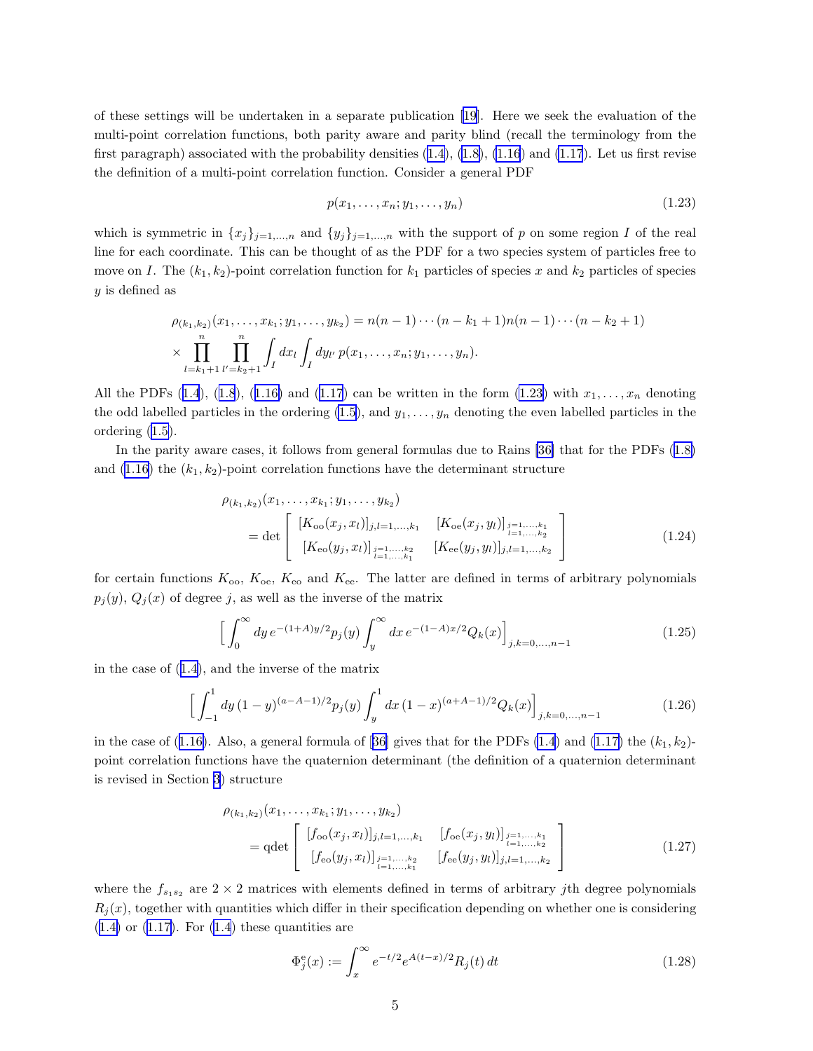of these settings will be undertaken in a separate publication [19]. Here we seek the evaluation of the multi-point correlation functions, both parity aware and parity blind (recall the terminology from the first paragraph) associated with the probability densities (1.4), (1.8), (1.16) and (1.17). Let us first revise the definition of a multi-point correlation function. Consider a general PDF

$$p(x_1, \dots, x_n; y_1, \dots, y_n) \tag{1.23}$$

which is symmetric in $\{x_j\}_{j=1,\dots,n}$ and $\{y_j\}_{j=1,\dots,n}$ with the support of $p$ on some region $I$ of the real line for each coordinate. This can be thought of as the PDF for a two species system of particles free to move on $I$. The $(k_1, k_2)$-point correlation function for $k_1$ particles of species $x$ and $k_2$ particles of species $y$ is defined as

$$\rho_{(k_1,k_2)}(x_1, \dots, x_{k_1}; y_1, \dots, y_{k_2}) = n(n-1)\cdots(n-k_1+1)n(n-1)\cdots(n-k_2+1)$$
$$\times \prod_{l=k_1+1}^{n} \prod_{l'=k_2+1}^{n} \int_I dx_l \int_I dy_{l'}\, p(x_1, \dots, x_n; y_1, \dots, y_n).$$

All the PDFs (1.4), (1.8), (1.16) and (1.17) can be written in the form (1.23) with $x_1, \dots, x_n$ denoting the odd labelled particles in the ordering (1.5), and $y_1, \dots, y_n$ denoting the even labelled particles in the ordering (1.5).

In the parity aware cases, it follows from general formulas due to Rains [36] that for the PDFs (1.8) and (1.16) the $(k_1, k_2)$-point correlation functions have the determinant structure

$$\rho_{(k_1,k_2)}(x_1, \dots, x_{k_1}; y_1, \dots, y_{k_2}) = \det \begin{bmatrix} [K_{\rm oo}(x_j, x_l)]_{j,l=1,\dots,k_1} & [K_{\rm oe}(x_j, y_l)]_{\substack{j=1,\dots,k_1 \\ l=1,\dots,k_2}} \\ [K_{\rm eo}(y_j, x_l)]_{\substack{j=1,\dots,k_2 \\ l=1,\dots,k_1}} & [K_{\rm ee}(y_j, y_l)]_{j,l=1,\dots,k_2} \end{bmatrix} \tag{1.24}$$

for certain functions $K_{\rm oo}$, $K_{\rm oe}$, $K_{\rm eo}$ and $K_{\rm ee}$. The latter are defined in terms of arbitrary polynomials $p_j(y)$, $Q_j(x)$ of degree $j$, as well as the inverse of the matrix

$$\Big[ \int_0^\infty dy\, e^{-(1+A)y/2} p_j(y) \int_y^\infty dx\, e^{-(1-A)x/2} Q_k(x) \Big]_{j,k=0,\dots,n-1} \tag{1.25}$$

in the case of (1.4), and the inverse of the matrix

$$\Big[ \int_{-1}^1 dy\, (1-y)^{(a-A-1)/2} p_j(y) \int_y^1 dx\, (1-x)^{(a+A-1)/2} Q_k(x) \Big]_{j,k=0,\dots,n-1} \tag{1.26}$$

in the case of (1.16). Also, a general formula of [36] gives that for the PDFs (1.4) and (1.17) the $(k_1, k_2)$-point correlation functions have the quaternion determinant (the definition of a quaternion determinant is revised in Section 3) structure

$$\rho_{(k_1,k_2)}(x_1, \dots, x_{k_1}; y_1, \dots, y_{k_2}) = \text{qdet} \begin{bmatrix} [f_{\rm oo}(x_j, x_l)]_{j,l=1,\dots,k_1} & [f_{\rm oe}(x_j, y_l)]_{\substack{j=1,\dots,k_1 \\ l=1,\dots,k_2}} \\ [f_{\rm eo}(y_j, x_l)]_{\substack{j=1,\dots,k_2 \\ l=1,\dots,k_1}} & [f_{\rm ee}(y_j, y_l)]_{j,l=1,\dots,k_2} \end{bmatrix} \tag{1.27}$$

where the $f_{s_1 s_2}$ are $2 \times 2$ matrices with elements defined in terms of arbitrary $j$th degree polynomials $R_j(x)$, together with quantities which differ in their specification depending on whether one is considering (1.4) or (1.17). For (1.4) these quantities are

$$\Phi_j^{\rm e}(x) := \int_x^\infty e^{-t/2} e^{A(t-x)/2} R_j(t)\, dt \tag{1.28}$$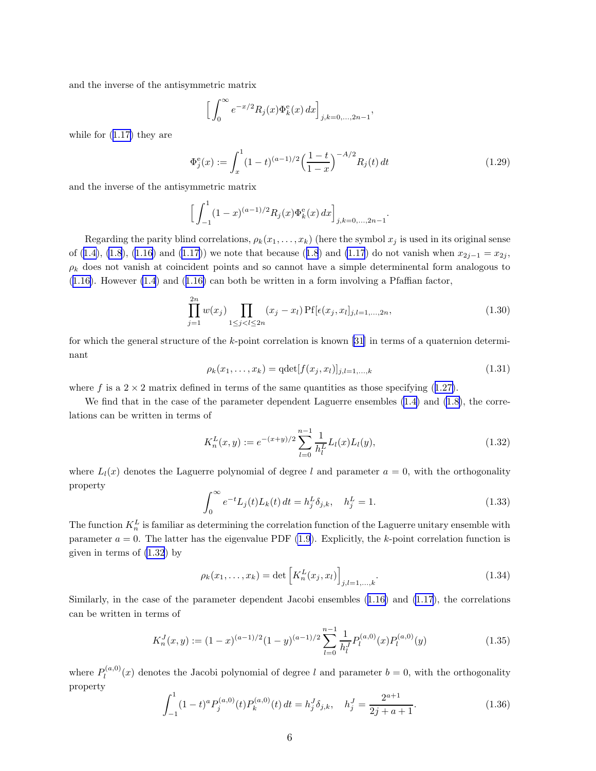and the inverse of the antisymmetric matrix

$$\Big[\int_0^\infty e^{-x/2} R_j(x) \Phi_k^{\rm e}(x)\, dx\Big]_{j,k=0,\dots,2n-1},$$

while for (1.17) they are

$$\Phi_j^{\rm e}(x) := \int_x^1 (1-t)^{(a-1)/2} \Big(\frac{1-t}{1-x}\Big)^{-A/2} R_j(t)\, dt \tag{1.29}$$

and the inverse of the antisymmetric matrix

$$\Big[\int_{-1}^1 (1-x)^{(a-1)/2} R_j(x) \Phi_k^{\rm e}(x)\, dx\Big]_{j,k=0,\dots,2n-1}.$$

Regarding the parity blind correlations, $\rho_k(x_1,\dots,x_k)$ (here the symbol $x_j$ is used in its original sense of (1.4), (1.8), (1.16) and (1.17)) we note that because (1.8) and (1.17) do not vanish when $x_{2j-1} = x_{2j}$, $\rho_k$ does not vanish at coincident points and so cannot have a simple determinental form analogous to (1.16). However (1.4) and (1.16) can both be written in a form involving a Pfaffian factor,

$$\prod_{j=1}^{2n} w(x_j) \prod_{1 \le j < l \le 2n} (x_j - x_l)\, {\rm Pf}[\epsilon(x_j, x_l]_{j,l=1,\dots,2n}, \tag{1.30}$$

for which the general structure of the $k$-point correlation is known [31] in terms of a quaternion determinant

$$\rho_k(x_1,\dots,x_k) = {\rm qdet}[f(x_j,x_l)]_{j,l=1,\dots,k} \tag{1.31}$$

where $f$ is a $2\times 2$ matrix defined in terms of the same quantities as those specifying (1.27).

We find that in the case of the parameter dependent Laguerre ensembles (1.4) and (1.8), the correlations can be written in terms of

$$K_n^L(x,y) := e^{-(x+y)/2} \sum_{l=0}^{n-1} \frac{1}{h_l^L} L_l(x) L_l(y), \tag{1.32}$$

where $L_l(x)$ denotes the Laguerre polynomial of degree $l$ and parameter $a=0$, with the orthogonality property

$$\int_0^\infty e^{-t} L_j(t) L_k(t)\, dt = h_j^L \delta_{j,k}, \quad h_j^L = 1. \tag{1.33}$$

The function $K_n^L$ is familiar as determining the correlation function of the Laguerre unitary ensemble with parameter $a=0$. The latter has the eigenvalue PDF (1.9). Explicitly, the $k$-point correlation function is given in terms of (1.32) by

$$\rho_k(x_1,\dots,x_k) = \det\Big[K_n^L(x_j,x_l)\Big]_{j,l=1,\dots,k}. \tag{1.34}$$

Similarly, in the case of the parameter dependent Jacobi ensembles (1.16) and (1.17), the correlations can be written in terms of

$$K_n^J(x,y) := (1-x)^{(a-1)/2}(1-y)^{(a-1)/2} \sum_{l=0}^{n-1} \frac{1}{h_l^J} P_l^{(a,0)}(x) P_l^{(a,0)}(y) \tag{1.35}$$

where $P_l^{(a,0)}(x)$ denotes the Jacobi polynomial of degree $l$ and parameter $b=0$, with the orthogonality property

$$\int_{-1}^1 (1-t)^a P_j^{(a,0)}(t) P_k^{(a,0)}(t)\, dt = h_j^J \delta_{j,k}, \quad h_j^J = \frac{2^{a+1}}{2j+a+1}. \tag{1.36}$$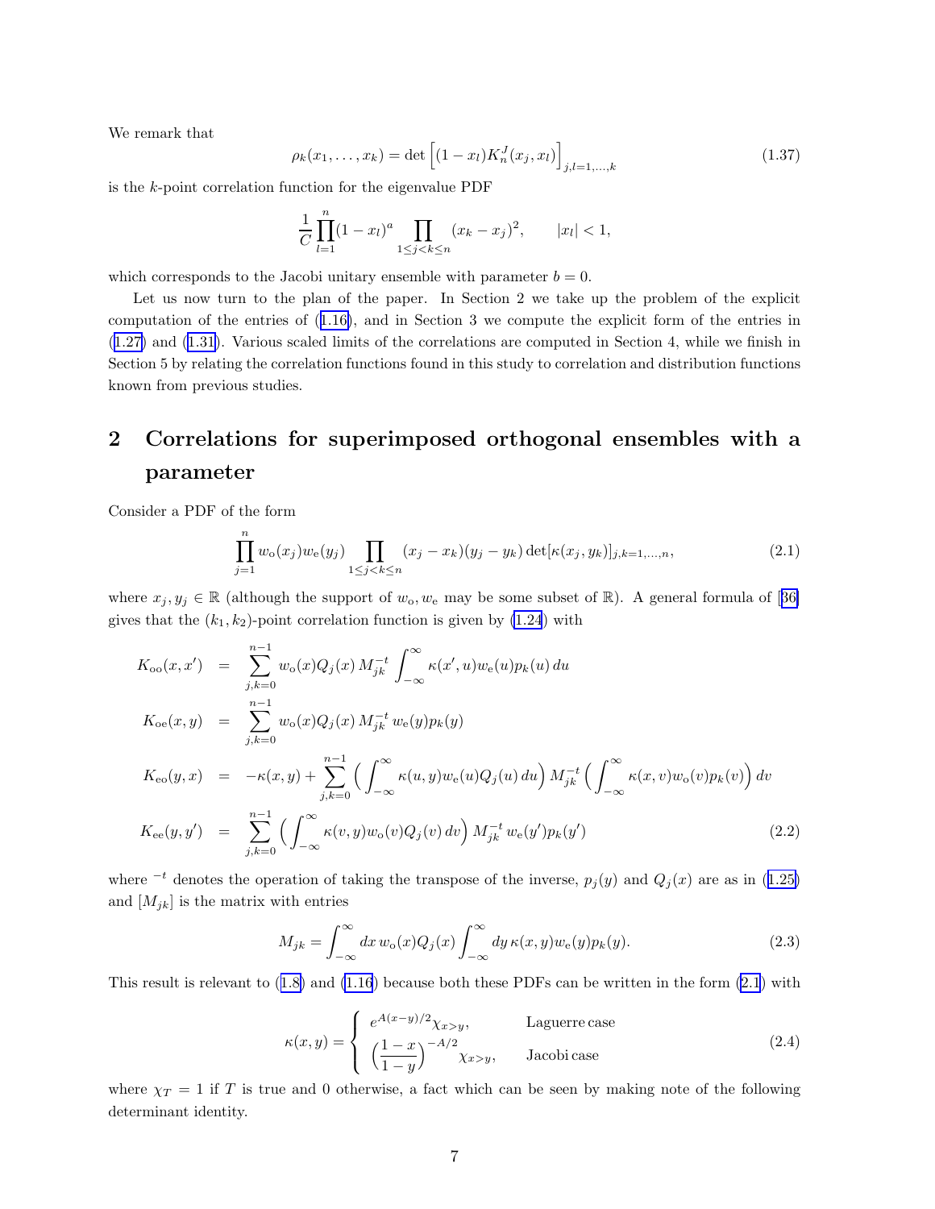We remark that

$$\rho_k(x_1, \dots, x_k) = \det\Big[(1-x_l)K_n^J(x_j, x_l)\Big]_{j,l=1,\dots,k} \tag{1.37}$$

is the $k$-point correlation function for the eigenvalue PDF

$$\frac{1}{C}\prod_{l=1}^{n}(1-x_l)^a \prod_{1\le j<k\le n}(x_k - x_j)^2, \qquad |x_l| < 1,$$

which corresponds to the Jacobi unitary ensemble with parameter $b = 0$.

Let us now turn to the plan of the paper. In Section 2 we take up the problem of the explicit computation of the entries of (1.16), and in Section 3 we compute the explicit form of the entries in (1.27) and (1.31). Various scaled limits of the correlations are computed in Section 4, while we finish in Section 5 by relating the correlation functions found in this study to correlation and distribution functions known from previous studies.

# 2 Correlations for superimposed orthogonal ensembles with a parameter

Consider a PDF of the form

$$\prod_{j=1}^{n} w_{\rm o}(x_j) w_{\rm e}(y_j) \prod_{1\le j<k\le n}(x_j - x_k)(y_j - y_k)\det[\kappa(x_j, y_k)]_{j,k=1,\dots,n}, \tag{2.1}$$

where $x_j, y_j \in \mathbb{R}$ (although the support of $w_{\rm o}, w_{\rm e}$ may be some subset of $\mathbb{R}$). A general formula of [36] gives that the $(k_1, k_2)$-point correlation function is given by (1.24) with

$$\begin{aligned}
K_{\rm oo}(x,x') &= \sum_{j,k=0}^{n-1} w_{\rm o}(x)Q_j(x)\, M_{jk}^{-t} \int_{-\infty}^{\infty} \kappa(x',u) w_{\rm e}(u) p_k(u)\, du \\
K_{\rm oe}(x,y) &= \sum_{j,k=0}^{n-1} w_{\rm o}(x)Q_j(x)\, M_{jk}^{-t}\, w_{\rm e}(y) p_k(y) \\
K_{\rm eo}(y,x) &= -\kappa(x,y) + \sum_{j,k=0}^{n-1} \Big(\int_{-\infty}^{\infty} \kappa(u,y) w_{\rm e}(u) Q_j(u)\, du\Big) M_{jk}^{-t} \Big(\int_{-\infty}^{\infty} \kappa(x,v) w_{\rm o}(v) p_k(v)\Big)\, dv \\
K_{\rm ee}(y,y') &= \sum_{j,k=0}^{n-1} \Big(\int_{-\infty}^{\infty} \kappa(v,y) w_{\rm o}(v) Q_j(v)\, dv\Big) M_{jk}^{-t}\, w_{\rm e}(y') p_k(y')
\end{aligned} \tag{2.2}$$

where $^{-t}$ denotes the operation of taking the transpose of the inverse, $p_j(y)$ and $Q_j(x)$ are as in (1.25) and $[M_{jk}]$ is the matrix with entries

$$M_{jk} = \int_{-\infty}^{\infty} dx\, w_{\rm o}(x) Q_j(x) \int_{-\infty}^{\infty} dy\, \kappa(x,y) w_{\rm e}(y) p_k(y). \tag{2.3}$$

This result is relevant to (1.8) and (1.16) because both these PDFs can be written in the form (2.1) with

$$\kappa(x,y) = \begin{cases} e^{A(x-y)/2}\chi_{x>y}, & \text{Laguerre case} \\ \Big(\dfrac{1-x}{1-y}\Big)^{-A/2}\chi_{x>y}, & \text{Jacobi case} \end{cases} \tag{2.4}$$

where $\chi_T = 1$ if $T$ is true and 0 otherwise, a fact which can be seen by making note of the following determinant identity.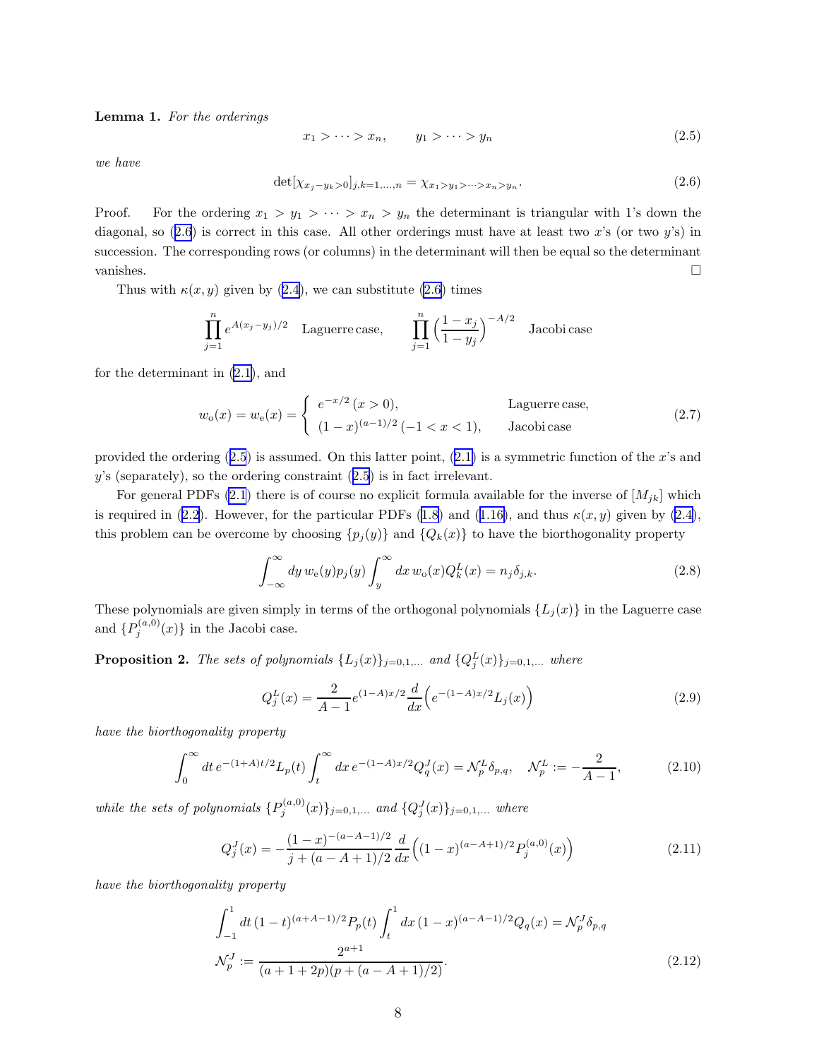**Lemma 1.** *For the orderings*

$$x_1 > \cdots > x_n, \qquad y_1 > \cdots > y_n \tag{2.5}$$

*we have*

$$\det[\chi_{x_j - y_k > 0}]_{j,k=1,\dots,n} = \chi_{x_1 > y_1 > \cdots > x_n > y_n}. \tag{2.6}$$

Proof. For the ordering $x_1 > y_1 > \cdots > x_n > y_n$ the determinant is triangular with 1's down the diagonal, so (2.6) is correct in this case. All other orderings must have at least two $x$'s (or two $y$'s) in succession. The corresponding rows (or columns) in the determinant will then be equal so the determinant vanishes. □

Thus with $\kappa(x,y)$ given by (2.4), we can substitute (2.6) times

$$\prod_{j=1}^n e^{A(x_j - y_j)/2} \quad \text{Laguerre case,} \qquad \prod_{j=1}^n \Big( \frac{1-x_j}{1-y_j} \Big)^{-A/2} \quad \text{Jacobi case}$$

for the determinant in (2.1), and

$$w_{\rm o}(x) = w_{\rm e}(x) = \begin{cases} e^{-x/2} \, (x>0), & \text{Laguerre case,} \\ (1-x)^{(a-1)/2} \, (-1<x<1), & \text{Jacobi case} \end{cases} \tag{2.7}$$

provided the ordering (2.5) is assumed. On this latter point, (2.1) is a symmetric function of the $x$'s and $y$'s (separately), so the ordering constraint (2.5) is in fact irrelevant.

For general PDFs (2.1) there is of course no explicit formula available for the inverse of $[M_{jk}]$ which is required in (2.2). However, for the particular PDFs (1.8) and (1.16), and thus $\kappa(x,y)$ given by (2.4), this problem can be overcome by choosing $\{p_j(y)\}$ and $\{Q_k(x)\}$ to have the biorthogonality property

$$\int_{-\infty}^{\infty} dy \, w_{\rm e}(y) p_j(y) \int_y^\infty dx \, w_{\rm o}(x) Q_k^L(x) = n_j \delta_{j,k}. \tag{2.8}$$

These polynomials are given simply in terms of the orthogonal polynomials $\{L_j(x)\}$ in the Laguerre case and $\{P_j^{(a,0)}(x)\}$ in the Jacobi case.

**Proposition 2.** *The sets of polynomials $\{L_j(x)\}_{j=0,1,\dots}$ and $\{Q_j^L(x)\}_{j=0,1,\dots}$ where*

$$Q_j^L(x) = \frac{2}{A-1} e^{(1-A)x/2} \frac{d}{dx} \Big( e^{-(1-A)x/2} L_j(x) \Big) \tag{2.9}$$

*have the biorthogonality property*

$$\int_0^\infty dt \, e^{-(1+A)t/2} L_p(t) \int_t^\infty dx \, e^{-(1-A)x/2} Q_q^J(x) = \mathcal{N}_p^L \delta_{p,q}, \quad \mathcal{N}_p^L := -\frac{2}{A-1}, \tag{2.10}$$

*while the sets of polynomials $\{P_j^{(a,0)}(x)\}_{j=0,1,\dots}$ and $\{Q_j^J(x)\}_{j=0,1,\dots}$ where*

$$Q_j^J(x) = -\frac{(1-x)^{-(a-A-1)/2}}{j + (a-A+1)/2} \frac{d}{dx} \Big( (1-x)^{(a-A+1)/2} P_j^{(a,0)}(x) \Big) \tag{2.11}$$

*have the biorthogonality property*

$$\begin{gathered} \int_{-1}^1 dt \, (1-t)^{(a+A-1)/2} P_p(t) \int_t^1 dx \, (1-x)^{(a-A-1)/2} Q_q(x) = \mathcal{N}_p^J \delta_{p,q} \\ \mathcal{N}_p^J := \frac{2^{a+1}}{(a+1+2p)(p+(a-A+1)/2)}. \end{gathered} \tag{2.12}$$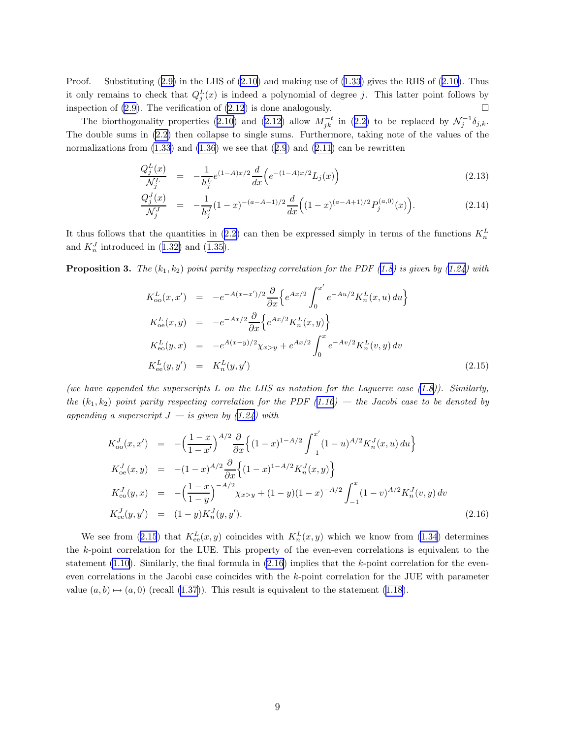Proof. Substituting (2.9) in the LHS of (2.10) and making use of (1.33) gives the RHS of (2.10). Thus it only remains to check that $Q_j^L(x)$ is indeed a polynomial of degree $j$. This latter point follows by inspection of (2.9). The verification of (2.12) is done analogously. □

The biorthogonality properties (2.10) and (2.12) allow $M_{jk}^{-t}$ in (2.2) to be replaced by $\mathcal{N}_j^{-1}\delta_{j,k}$. The double sums in (2.2) then collapse to single sums. Furthermore, taking note of the values of the normalizations from (1.33) and (1.36) we see that (2.9) and (2.11) can be rewritten

$$
\begin{aligned}
\frac{Q_j^L(x)}{\mathcal{N}_j^L} &= -\frac{1}{h_j^L} e^{(1-A)x/2} \frac{d}{dx}\Big( e^{-(1-A)x/2} L_j(x) \Big) &(2.13)\\
\frac{Q_j^J(x)}{\mathcal{N}_j^J} &= -\frac{1}{h_j^J} (1-x)^{-(a-A-1)/2} \frac{d}{dx}\Big( (1-x)^{(a-A+1)/2} P_j^{(a,0)}(x) \Big). &(2.14)
\end{aligned}
$$

It thus follows that the quantities in (2.2) can then be expressed simply in terms of the functions $K_n^L$ and $K_n^J$ introduced in (1.32) and (1.35).

**Proposition 3.** *The $(k_1, k_2)$ point parity respecting correlation for the PDF (1.8) is given by (1.24) with*

$$
\begin{aligned}
K_{\rm oo}^L(x,x') &= -e^{-A(x-x')/2} \frac{\partial}{\partial x}\Big\{ e^{Ax/2} \int_0^{x'} e^{-Au/2} K_n^L(x,u)\, du \Big\} \\
K_{\rm oe}^L(x,y) &= -e^{-Ax/2} \frac{\partial}{\partial x}\Big\{ e^{Ax/2} K_n^L(x,y) \Big\} \\
K_{\rm eo}^L(y,x) &= -e^{A(x-y)/2} \chi_{x>y} + e^{Ax/2} \int_0^x e^{-Av/2} K_n^L(v,y)\, dv \\
K_{\rm ee}^L(y,y') &= K_n^L(y,y')
\end{aligned}
\qquad (2.15)
$$

*(we have appended the superscripts L on the LHS as notation for the Laguerre case (1.8)). Similarly, the $(k_1, k_2)$ point parity respecting correlation for the PDF (1.16) — the Jacobi case to be denoted by appending a superscript J — is given by (1.24) with*

$$
\begin{aligned}
K_{\rm oo}^J(x,x') &= -\Big(\frac{1-x}{1-x'}\Big)^{A/2} \frac{\partial}{\partial x}\Big\{ (1-x)^{1-A/2} \int_{-1}^{x'} (1-u)^{A/2} K_n^J(x,u)\, du \Big\} \\
K_{\rm oe}^J(x,y) &= -(1-x)^{A/2} \frac{\partial}{\partial x}\Big\{ (1-x)^{1-A/2} K_n^J(x,y) \Big\} \\
K_{\rm eo}^J(y,x) &= -\Big(\frac{1-x}{1-y}\Big)^{-A/2} \chi_{x>y} + (1-y)(1-x)^{-A/2} \int_{-1}^{x} (1-v)^{A/2} K_n^J(v,y)\, dv \\
K_{\rm ee}^J(y,y') &= (1-y) K_n^J(y,y').
\end{aligned}
\qquad (2.16)
$$

We see from (2.15) that $K_{\rm ee}^L(x,y)$ coincides with $K_n^L(x,y)$ which we know from (1.34) determines the $k$-point correlation for the LUE. This property of the even-even correlations is equivalent to the statement (1.10). Similarly, the final formula in (2.16) implies that the $k$-point correlation for the even-even correlations in the Jacobi case coincides with the $k$-point correlation for the JUE with parameter value $(a,b) \mapsto (a,0)$ (recall (1.37)). This result is equivalent to the statement (1.18).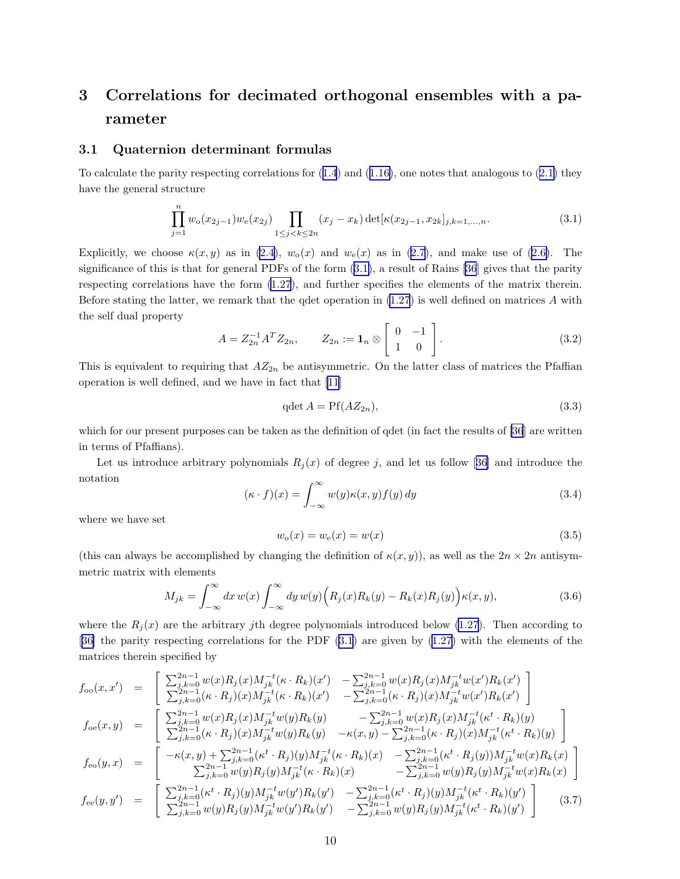## 3 Correlations for decimated orthogonal ensembles with a parameter

### 3.1 Quaternion determinant formulas

To calculate the parity respecting correlations for (1.4) and (1.16), one notes that analogous to (2.1) they have the general structure

$$\prod_{j=1}^{n} w_{\rm o}(x_{2j-1}) w_{\rm e}(x_{2j}) \prod_{1 \le j < k \le 2n} (x_j - x_k) \det[\kappa(x_{2j-1}, x_{2k}]_{j,k=1,\dots,n}. \tag{3.1}$$

Explicitly, we choose $\kappa(x,y)$ as in (2.4), $w_{\rm o}(x)$ and $w_{\rm e}(x)$ as in (2.7), and make use of (2.6). The significance of this is that for general PDFs of the form (3.1), a result of Rains [36] gives that the parity respecting correlations have the form (1.27), and further specifies the elements of the matrix therein. Before stating the latter, we remark that the qdet operation in (1.27) is well defined on matrices $A$ with the self dual property

$$A = Z_{2n}^{-1} A^T Z_{2n}, \qquad Z_{2n} := \mathbf{1}_n \otimes \begin{bmatrix} 0 & -1 \\ 1 & 0 \end{bmatrix}. \tag{3.2}$$

This is equivalent to requiring that $AZ_{2n}$ be antisymmetric. On the latter class of matrices the Pfaffian operation is well defined, and we have in fact that [11]

$$\text{qdet}\, A = \text{Pf}(AZ_{2n}), \tag{3.3}$$

which for our present purposes can be taken as the definition of qdet (in fact the results of [36] are written in terms of Pfaffians).

Let us introduce arbitrary polynomials $R_j(x)$ of degree $j$, and let us follow [36] and introduce the notation

$$(\kappa \cdot f)(x) = \int_{-\infty}^{\infty} w(y) \kappa(x,y) f(y)\, dy \tag{3.4}$$

where we have set

$$w_{\rm o}(x) = w_{\rm e}(x) = w(x) \tag{3.5}$$

(this can always be accomplished by changing the definition of $\kappa(x,y)$), as well as the $2n \times 2n$ antisymmetric matrix with elements

$$M_{jk} = \int_{-\infty}^{\infty} dx\, w(x) \int_{-\infty}^{\infty} dy\, w(y) \Big( R_j(x) R_k(y) - R_k(x) R_j(y) \Big) \kappa(x,y), \tag{3.6}$$

where the $R_j(x)$ are the arbitrary $j$th degree polynomials introduced below (1.27). Then according to [36] the parity respecting correlations for the PDF (3.1) are given by (1.27) with the elements of the matrices therein specified by

$$\begin{aligned}
f_{\rm oo}(x,x') &= \begin{bmatrix} \sum_{j,k=0}^{2n-1} w(x) R_j(x) M_{jk}^{-t} (\kappa \cdot R_k)(x') & -\sum_{j,k=0}^{2n-1} w(x) R_j(x) M_{jk}^{-t} w(x') R_k(x') \\ \sum_{j,k=0}^{2n-1} (\kappa \cdot R_j)(x) M_{jk}^{-t} (\kappa \cdot R_k)(x') & -\sum_{j,k=0}^{2n-1} (\kappa \cdot R_j)(x) M_{jk}^{-t} w(x') R_k(x') \end{bmatrix} \\
f_{\rm oe}(x,y) &= \begin{bmatrix} \sum_{j,k=0}^{2n-1} w(x) R_j(x) M_{jk}^{-t} w(y) R_k(y) & -\sum_{j,k=0}^{2n-1} w(x) R_j(x) M_{jk}^{-t} (\kappa^t \cdot R_k)(y) \\ \sum_{j,k=0}^{2n-1} (\kappa \cdot R_j)(x) M_{jk}^{-t} w(y) R_k(y) & -\kappa(x,y) - \sum_{j,k=0}^{2n-1} (\kappa \cdot R_j)(x) M_{jk}^{-t} (\kappa^t \cdot R_k)(y) \end{bmatrix} \\
f_{\rm eo}(y,x) &= \begin{bmatrix} -\kappa(x,y) + \sum_{j,k=0}^{2n-1} (\kappa^t \cdot R_j)(y) M_{jk}^{-t} (\kappa \cdot R_k)(x) & -\sum_{j,k=0}^{2n-1} (\kappa^t \cdot R_j(y)) M_{jk}^{-t} w(x) R_k(x) \\ \sum_{j,k=0}^{2n-1} w(y) R_j(y) M_{jk}^{-t} (\kappa \cdot R_k)(x) & -\sum_{j,k=0}^{2n-1} w(y) R_j(y) M_{jk}^{-t} w(x) R_k(x) \end{bmatrix} \\
f_{\rm ee}(y,y') &= \begin{bmatrix} \sum_{j,k=0}^{2n-1} (\kappa^t \cdot R_j)(y) M_{jk}^{-t} w(y') R_k(y') & -\sum_{j,k=0}^{2n-1} (\kappa^t \cdot R_j)(y) M_{jk}^{-t} (\kappa^t \cdot R_k)(y') \\ \sum_{j,k=0}^{2n-1} w(y) R_j(y) M_{jk}^{-t} w(y') R_k(y') & -\sum_{j,k=0}^{2n-1} w(y) R_j(y) M_{jk}^{-t} (\kappa^t \cdot R_k)(y') \end{bmatrix}
\end{aligned} \tag{3.7}$$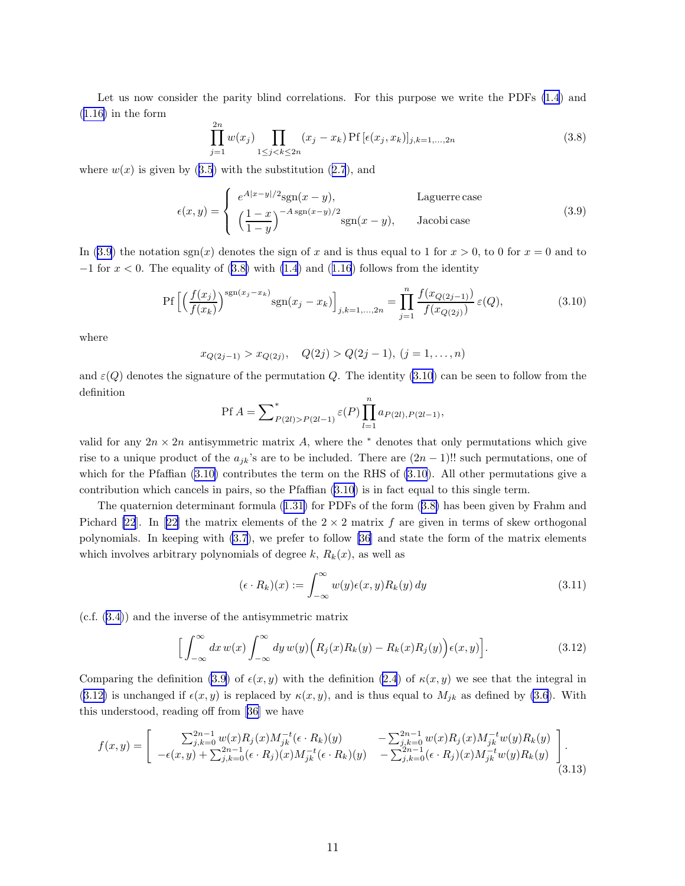Let us now consider the parity blind correlations. For this purpose we write the PDFs (1.4) and (1.16) in the form

$$\prod_{j=1}^{2n} w(x_j) \prod_{1 \le j < k \le 2n} (x_j - x_k) \, \mathrm{Pf} \, [\epsilon(x_j, x_k)]_{j,k=1,\dots,2n} \tag{3.8}$$

where $w(x)$ is given by (3.5) with the substitution (2.7), and

$$\epsilon(x,y) = \begin{cases} e^{A|x-y|/2} \mathrm{sgn}(x-y), & \text{Laguerre case} \\ \Big( \dfrac{1-x}{1-y} \Big)^{-A \, \mathrm{sgn}(x-y)/2} \mathrm{sgn}(x-y), & \text{Jacobi case} \end{cases} \tag{3.9}$$

In (3.9) the notation $\mathrm{sgn}(x)$ denotes the sign of $x$ and is thus equal to 1 for $x > 0$, to 0 for $x = 0$ and to $-1$ for $x < 0$. The equality of (3.8) with (1.4) and (1.16) follows from the identity

$$\mathrm{Pf} \Big[ \Big( \frac{f(x_j)}{f(x_k)} \Big)^{\mathrm{sgn}(x_j - x_k)} \mathrm{sgn}(x_j - x_k) \Big]_{j,k=1,\dots,2n} = \prod_{j=1}^{n} \frac{f(x_{Q(2j-1)})}{f(x_{Q(2j)})} \varepsilon(Q), \tag{3.10}$$

where

$$x_{Q(2j-1)} > x_{Q(2j)}, \quad Q(2j) > Q(2j-1), \; (j = 1, \dots, n)$$

and $\varepsilon(Q)$ denotes the signature of the permutation $Q$. The identity (3.10) can be seen to follow from the definition

$$\mathrm{Pf} \, A = \sum\nolimits^{*}_{P(2l) > P(2l-1)} \varepsilon(P) \prod_{l=1}^{n} a_{P(2l), P(2l-1)},$$

valid for any $2n \times 2n$ antisymmetric matrix $A$, where the $^*$ denotes that only permutations which give rise to a unique product of the $a_{jk}$'s are to be included. There are $(2n-1)!!$ such permutations, one of which for the Pfaffian (3.10) contributes the term on the RHS of (3.10). All other permutations give a contribution which cancels in pairs, so the Pfaffian (3.10) is in fact equal to this single term.

The quaternion determinant formula (1.31) for PDFs of the form (3.8) has been given by Frahm and Pichard [22]. In [22] the matrix elements of the $2 \times 2$ matrix $f$ are given in terms of skew orthogonal polynomials. In keeping with (3.7), we prefer to follow [36] and state the form of the matrix elements which involves arbitrary polynomials of degree $k$, $R_k(x)$, as well as

$$(\epsilon \cdot R_k)(x) := \int_{-\infty}^{\infty} w(y) \epsilon(x,y) R_k(y) \, dy \tag{3.11}$$

(c.f. (3.4)) and the inverse of the antisymmetric matrix

$$\Big[ \int_{-\infty}^{\infty} dx \, w(x) \int_{-\infty}^{\infty} dy \, w(y) \Big( R_j(x) R_k(y) - R_k(x) R_j(y) \Big) \epsilon(x,y) \Big]. \tag{3.12}$$

Comparing the definition (3.9) of $\epsilon(x,y)$ with the definition (2.4) of $\kappa(x,y)$ we see that the integral in (3.12) is unchanged if $\epsilon(x,y)$ is replaced by $\kappa(x,y)$, and is thus equal to $M_{jk}$ as defined by (3.6). With this understood, reading off from [36] we have

$$f(x,y) = \begin{bmatrix} \sum_{j,k=0}^{2n-1} w(x) R_j(x) M_{jk}^{-t} (\epsilon \cdot R_k)(y) & -\sum_{j,k=0}^{2n-1} w(x) R_j(x) M_{jk}^{-t} w(y) R_k(y) \\ -\epsilon(x,y) + \sum_{j,k=0}^{2n-1} (\epsilon \cdot R_j)(x) M_{jk}^{-t} (\epsilon \cdot R_k)(y) & -\sum_{j,k=0}^{2n-1} (\epsilon \cdot R_j)(x) M_{jk}^{-t} w(y) R_k(y) \end{bmatrix}. \tag{3.13}$$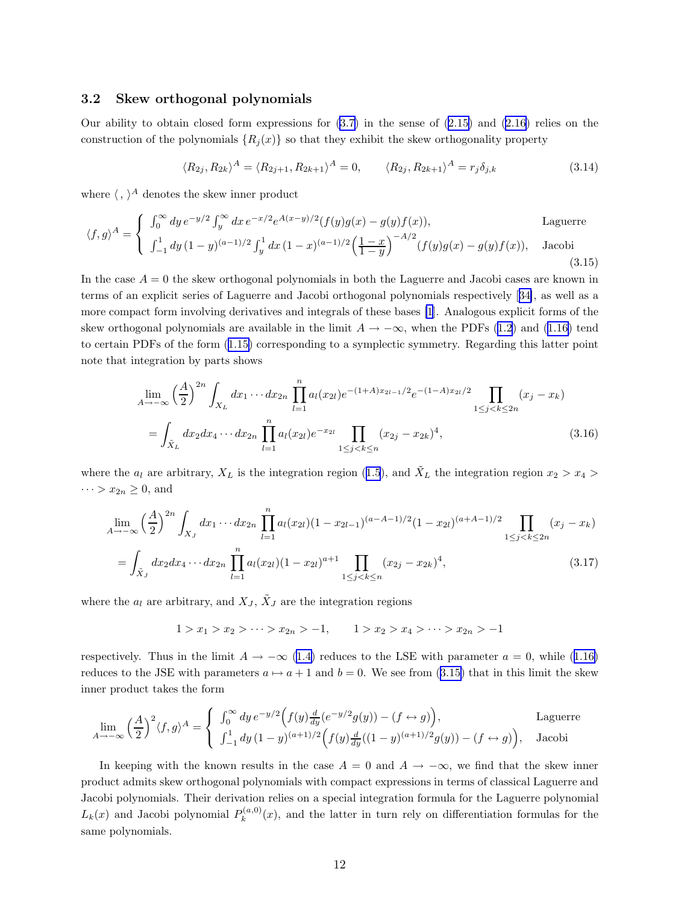### 3.2 Skew orthogonal polynomials

Our ability to obtain closed form expressions for (3.7) in the sense of (2.15) and (2.16) relies on the construction of the polynomials $\{R_j(x)\}$ so that they exhibit the skew orthogonality property

$$\langle R_{2j}, R_{2k}\rangle^A = \langle R_{2j+1}, R_{2k+1}\rangle^A = 0, \qquad \langle R_{2j}, R_{2k+1}\rangle^A = r_j \delta_{j,k} \tag{3.14}$$

where $\langle \, , \, \rangle^A$ denotes the skew inner product

$$\langle f, g\rangle^A = \begin{cases} \int_0^\infty dy\, e^{-y/2} \int_y^\infty dx\, e^{-x/2} e^{A(x-y)/2} (f(y)g(x) - g(y)f(x)), & \text{Laguerre} \\ \int_{-1}^1 dy\, (1-y)^{(a-1)/2} \int_y^1 dx\, (1-x)^{(a-1)/2} \Big(\frac{1-x}{1-y}\Big)^{-A/2} (f(y)g(x) - g(y)f(x)), & \text{Jacobi} \end{cases} \tag{3.15}$$

In the case $A = 0$ the skew orthogonal polynomials in both the Laguerre and Jacobi cases are known in terms of an explicit series of Laguerre and Jacobi orthogonal polynomials respectively [34], as well as a more compact form involving derivatives and integrals of these bases [1]. Analogous explicit forms of the skew orthogonal polynomials are available in the limit $A \to -\infty$, when the PDFs (1.2) and (1.16) tend to certain PDFs of the form (1.15) corresponding to a symplectic symmetry. Regarding this latter point note that integration by parts shows

$$\begin{aligned} &\lim_{A \to -\infty} \Big(\frac{A}{2}\Big)^{2n} \int_{X_L} dx_1 \cdots dx_{2n} \prod_{l=1}^n a_l(x_{2l}) e^{-(1+A)x_{2l-1}/2} e^{-(1-A)x_{2l}/2} \prod_{1 \le j < k \le 2n} (x_j - x_k) \\ &= \int_{\tilde{X}_L} dx_2 dx_4 \cdots dx_{2n} \prod_{l=1}^n a_l(x_{2l}) e^{-x_{2l}} \prod_{1 \le j < k \le n} (x_{2j} - x_{2k})^4, \end{aligned} \tag{3.16}$$

where the $a_l$ are arbitrary, $X_L$ is the integration region (1.5), and $\tilde{X}_L$ the integration region $x_2 > x_4 > \cdots > x_{2n} \ge 0$, and

$$\begin{aligned} &\lim_{A \to -\infty} \Big(\frac{A}{2}\Big)^{2n} \int_{X_J} dx_1 \cdots dx_{2n} \prod_{l=1}^n a_l(x_{2l}) (1 - x_{2l-1})^{(a-A-1)/2} (1 - x_{2l})^{(a+A-1)/2} \prod_{1 \le j < k \le 2n} (x_j - x_k) \\ &= \int_{\tilde{X}_J} dx_2 dx_4 \cdots dx_{2n} \prod_{l=1}^n a_l(x_{2l}) (1 - x_{2l})^{a+1} \prod_{1 \le j < k \le n} (x_{2j} - x_{2k})^4, \end{aligned} \tag{3.17}$$

where the $a_l$ are arbitrary, and $X_J$, $\tilde{X}_J$ are the integration regions

$$1 > x_1 > x_2 > \cdots > x_{2n} > -1, \qquad 1 > x_2 > x_4 > \cdots > x_{2n} > -1$$

respectively. Thus in the limit $A \to -\infty$ (1.4) reduces to the LSE with parameter $a = 0$, while (1.16) reduces to the JSE with parameters $a \mapsto a + 1$ and $b = 0$. We see from (3.15) that in this limit the skew inner product takes the form

$$\lim_{A \to -\infty} \Big(\frac{A}{2}\Big)^2 \langle f, g\rangle^A = \begin{cases} \int_0^\infty dy\, e^{-y/2} \Big( f(y) \frac{d}{dy}(e^{-y/2} g(y)) - (f \leftrightarrow g) \Big), & \text{Laguerre} \\ \int_{-1}^1 dy\, (1-y)^{(a+1)/2} \Big( f(y) \frac{d}{dy}((1-y)^{(a+1)/2} g(y)) - (f \leftrightarrow g) \Big), & \text{Jacobi} \end{cases}$$

In keeping with the known results in the case $A = 0$ and $A \to -\infty$, we find that the skew inner product admits skew orthogonal polynomials with compact expressions in terms of classical Laguerre and Jacobi polynomials. Their derivation relies on a special integration formula for the Laguerre polynomial $L_k(x)$ and Jacobi polynomial $P_k^{(a,0)}(x)$, and the latter in turn rely on differentiation formulas for the same polynomials.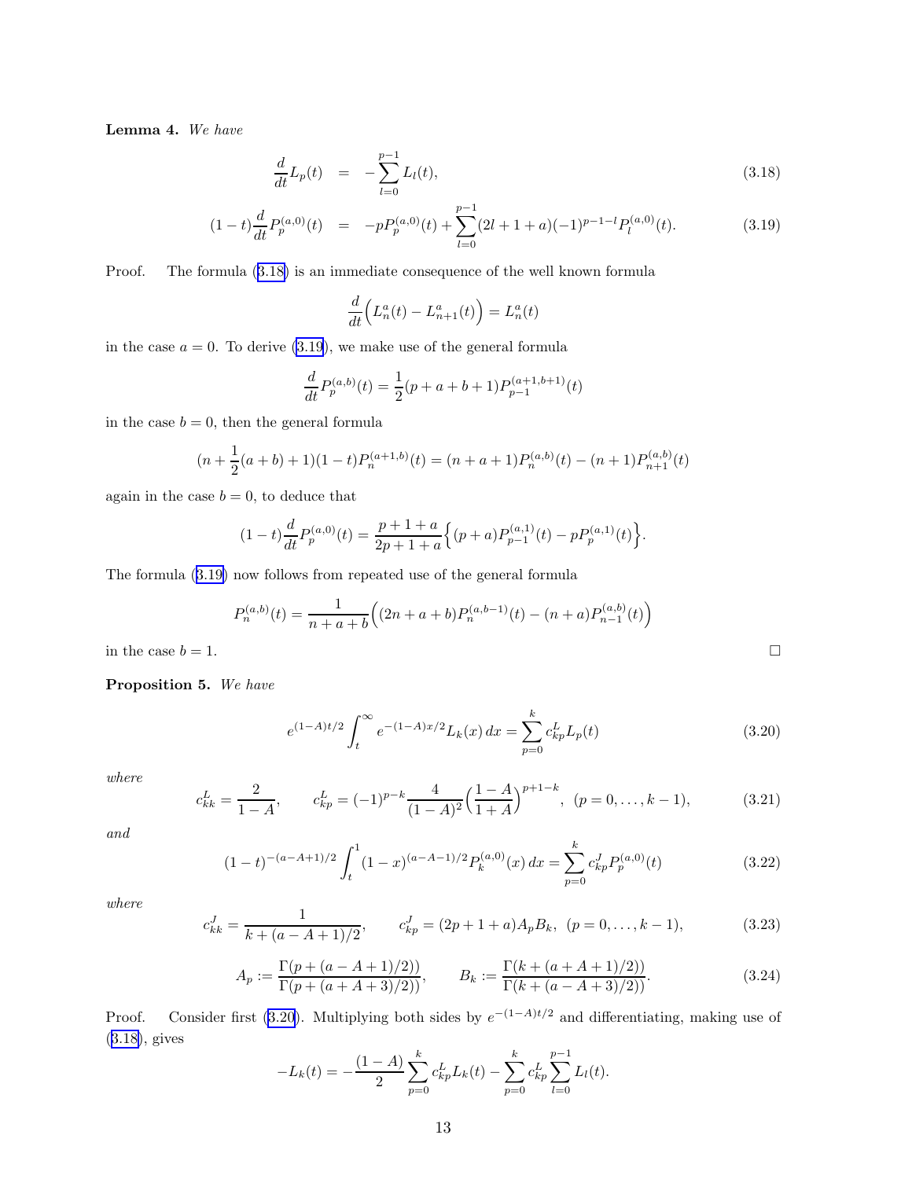**Lemma 4.** *We have*

$$\frac{d}{dt}L_p(t) \;=\; -\sum_{l=0}^{p-1} L_l(t), \tag{3.18}$$

$$(1-t)\frac{d}{dt}P_p^{(a,0)}(t) \;=\; -pP_p^{(a,0)}(t) + \sum_{l=0}^{p-1}(2l+1+a)(-1)^{p-1-l}P_l^{(a,0)}(t). \tag{3.19}$$

Proof. The formula (3.18) is an immediate consequence of the well known formula

$$\frac{d}{dt}\Big(L_n^a(t) - L_{n+1}^a(t)\Big) = L_n^a(t)$$

in the case $a = 0$. To derive (3.19), we make use of the general formula

$$\frac{d}{dt}P_p^{(a,b)}(t) = \frac{1}{2}(p+a+b+1)P_{p-1}^{(a+1,b+1)}(t)$$

in the case $b = 0$, then the general formula

$$(n + \frac{1}{2}(a+b)+1)(1-t)P_n^{(a+1,b)}(t) = (n+a+1)P_n^{(a,b)}(t) - (n+1)P_{n+1}^{(a,b)}(t)$$

again in the case $b = 0$, to deduce that

$$(1-t)\frac{d}{dt}P_p^{(a,0)}(t) = \frac{p+1+a}{2p+1+a}\Big\{(p+a)P_{p-1}^{(a,1)}(t) - pP_p^{(a,1)}(t)\Big\}.$$

The formula (3.19) now follows from repeated use of the general formula

$$P_n^{(a,b)}(t) = \frac{1}{n+a+b}\Big((2n+a+b)P_n^{(a,b-1)}(t) - (n+a)P_{n-1}^{(a,b)}(t)\Big)$$

in the case $b = 1$. $\square$

**Proposition 5.** *We have*

$$e^{(1-A)t/2}\int_t^\infty e^{-(1-A)x/2}L_k(x)\,dx = \sum_{p=0}^{k} c_{kp}^L L_p(t) \tag{3.20}$$

*where*

$$c_{kk}^L = \frac{2}{1-A}, \qquad c_{kp}^L = (-1)^{p-k}\frac{4}{(1-A)^2}\Big(\frac{1-A}{1+A}\Big)^{p+1-k}, \;\; (p = 0,\dots,k-1), \tag{3.21}$$

*and*

$$(1-t)^{-(a-A+1)/2}\int_t^1 (1-x)^{(a-A-1)/2}P_k^{(a,0)}(x)\,dx = \sum_{p=0}^{k} c_{kp}^J P_p^{(a,0)}(t) \tag{3.22}$$

*where*

$$c_{kk}^J = \frac{1}{k+(a-A+1)/2}, \qquad c_{kp}^J = (2p+1+a)A_pB_k, \;\; (p = 0,\dots,k-1), \tag{3.23}$$

$$A_p := \frac{\Gamma(p+(a-A+1)/2))}{\Gamma(p+(a+A+3)/2))}, \qquad B_k := \frac{\Gamma(k+(a+A+1)/2))}{\Gamma(k+(a-A+3)/2))}. \tag{3.24}$$

Proof. Consider first (3.20). Multiplying both sides by $e^{-(1-A)t/2}$ and differentiating, making use of (3.18), gives

$$-L_k(t) = -\frac{(1-A)}{2}\sum_{p=0}^{k} c_{kp}^L L_k(t) - \sum_{p=0}^{k} c_{kp}^L \sum_{l=0}^{p-1} L_l(t).$$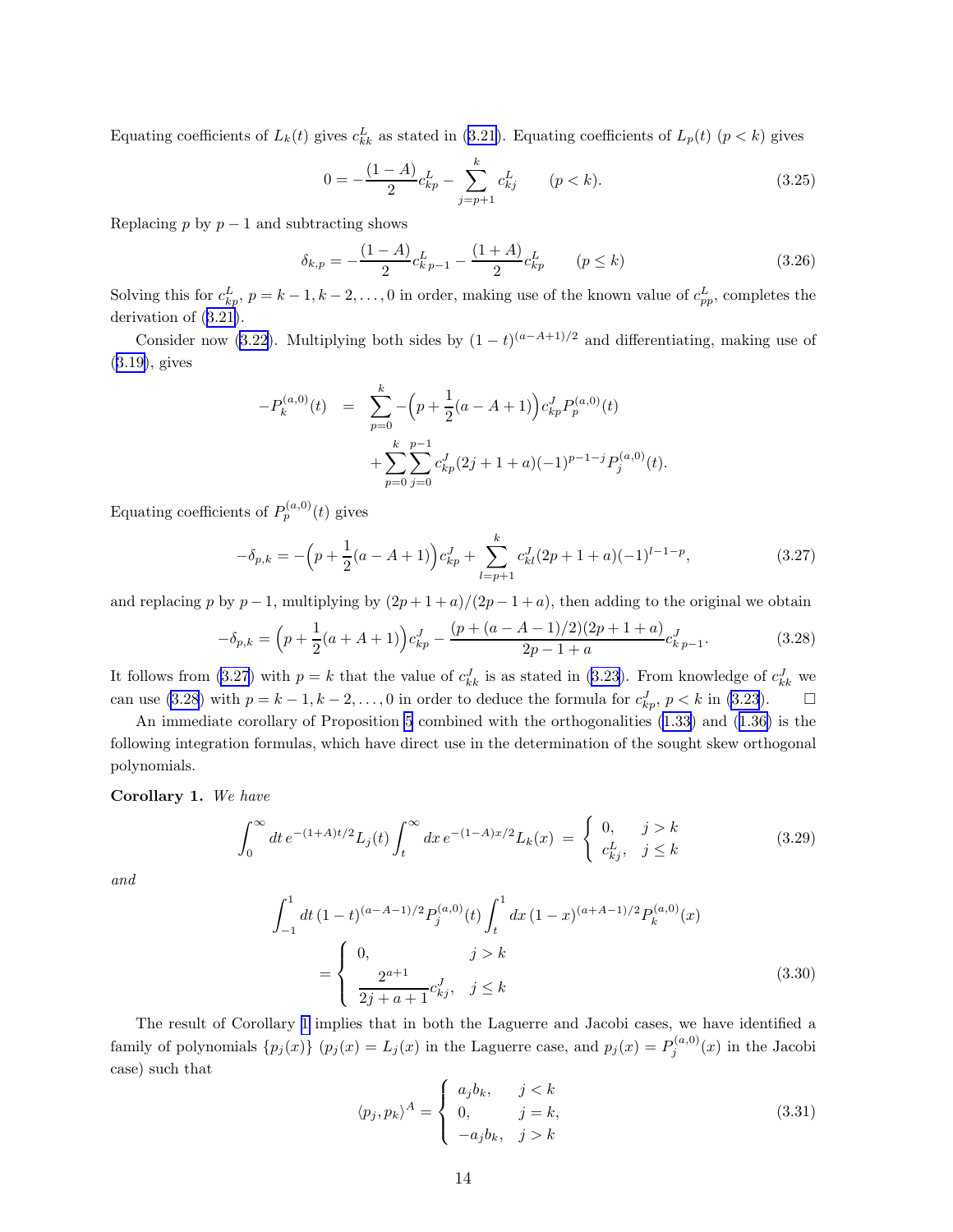Equating coefficients of $L_k(t)$ gives $c^L_{kk}$ as stated in (3.21). Equating coefficients of $L_p(t)$ $(p < k)$ gives

$$0 = -\frac{(1-A)}{2} c^L_{kp} - \sum_{j=p+1}^{k} c^L_{kj} \qquad (p < k). \tag{3.25}$$

Replacing $p$ by $p-1$ and subtracting shows

$$\delta_{k,p} = -\frac{(1-A)}{2} c^L_{k\,p-1} - \frac{(1+A)}{2} c^L_{kp} \qquad (p \le k) \tag{3.26}$$

Solving this for $c^L_{kp}$, $p = k-1, k-2, \dots, 0$ in order, making use of the known value of $c^L_{pp}$, completes the derivation of (3.21).

Consider now (3.22). Multiplying both sides by $(1-t)^{(a-A+1)/2}$ and differentiating, making use of (3.19), gives

$$\begin{aligned}
-P^{(a,0)}_k(t) \quad &= \quad \sum_{p=0}^{k} -\Big(p + \frac{1}{2}(a - A + 1)\Big) c^J_{kp} P^{(a,0)}_p(t) \\
&\quad + \sum_{p=0}^{k} \sum_{j=0}^{p-1} c^J_{kp} (2j + 1 + a)(-1)^{p-1-j} P^{(a,0)}_j(t).
\end{aligned}$$

Equating coefficients of $P^{(a,0)}_p(t)$ gives

$$-\delta_{p,k} = -\Big(p + \frac{1}{2}(a - A + 1)\Big) c^J_{kp} + \sum_{l=p+1}^{k} c^J_{kl} (2p + 1 + a)(-1)^{l-1-p}, \tag{3.27}$$

and replacing $p$ by $p-1$, multiplying by $(2p+1+a)/(2p-1+a)$, then adding to the original we obtain

$$-\delta_{p,k} = \Big(p + \frac{1}{2}(a + A + 1)\Big) c^J_{kp} - \frac{(p + (a - A - 1)/2)(2p + 1 + a)}{2p - 1 + a} c^J_{k\,p-1}. \tag{3.28}$$

It follows from (3.27) with $p = k$ that the value of $c^J_{kk}$ is as stated in (3.23). From knowledge of $c^J_{kk}$ we can use (3.28) with $p = k-1, k-2, \dots, 0$ in order to deduce the formula for $c^J_{kp}$, $p < k$ in (3.23). $\square$

An immediate corollary of Proposition 5 combined with the orthogonalities (1.33) and (1.36) is the following integration formulas, which have direct use in the determination of the sought skew orthogonal polynomials.

**Corollary 1.** *We have*

$$\int_0^\infty dt\, e^{-(1+A)t/2} L_j(t) \int_t^\infty dx\, e^{-(1-A)x/2} L_k(x) \;=\; \begin{cases} 0, & j > k \\ c^L_{kj}, & j \le k \end{cases} \tag{3.29}$$

*and*

$$\begin{aligned}
&\int_{-1}^{1} dt\, (1-t)^{(a-A-1)/2} P^{(a,0)}_j(t) \int_t^1 dx\, (1-x)^{(a+A-1)/2} P^{(a,0)}_k(x) \\
&\qquad = \begin{cases} 0, & j > k \\ \dfrac{2^{a+1}}{2j + a + 1} c^J_{kj}, & j \le k \end{cases}
\end{aligned} \tag{3.30}$$

The result of Corollary 1 implies that in both the Laguerre and Jacobi cases, we have identified a family of polynomials $\{p_j(x)\}$ ($p_j(x) = L_j(x)$ in the Laguerre case, and $p_j(x) = P^{(a,0)}_j(x)$ in the Jacobi case) such that

$$\langle p_j, p_k \rangle^A = \begin{cases} a_j b_k, & j < k \\ 0, & j = k, \\ -a_j b_k, & j > k \end{cases} \tag{3.31}$$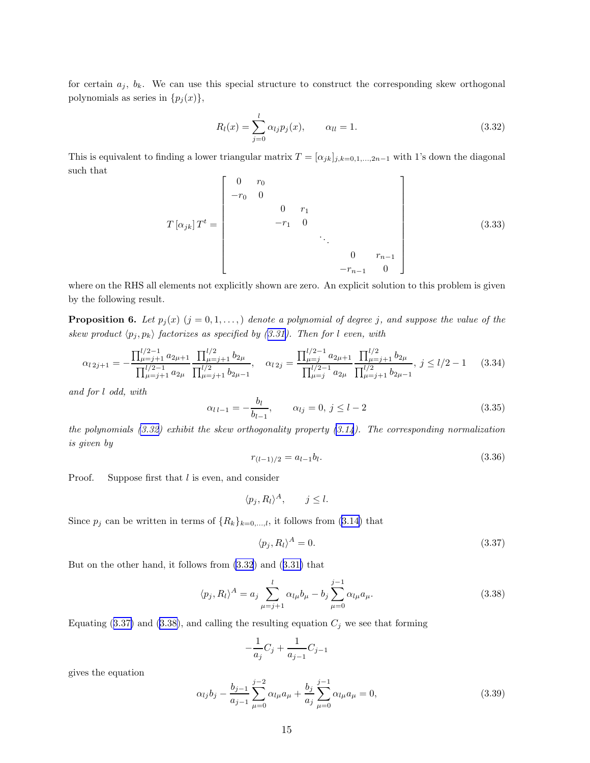for certain $a_j$, $b_k$. We can use this special structure to construct the corresponding skew orthogonal polynomials as series in $\{p_j(x)\}$,

$$R_l(x) = \sum_{j=0}^{l} \alpha_{lj} p_j(x), \qquad \alpha_{ll} = 1. \tag{3.32}$$

This is equivalent to finding a lower triangular matrix $T = [\alpha_{jk}]_{j,k=0,1,\dots,2n-1}$ with 1's down the diagonal such that

$$T\,[\alpha_{jk}]\,T^t = \begin{bmatrix} 0 & r_0 & & & & & \\ -r_0 & 0 & & & & & \\ & & 0 & r_1 & & & \\ & & -r_1 & 0 & & & \\ & & & & \ddots & & \\ & & & & & 0 & r_{n-1} \\ & & & & & -r_{n-1} & 0 \end{bmatrix} \tag{3.33}$$

where on the RHS all elements not explicitly shown are zero. An explicit solution to this problem is given by the following result.

**Proposition 6.** *Let $p_j(x)$ $(j = 0, 1, \dots,)$ denote a polynomial of degree $j$, and suppose the value of the skew product $\langle p_j, p_k \rangle$ factorizes as specified by (3.31). Then for $l$ even, with*

$$\alpha_{l\,2j+1} = -\frac{\prod_{\mu=j+1}^{l/2-1} a_{2\mu+1}}{\prod_{\mu=j+1}^{l/2-1} a_{2\mu}} \frac{\prod_{\mu=j+1}^{l/2} b_{2\mu}}{\prod_{\mu=j+1}^{l/2} b_{2\mu-1}}, \quad \alpha_{l\,2j} = \frac{\prod_{\mu=j}^{l/2-1} a_{2\mu+1}}{\prod_{\mu=j}^{l/2-1} a_{2\mu}} \frac{\prod_{\mu=j+1}^{l/2} b_{2\mu}}{\prod_{\mu=j+1}^{l/2} b_{2\mu-1}}, \; j \le l/2-1 \tag{3.34}$$

*and for $l$ odd, with*

$$\alpha_{l\,l-1} = -\frac{b_l}{b_{l-1}}, \qquad \alpha_{lj} = 0, \; j \le l-2 \tag{3.35}$$

*the polynomials (3.32) exhibit the skew orthogonality property (3.14). The corresponding normalization is given by*

$$r_{(l-1)/2} = a_{l-1} b_l. \tag{3.36}$$

Proof. Suppose first that $l$ is even, and consider

$$\langle p_j, R_l \rangle^A, \qquad j \le l.$$

Since $p_j$ can be written in terms of $\{R_k\}_{k=0,\dots,l}$, it follows from (3.14) that

$$\langle p_j, R_l \rangle^A = 0. \tag{3.37}$$

But on the other hand, it follows from (3.32) and (3.31) that

$$\langle p_j, R_l \rangle^A = a_j \sum_{\mu=j+1}^{l} \alpha_{l\mu} b_\mu - b_j \sum_{\mu=0}^{j-1} \alpha_{l\mu} a_\mu. \tag{3.38}$$

Equating (3.37) and (3.38), and calling the resulting equation $C_j$ we see that forming

$$-\frac{1}{a_j} C_j + \frac{1}{a_{j-1}} C_{j-1}$$

gives the equation

$$\alpha_{lj} b_j - \frac{b_{j-1}}{a_{j-1}} \sum_{\mu=0}^{j-2} \alpha_{l\mu} a_\mu + \frac{b_j}{a_j} \sum_{\mu=0}^{j-1} \alpha_{l\mu} a_\mu = 0, \tag{3.39}$$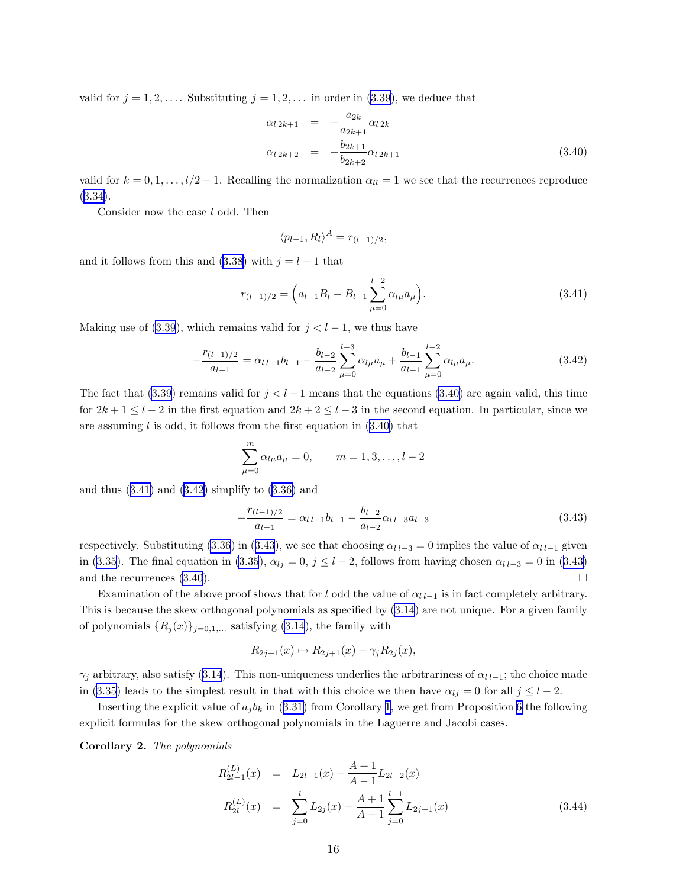valid for $j = 1, 2, \dots$. Substituting $j = 1, 2, \dots$ in order in (3.39), we deduce that

$$
\begin{aligned}
\alpha_{l\,2k+1} &= -\frac{a_{2k}}{a_{2k+1}}\alpha_{l\,2k} \\
\alpha_{l\,2k+2} &= -\frac{b_{2k+1}}{b_{2k+2}}\alpha_{l\,2k+1}
\end{aligned}
\tag{3.40}
$$

valid for $k = 0, 1, \dots, l/2 - 1$. Recalling the normalization $\alpha_{ll} = 1$ we see that the recurrences reproduce (3.34).

Consider now the case $l$ odd. Then

$$
\langle p_{l-1}, R_l \rangle^A = r_{(l-1)/2},
$$

and it follows from this and (3.38) with $j = l - 1$ that

$$
r_{(l-1)/2} = \Big( a_{l-1} B_l - B_{l-1} \sum_{\mu=0}^{l-2} \alpha_{l\mu} a_\mu \Big). \tag{3.41}
$$

Making use of (3.39), which remains valid for $j < l - 1$, we thus have

$$
-\frac{r_{(l-1)/2}}{a_{l-1}} = \alpha_{l\,l-1} b_{l-1} - \frac{b_{l-2}}{a_{l-2}} \sum_{\mu=0}^{l-3} \alpha_{l\mu} a_\mu + \frac{b_{l-1}}{a_{l-1}} \sum_{\mu=0}^{l-2} \alpha_{l\mu} a_\mu. \tag{3.42}
$$

The fact that (3.39) remains valid for $j < l - 1$ means that the equations (3.40) are again valid, this time for $2k + 1 \le l - 2$ in the first equation and $2k + 2 \le l - 3$ in the second equation. In particular, since we are assuming $l$ is odd, it follows from the first equation in (3.40) that

$$
\sum_{\mu=0}^{m} \alpha_{l\mu} a_\mu = 0, \qquad m = 1, 3, \dots, l - 2
$$

and thus (3.41) and (3.42) simplify to (3.36) and

$$
-\frac{r_{(l-1)/2}}{a_{l-1}} = \alpha_{l\,l-1} b_{l-1} - \frac{b_{l-2}}{a_{l-2}} \alpha_{l\,l-3} a_{l-3} \tag{3.43}
$$

respectively. Substituting (3.36) in (3.43), we see that choosing $\alpha_{l\,l-3} = 0$ implies the value of $\alpha_{l\,l-1}$ given in (3.35). The final equation in (3.35), $\alpha_{lj} = 0$, $j \le l - 2$, follows from having chosen $\alpha_{l\,l-3} = 0$ in (3.43) and the recurrences (3.40). □

Examination of the above proof shows that for $l$ odd the value of $\alpha_{l\,l-1}$ is in fact completely arbitrary. This is because the skew orthogonal polynomials as specified by (3.14) are not unique. For a given family of polynomials $\{R_j(x)\}_{j=0,1,\dots}$ satisfying (3.14), the family with

$$
R_{2j+1}(x) \mapsto R_{2j+1}(x) + \gamma_j R_{2j}(x),
$$

$\gamma_j$ arbitrary, also satisfy (3.14). This non-uniqueness underlies the arbitrariness of $\alpha_{l\,l-1}$; the choice made in (3.35) leads to the simplest result in that with this choice we then have $\alpha_{lj} = 0$ for all $j \le l - 2$.

Inserting the explicit value of $a_j b_k$ in (3.31) from Corollary 1, we get from Proposition 6 the following explicit formulas for the skew orthogonal polynomials in the Laguerre and Jacobi cases.

**Corollary 2.** *The polynomials*

$$
\begin{aligned}
R^{(L)}_{2l-1}(x) &= L_{2l-1}(x) - \frac{A+1}{A-1} L_{2l-2}(x) \\
R^{(L)}_{2l}(x) &= \sum_{j=0}^{l} L_{2j}(x) - \frac{A+1}{A-1} \sum_{j=0}^{l-1} L_{2j+1}(x)
\end{aligned}
\tag{3.44}
$$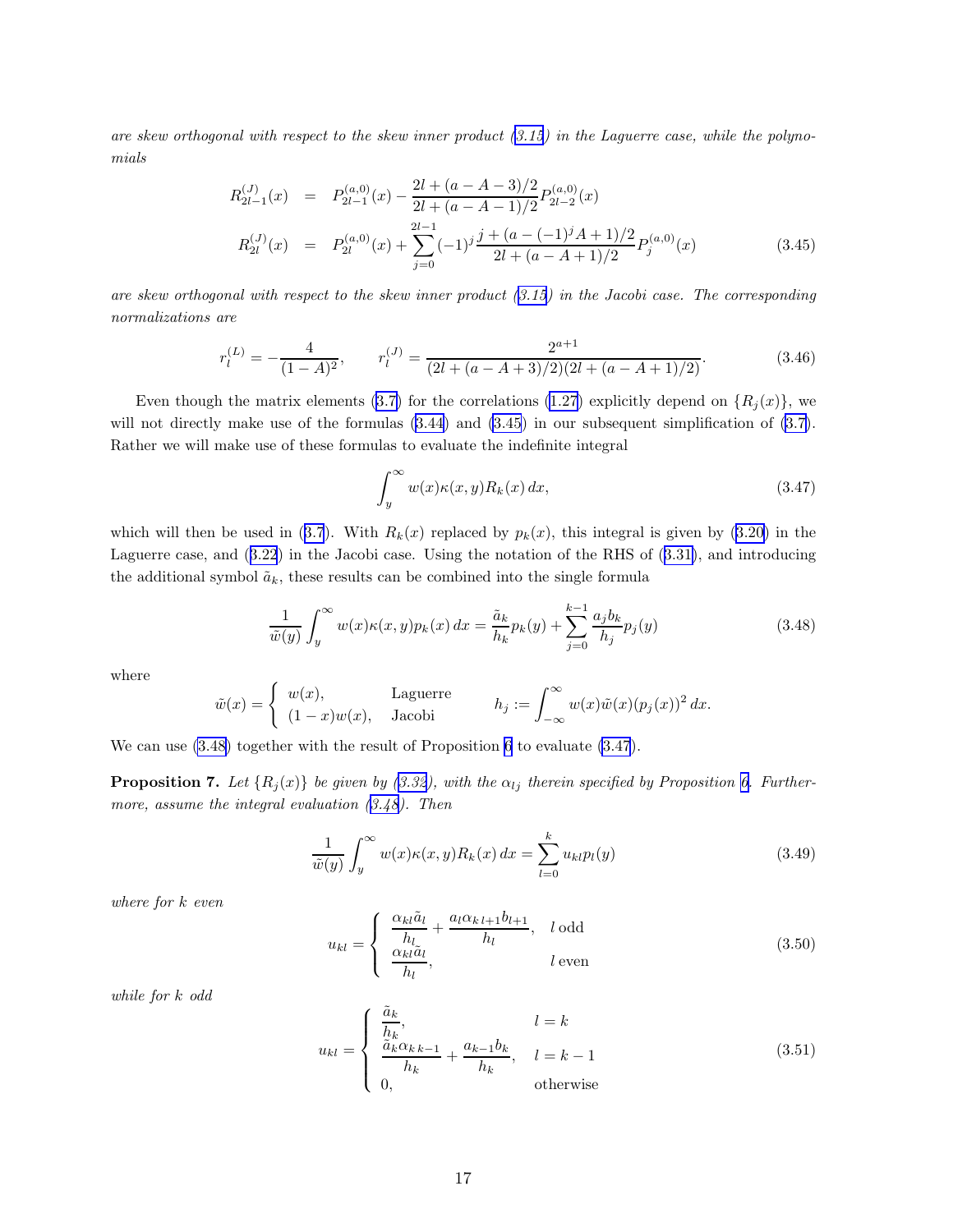*are skew orthogonal with respect to the skew inner product (3.15) in the Laguerre case, while the polynomials*

$$
\begin{aligned}
R_{2l-1}^{(J)}(x) &= P_{2l-1}^{(a,0)}(x) - \frac{2l + (a - A - 3)/2}{2l + (a - A - 1)/2} P_{2l-2}^{(a,0)}(x) \\
R_{2l}^{(J)}(x) &= P_{2l}^{(a,0)}(x) + \sum_{j=0}^{2l-1} (-1)^j \frac{j + (a - (-1)^j A + 1)/2}{2l + (a - A + 1)/2} P_j^{(a,0)}(x)
\end{aligned} \tag{3.45}
$$

*are skew orthogonal with respect to the skew inner product (3.15) in the Jacobi case. The corresponding normalizations are*

$$
r_l^{(L)} = -\frac{4}{(1-A)^2}, \qquad r_l^{(J)} = \frac{2^{a+1}}{(2l + (a - A + 3)/2)(2l + (a - A + 1)/2)}. \tag{3.46}
$$

Even though the matrix elements (3.7) for the correlations (1.27) explicitly depend on $\{R_j(x)\}$, we will not directly make use of the formulas (3.44) and (3.45) in our subsequent simplification of (3.7). Rather we will make use of these formulas to evaluate the indefinite integral

$$
\int_y^\infty w(x) \kappa(x,y) R_k(x)\, dx, \tag{3.47}
$$

which will then be used in (3.7). With $R_k(x)$ replaced by $p_k(x)$, this integral is given by (3.20) in the Laguerre case, and (3.22) in the Jacobi case. Using the notation of the RHS of (3.31), and introducing the additional symbol $\tilde{a}_k$, these results can be combined into the single formula

$$
\frac{1}{\tilde{w}(y)} \int_y^\infty w(x) \kappa(x,y) p_k(x)\, dx = \frac{\tilde{a}_k}{h_k} p_k(y) + \sum_{j=0}^{k-1} \frac{a_j b_k}{h_j} p_j(y) \tag{3.48}
$$

where

$$
\tilde{w}(x) = \begin{cases} w(x), & \text{Laguerre} \\ (1-x)w(x), & \text{Jacobi} \end{cases} \qquad h_j := \int_{-\infty}^{\infty} w(x) \tilde{w}(x) (p_j(x))^2\, dx.
$$

We can use (3.48) together with the result of Proposition 6 to evaluate (3.47).

**Proposition 7.** *Let $\{R_j(x)\}$ be given by (3.32), with the $\alpha_{lj}$ therein specified by Proposition 6. Furthermore, assume the integral evaluation (3.48). Then*

$$
\frac{1}{\tilde{w}(y)} \int_y^\infty w(x) \kappa(x,y) R_k(x)\, dx = \sum_{l=0}^{k} u_{kl} p_l(y) \tag{3.49}
$$

*where for $k$ even*

$$
u_{kl} = \begin{cases} \dfrac{\alpha_{kl} \tilde{a}_l}{h_l} + \dfrac{a_l \alpha_{k\,l+1} b_{l+1}}{h_l}, & l \text{ odd} \\[2ex] \dfrac{\alpha_{kl} \tilde{a}_l}{h_l}, & l \text{ even} \end{cases} \tag{3.50}
$$

*while for $k$ odd*

$$
u_{kl} = \begin{cases} \dfrac{\tilde{a}_k}{h_k}, & l = k \\[2ex] \dfrac{\tilde{a}_k \alpha_{k\,k-1}}{h_k} + \dfrac{a_{k-1} b_k}{h_k}, & l = k-1 \\[2ex] 0, & \text{otherwise} \end{cases} \tag{3.51}
$$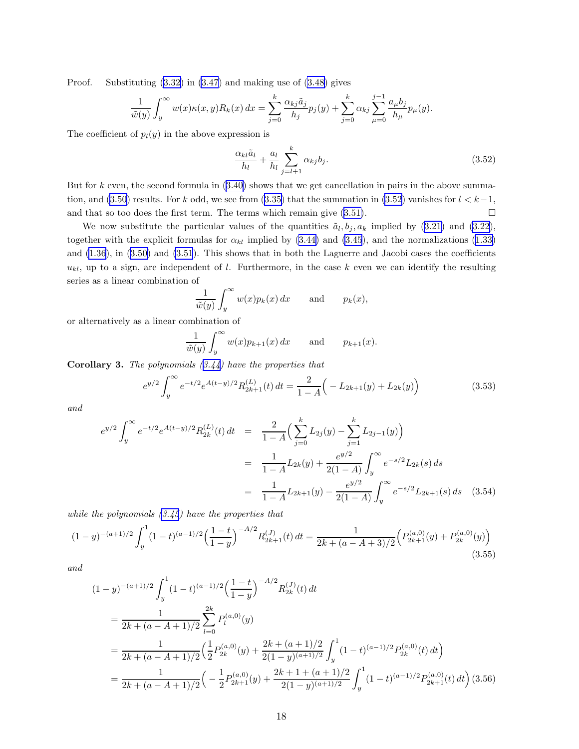Proof. Substituting (3.32) in (3.47) and making use of (3.48) gives

$$\frac{1}{\tilde{w}(y)}\int_y^\infty w(x)\kappa(x,y)R_k(x)\,dx = \sum_{j=0}^k \frac{\alpha_{kj}\tilde{a}_j}{h_j}p_j(y) + \sum_{j=0}^k \alpha_{kj}\sum_{\mu=0}^{j-1}\frac{a_\mu b_j}{h_\mu}p_\mu(y).$$

The coefficient of $p_l(y)$ in the above expression is

$$\frac{\alpha_{kl}\tilde{a}_l}{h_l} + \frac{a_l}{h_l}\sum_{j=l+1}^k \alpha_{kj}b_j. \tag{3.52}$$

But for $k$ even, the second formula in (3.40) shows that we get cancellation in pairs in the above summation, and (3.50) results. For $k$ odd, we see from (3.35) that the summation in (3.52) vanishes for $l < k-1$, and that so too does the first term. The terms which remain give (3.51). $\square$

We now substitute the particular values of the quantities $\tilde{a}_l, b_j, a_k$ implied by (3.21) and (3.22), together with the explicit formulas for $\alpha_{kl}$ implied by (3.44) and (3.45), and the normalizations (1.33) and (1.36), in (3.50) and (3.51). This shows that in both the Laguerre and Jacobi cases the coefficients $u_{kl}$, up to a sign, are independent of $l$. Furthermore, in the case $k$ even we can identify the resulting series as a linear combination of

$$\frac{1}{\tilde{w}(y)}\int_y^\infty w(x)p_k(x)\,dx \qquad \text{and} \qquad p_k(x),$$

or alternatively as a linear combination of

$$\frac{1}{\tilde{w}(y)}\int_y^\infty w(x)p_{k+1}(x)\,dx \qquad \text{and} \qquad p_{k+1}(x).$$

**Corollary 3.** *The polynomials (3.44) have the properties that*

$$e^{y/2}\int_y^\infty e^{-t/2}e^{A(t-y)/2}R_{2k+1}^{(L)}(t)\,dt = \frac{2}{1-A}\Big(-L_{2k+1}(y) + L_{2k}(y)\Big) \tag{3.53}$$

*and*

$$\begin{aligned} e^{y/2}\int_y^\infty e^{-t/2}e^{A(t-y)/2}R_{2k}^{(L)}(t)\,dt &= \frac{2}{1-A}\Big(\sum_{j=0}^k L_{2j}(y) - \sum_{j=1}^k L_{2j-1}(y)\Big) \\ &= \frac{1}{1-A}L_{2k}(y) + \frac{e^{y/2}}{2(1-A)}\int_y^\infty e^{-s/2}L_{2k}(s)\,ds \\ &= \frac{1}{1-A}L_{2k+1}(y) - \frac{e^{y/2}}{2(1-A)}\int_y^\infty e^{-s/2}L_{2k+1}(s)\,ds \end{aligned} \tag{3.54}$$

*while the polynomials (3.45) have the properties that*

$$(1-y)^{-(a+1)/2}\int_y^1 (1-t)^{(a-1)/2}\Big(\frac{1-t}{1-y}\Big)^{-A/2}R_{2k+1}^{(J)}(t)\,dt = \frac{1}{2k+(a-A+3)/2}\Big(P_{2k+1}^{(a,0)}(y) + P_{2k}^{(a,0)}(y)\Big) \tag{3.55}$$

*and*

$$\begin{aligned} &(1-y)^{-(a+1)/2}\int_y^1 (1-t)^{(a-1)/2}\Big(\frac{1-t}{1-y}\Big)^{-A/2}R_{2k}^{(J)}(t)\,dt \\ &= \frac{1}{2k+(a-A+1)/2}\sum_{l=0}^{2k}P_l^{(a,0)}(y) \\ &= \frac{1}{2k+(a-A+1)/2}\Big(\frac{1}{2}P_{2k}^{(a,0)}(y) + \frac{2k+(a+1)/2}{2(1-y)^{(a+1)/2}}\int_y^1 (1-t)^{(a-1)/2}P_{2k}^{(a,0)}(t)\,dt\Big) \\ &= \frac{1}{2k+(a-A+1)/2}\Big(-\frac{1}{2}P_{2k+1}^{(a,0)}(y) + \frac{2k+1+(a+1)/2}{2(1-y)^{(a+1)/2}}\int_y^1 (1-t)^{(a-1)/2}P_{2k+1}^{(a,0)}(t)\,dt\Big) \end{aligned} \tag{3.56}$$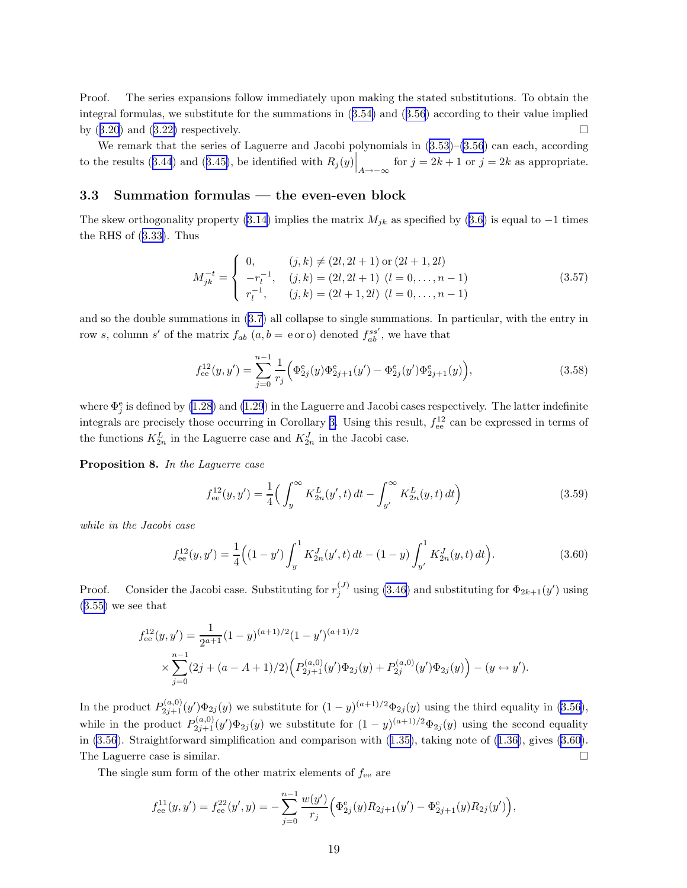Proof. The series expansions follow immediately upon making the stated substitutions. To obtain the integral formulas, we substitute for the summations in (3.54) and (3.56) according to their value implied by (3.20) and (3.22) respectively. □

We remark that the series of Laguerre and Jacobi polynomials in (3.53)–(3.56) can each, according to the results (3.44) and (3.45), be identified with $R_j(y)\Big|_{A\to-\infty}$ for $j = 2k+1$ or $j = 2k$ as appropriate.

### 3.3 Summation formulas — the even-even block

The skew orthogonality property (3.14) implies the matrix $M_{jk}$ as specified by (3.6) is equal to $-1$ times the RHS of (3.33). Thus

$$
M^{-t}_{jk} = \begin{cases} 0, & (j,k) \ne (2l, 2l+1) \text{ or } (2l+1, 2l) \\ -r_l^{-1}, & (j,k) = (2l, 2l+1) \ (l = 0, \dots, n-1) \\ r_l^{-1}, & (j,k) = (2l+1, 2l) \ (l = 0, \dots, n-1) \end{cases} \tag{3.57}
$$

and so the double summations in (3.7) all collapse to single summations. In particular, with the entry in row $s$, column $s'$ of the matrix $f_{ab}$ ($a, b = \mathrm{e}$ or $\mathrm{o}$) denoted $f^{ss'}_{ab}$, we have that

$$
f^{12}_{\mathrm{ee}}(y, y') = \sum_{j=0}^{n-1} \frac{1}{r_j} \Big( \Phi^{\mathrm{e}}_{2j}(y) \Phi^{\mathrm{e}}_{2j+1}(y') - \Phi^{\mathrm{e}}_{2j}(y') \Phi^{\mathrm{e}}_{2j+1}(y) \Big), \tag{3.58}
$$

where $\Phi^{\mathrm{e}}_j$ is defined by (1.28) and (1.29) in the Laguerre and Jacobi cases respectively. The latter indefinite integrals are precisely those occurring in Corollary 3. Using this result, $f^{12}_{\mathrm{ee}}$ can be expressed in terms of the functions $K^L_{2n}$ in the Laguerre case and $K^J_{2n}$ in the Jacobi case.

**Proposition 8.** *In the Laguerre case*

$$
f^{12}_{\mathrm{ee}}(y, y') = \frac{1}{4} \Big( \int_y^\infty K^L_{2n}(y', t)\, dt - \int_{y'}^\infty K^L_{2n}(y, t)\, dt \Big) \tag{3.59}
$$

*while in the Jacobi case*

$$
f^{12}_{\mathrm{ee}}(y, y') = \frac{1}{4} \Big( (1 - y') \int_y^1 K^J_{2n}(y', t)\, dt - (1 - y) \int_{y'}^1 K^J_{2n}(y, t)\, dt \Big). \tag{3.60}
$$

Proof. Consider the Jacobi case. Substituting for $r^{(J)}_j$ using (3.46) and substituting for $\Phi_{2k+1}(y')$ using (3.55) we see that

$$
\begin{aligned}
f^{12}_{\mathrm{ee}}(y, y') &= \frac{1}{2^{a+1}} (1-y)^{(a+1)/2} (1-y')^{(a+1)/2} \\
&\quad \times \sum_{j=0}^{n-1} (2j + (a - A + 1)/2) \Big( P^{(a,0)}_{2j+1}(y') \Phi_{2j}(y) + P^{(a,0)}_{2j}(y') \Phi_{2j}(y) \Big) - (y \leftrightarrow y').
\end{aligned}
$$

In the product $P^{(a,0)}_{2j+1}(y') \Phi_{2j}(y)$ we substitute for $(1-y)^{(a+1)/2} \Phi_{2j}(y)$ using the third equality in (3.56), while in the product $P^{(a,0)}_{2j+1}(y') \Phi_{2j}(y)$ we substitute for $(1-y)^{(a+1)/2} \Phi_{2j}(y)$ using the second equality in (3.56). Straightforward simplification and comparison with (1.35), taking note of (1.36), gives (3.60). The Laguerre case is similar. □

The single sum form of the other matrix elements of $f_{\mathrm{ee}}$ are

$$
f^{11}_{\mathrm{ee}}(y, y') = f^{22}_{\mathrm{ee}}(y', y) = -\sum_{j=0}^{n-1} \frac{w(y')}{r_j} \Big( \Phi^{\mathrm{e}}_{2j}(y) R_{2j+1}(y') - \Phi^{\mathrm{e}}_{2j+1}(y) R_{2j}(y') \Big),
$$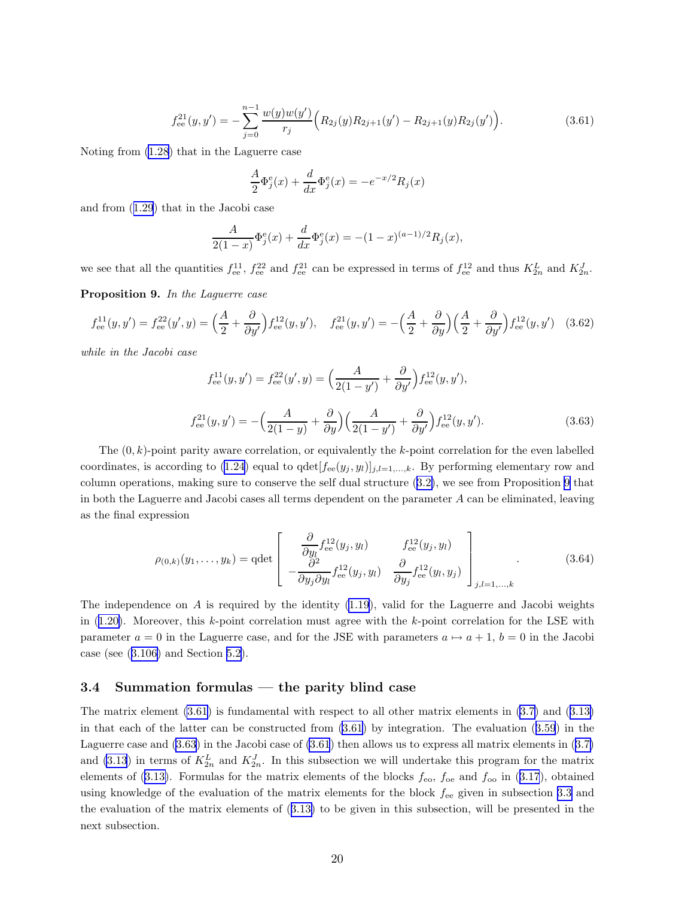$$f_{\rm ee}^{21}(y,y') = -\sum_{j=0}^{n-1} \frac{w(y)w(y')}{r_j}\Big(R_{2j}(y)R_{2j+1}(y') - R_{2j+1}(y)R_{2j}(y')\Big). \tag{3.61}$$

Noting from (1.28) that in the Laguerre case

$$\frac{A}{2}\Phi_j^{\rm e}(x) + \frac{d}{dx}\Phi_j^{\rm e}(x) = -e^{-x/2}R_j(x)$$

and from (1.29) that in the Jacobi case

$$\frac{A}{2(1-x)}\Phi_j^{\rm e}(x) + \frac{d}{dx}\Phi_j^{\rm e}(x) = -(1-x)^{(a-1)/2}R_j(x),$$

we see that all the quantities $f_{\rm ee}^{11}$, $f_{\rm ee}^{22}$ and $f_{\rm ee}^{21}$ can be expressed in terms of $f_{\rm ee}^{12}$ and thus $K_{2n}^L$ and $K_{2n}^J$.

**Proposition 9.** *In the Laguerre case*

$$f_{\rm ee}^{11}(y,y') = f_{\rm ee}^{22}(y',y) = \Big(\frac{A}{2} + \frac{\partial}{\partial y'}\Big)f_{\rm ee}^{12}(y,y'), \quad f_{\rm ee}^{21}(y,y') = -\Big(\frac{A}{2} + \frac{\partial}{\partial y}\Big)\Big(\frac{A}{2} + \frac{\partial}{\partial y'}\Big)f_{\rm ee}^{12}(y,y') \tag{3.62}$$

*while in the Jacobi case*

$$f_{\rm ee}^{11}(y,y') = f_{\rm ee}^{22}(y',y) = \Big(\frac{A}{2(1-y')} + \frac{\partial}{\partial y'}\Big)f_{\rm ee}^{12}(y,y'),$$

$$f_{\rm ee}^{21}(y,y') = -\Big(\frac{A}{2(1-y)} + \frac{\partial}{\partial y}\Big)\Big(\frac{A}{2(1-y')} + \frac{\partial}{\partial y'}\Big)f_{\rm ee}^{12}(y,y'). \tag{3.63}$$

The $(0,k)$-point parity aware correlation, or equivalently the $k$-point correlation for the even labelled coordinates, is according to (1.24) equal to $\mathrm{qdet}[f_{\rm ee}(y_j,y_l)]_{j,l=1,\dots,k}$. By performing elementary row and column operations, making sure to conserve the self dual structure (3.2), we see from Proposition 9 that in both the Laguerre and Jacobi cases all terms dependent on the parameter $A$ can be eliminated, leaving as the final expression

$$\rho_{(0,k)}(y_1,\dots,y_k) = \mathrm{qdet}\begin{bmatrix} \dfrac{\partial}{\partial y_l}f_{\rm ee}^{12}(y_j,y_l) & f_{\rm ee}^{12}(y_j,y_l) \\ -\dfrac{\partial^2}{\partial y_j \partial y_l}f_{\rm ee}^{12}(y_j,y_l) & \dfrac{\partial}{\partial y_j}f_{\rm ee}^{12}(y_l,y_j) \end{bmatrix}_{j,l=1,\dots,k}. \tag{3.64}$$

The independence on $A$ is required by the identity (1.19), valid for the Laguerre and Jacobi weights in (1.20). Moreover, this $k$-point correlation must agree with the $k$-point correlation for the LSE with parameter $a=0$ in the Laguerre case, and for the JSE with parameters $a \mapsto a+1$, $b=0$ in the Jacobi case (see (3.106) and Section 5.2).

### 3.4 Summation formulas — the parity blind case

The matrix element (3.61) is fundamental with respect to all other matrix elements in (3.7) and (3.13) in that each of the latter can be constructed from (3.61) by integration. The evaluation (3.59) in the Laguerre case and (3.63) in the Jacobi case of (3.61) then allows us to express all matrix elements in (3.7) and (3.13) in terms of $K_{2n}^L$ and $K_{2n}^J$. In this subsection we will undertake this program for the matrix elements of (3.13). Formulas for the matrix elements of the blocks $f_{\rm eo}$, $f_{\rm oe}$ and $f_{\rm oo}$ in (3.17), obtained using knowledge of the evaluation of the matrix elements for the block $f_{\rm ee}$ given in subsection 3.3 and the evaluation of the matrix elements of (3.13) to be given in this subsection, will be presented in the next subsection.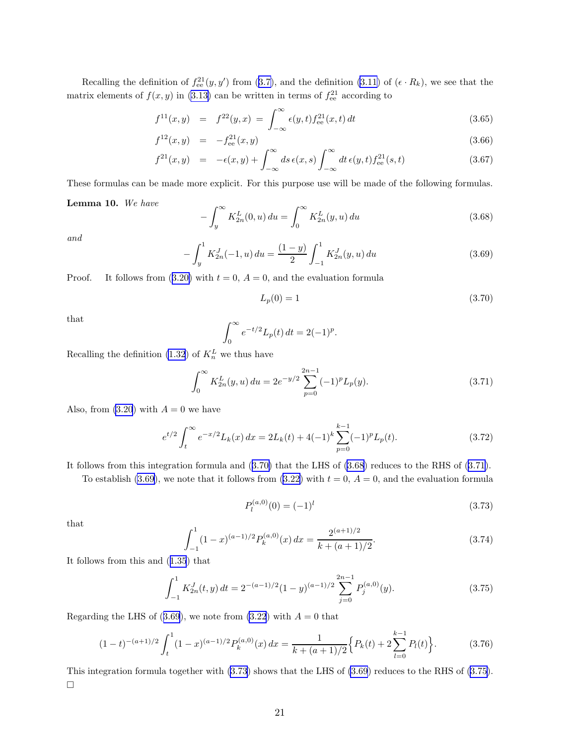Recalling the definition of $f^{21}_{\rm ee}(y,y')$ from (3.7), and the definition (3.11) of $(\epsilon \cdot R_k)$, we see that the matrix elements of $f(x,y)$ in (3.13) can be written in terms of $f^{21}_{\rm ee}$ according to

$$
\begin{aligned}
f^{11}(x,y) &= f^{22}(y,x) = \int_{-\infty}^{\infty} \epsilon(y,t) f^{21}_{\rm ee}(x,t)\, dt && (3.65)\\
f^{12}(x,y) &= -f^{21}_{\rm ee}(x,y) && (3.66)\\
f^{21}(x,y) &= -\epsilon(x,y) + \int_{-\infty}^{\infty} ds\, \epsilon(x,s) \int_{-\infty}^{\infty} dt\, \epsilon(y,t) f^{21}_{\rm ee}(s,t) && (3.67)
\end{aligned}
$$

These formulas can be made more explicit. For this purpose use will be made of the following formulas.

**Lemma 10.** *We have*

$$
-\int_{y}^{\infty} K^L_{2n}(0,u)\, du = \int_0^{\infty} K^L_{2n}(y,u)\, du \tag{3.68}
$$

*and*

$$
-\int_{y}^{1} K^J_{2n}(-1,u)\, du = \frac{(1-y)}{2} \int_{-1}^{1} K^J_{2n}(y,u)\, du \tag{3.69}
$$

Proof. It follows from (3.20) with $t=0$, $A=0$, and the evaluation formula

$$
L_p(0) = 1 \tag{3.70}
$$

that

$$
\int_0^{\infty} e^{-t/2} L_p(t)\, dt = 2(-1)^p.
$$

Recalling the definition (1.32) of $K^L_n$ we thus have

$$
\int_0^{\infty} K^L_{2n}(y,u)\, du = 2e^{-y/2} \sum_{p=0}^{2n-1} (-1)^p L_p(y). \tag{3.71}
$$

Also, from (3.20) with $A=0$ we have

$$
e^{t/2} \int_t^{\infty} e^{-x/2} L_k(x)\, dx = 2L_k(t) + 4(-1)^k \sum_{p=0}^{k-1} (-1)^p L_p(t). \tag{3.72}
$$

It follows from this integration formula and (3.70) that the LHS of (3.68) reduces to the RHS of (3.71).

To establish (3.69), we note that it follows from (3.22) with $t=0$, $A=0$, and the evaluation formula

$$
P^{(a,0)}_l(0) = (-1)^l \tag{3.73}
$$

that

$$
\int_{-1}^{1} (1-x)^{(a-1)/2} P^{(a,0)}_k(x)\, dx = \frac{2^{(a+1)/2}}{k+(a+1)/2}. \tag{3.74}
$$

It follows from this and (1.35) that

$$
\int_{-1}^{1} K^J_{2n}(t,y)\, dt = 2^{-(a-1)/2} (1-y)^{(a-1)/2} \sum_{j=0}^{2n-1} P^{(a,0)}_j(y). \tag{3.75}
$$

Regarding the LHS of (3.69), we note from (3.22) with $A=0$ that

$$
(1-t)^{-(a+1)/2} \int_t^{1} (1-x)^{(a-1)/2} P^{(a,0)}_k(x)\, dx = \frac{1}{k+(a+1)/2} \Big\{ P_k(t) + 2\sum_{l=0}^{k-1} P_l(t) \Big\}. \tag{3.76}
$$

This integration formula together with (3.73) shows that the LHS of (3.69) reduces to the RHS of (3.75). $\square$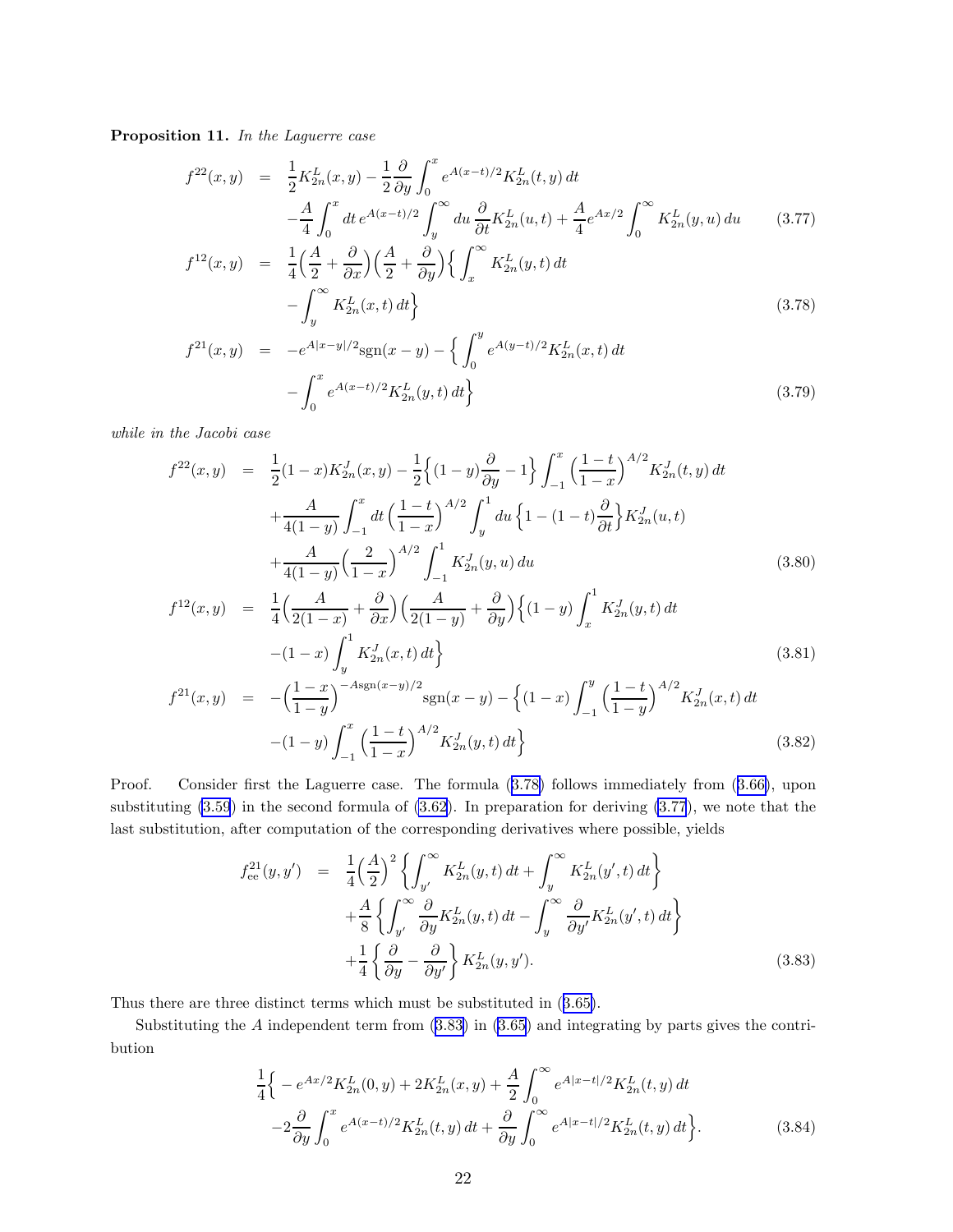**Proposition 11.** *In the Laguerre case*

$$
\begin{aligned}
f^{22}(x,y) &= \frac{1}{2}K_{2n}^L(x,y) - \frac{1}{2}\frac{\partial}{\partial y}\int_0^x e^{A(x-t)/2}K_{2n}^L(t,y)\,dt \\
&\quad -\frac{A}{4}\int_0^x dt\, e^{A(x-t)/2}\int_y^\infty du\,\frac{\partial}{\partial t}K_{2n}^L(u,t) + \frac{A}{4}e^{Ax/2}\int_0^\infty K_{2n}^L(y,u)\,du \qquad (3.77)\\
f^{12}(x,y) &= \frac{1}{4}\Big(\frac{A}{2}+\frac{\partial}{\partial x}\Big)\Big(\frac{A}{2}+\frac{\partial}{\partial y}\Big)\Big\{\int_x^\infty K_{2n}^L(y,t)\,dt \\
&\quad -\int_y^\infty K_{2n}^L(x,t)\,dt\Big\} \qquad (3.78)\\
f^{21}(x,y) &= -e^{A|x-y|/2}\mathrm{sgn}(x-y) - \Big\{\int_0^y e^{A(y-t)/2}K_{2n}^L(x,t)\,dt \\
&\quad -\int_0^x e^{A(x-t)/2}K_{2n}^L(y,t)\,dt\Big\} \qquad (3.79)
\end{aligned}
$$

*while in the Jacobi case*

$$
\begin{aligned}
f^{22}(x,y) &= \frac{1}{2}(1-x)K_{2n}^J(x,y) - \frac{1}{2}\Big\{(1-y)\frac{\partial}{\partial y}-1\Big\}\int_{-1}^x\Big(\frac{1-t}{1-x}\Big)^{A/2}K_{2n}^J(t,y)\,dt \\
&\quad +\frac{A}{4(1-y)}\int_{-1}^x dt\Big(\frac{1-t}{1-x}\Big)^{A/2}\int_y^1 du\,\Big\{1-(1-t)\frac{\partial}{\partial t}\Big\}K_{2n}^J(u,t) \\
&\quad +\frac{A}{4(1-y)}\Big(\frac{2}{1-x}\Big)^{A/2}\int_{-1}^1 K_{2n}^J(y,u)\,du \qquad (3.80)\\
f^{12}(x,y) &= \frac{1}{4}\Big(\frac{A}{2(1-x)}+\frac{\partial}{\partial x}\Big)\Big(\frac{A}{2(1-y)}+\frac{\partial}{\partial y}\Big)\Big\{(1-y)\int_x^1 K_{2n}^J(y,t)\,dt \\
&\quad -(1-x)\int_y^1 K_{2n}^J(x,t)\,dt\Big\} \qquad (3.81)\\
f^{21}(x,y) &= -\Big(\frac{1-x}{1-y}\Big)^{-A\mathrm{sgn}(x-y)/2}\mathrm{sgn}(x-y) - \Big\{(1-x)\int_{-1}^y\Big(\frac{1-t}{1-y}\Big)^{A/2}K_{2n}^J(x,t)\,dt \\
&\quad -(1-y)\int_{-1}^x\Big(\frac{1-t}{1-x}\Big)^{A/2}K_{2n}^J(y,t)\,dt\Big\} \qquad (3.82)
\end{aligned}
$$

Proof. Consider first the Laguerre case. The formula (3.78) follows immediately from (3.66), upon substituting (3.59) in the second formula of (3.62). In preparation for deriving (3.77), we note that the last substitution, after computation of the corresponding derivatives where possible, yields

$$
\begin{aligned}
f_{\rm ee}^{21}(y,y') &= \frac{1}{4}\Big(\frac{A}{2}\Big)^2\Big\{\int_{y'}^\infty K_{2n}^L(y,t)\,dt + \int_y^\infty K_{2n}^L(y',t)\,dt\Big\} \\
&\quad +\frac{A}{8}\Big\{\int_{y'}^\infty \frac{\partial}{\partial y}K_{2n}^L(y,t)\,dt - \int_y^\infty\frac{\partial}{\partial y'}K_{2n}^L(y',t)\,dt\Big\} \\
&\quad +\frac{1}{4}\Big\{\frac{\partial}{\partial y}-\frac{\partial}{\partial y'}\Big\}K_{2n}^L(y,y'). \qquad (3.83)
\end{aligned}
$$

Thus there are three distinct terms which must be substituted in (3.65).

Substituting the $A$ independent term from (3.83) in (3.65) and integrating by parts gives the contribution

$$
\begin{aligned}
&\frac{1}{4}\Big\{-e^{Ax/2}K_{2n}^L(0,y) + 2K_{2n}^L(x,y) + \frac{A}{2}\int_0^\infty e^{A|x-t|/2}K_{2n}^L(t,y)\,dt \\
&\quad -2\frac{\partial}{\partial y}\int_0^x e^{A(x-t)/2}K_{2n}^L(t,y)\,dt + \frac{\partial}{\partial y}\int_0^\infty e^{A|x-t|/2}K_{2n}^L(t,y)\,dt\Big\}. \qquad (3.84)
\end{aligned}
$$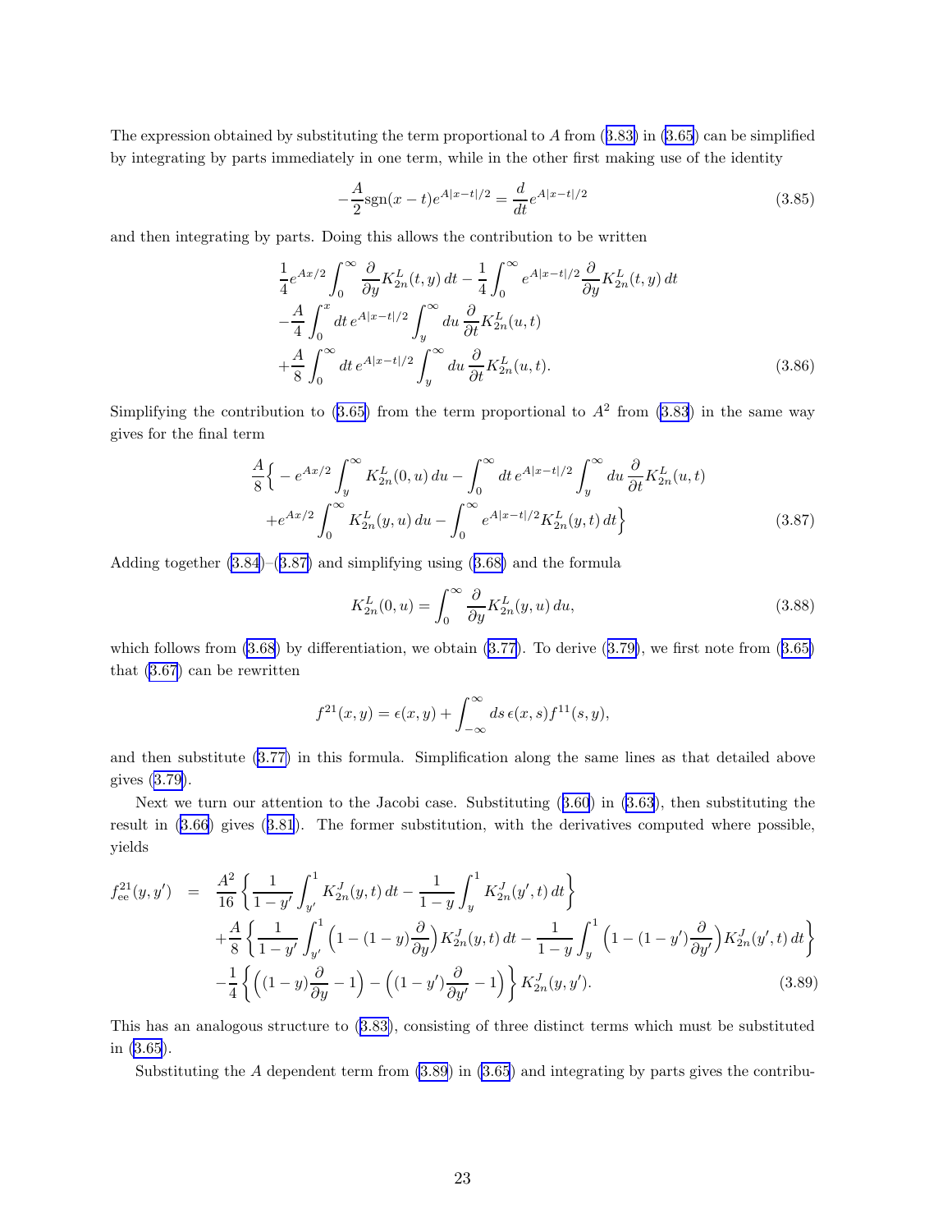The expression obtained by substituting the term proportional to $A$ from (3.83) in (3.65) can be simplified by integrating by parts immediately in one term, while in the other first making use of the identity

$$-\frac{A}{2}\mathrm{sgn}(x-t)e^{A|x-t|/2} = \frac{d}{dt}e^{A|x-t|/2} \tag{3.85}$$

and then integrating by parts. Doing this allows the contribution to be written

$$\begin{aligned}
&\frac{1}{4}e^{Ax/2}\int_0^\infty \frac{\partial}{\partial y}K_{2n}^L(t,y)\,dt - \frac{1}{4}\int_0^\infty e^{A|x-t|/2}\frac{\partial}{\partial y}K_{2n}^L(t,y)\,dt \\
&-\frac{A}{4}\int_0^x dt\, e^{A|x-t|/2}\int_y^\infty du\,\frac{\partial}{\partial t}K_{2n}^L(u,t) \\
&+\frac{A}{8}\int_0^\infty dt\, e^{A|x-t|/2}\int_y^\infty du\,\frac{\partial}{\partial t}K_{2n}^L(u,t).
\end{aligned} \tag{3.86}$$

Simplifying the contribution to (3.65) from the term proportional to $A^2$ from (3.83) in the same way gives for the final term

$$\begin{aligned}
&\frac{A}{8}\Big\{ -e^{Ax/2}\int_y^\infty K_{2n}^L(0,u)\,du - \int_0^\infty dt\, e^{A|x-t|/2}\int_y^\infty du\,\frac{\partial}{\partial t}K_{2n}^L(u,t) \\
&+e^{Ax/2}\int_0^\infty K_{2n}^L(y,u)\,du - \int_0^\infty e^{A|x-t|/2}K_{2n}^L(y,t)\,dt\Big\}
\end{aligned} \tag{3.87}$$

Adding together (3.84)–(3.87) and simplifying using (3.68) and the formula

$$K_{2n}^L(0,u) = \int_0^\infty \frac{\partial}{\partial y}K_{2n}^L(y,u)\,du, \tag{3.88}$$

which follows from (3.68) by differentiation, we obtain (3.77). To derive (3.79), we first note from (3.65) that (3.67) can be rewritten

$$f^{21}(x,y) = \epsilon(x,y) + \int_{-\infty}^\infty ds\,\epsilon(x,s)f^{11}(s,y),$$

and then substitute (3.77) in this formula. Simplification along the same lines as that detailed above gives (3.79).

Next we turn our attention to the Jacobi case. Substituting (3.60) in (3.63), then substituting the result in (3.66) gives (3.81). The former substitution, with the derivatives computed where possible, yields

$$\begin{aligned}
f_{\rm ee}^{21}(y,y') \;=\;& \frac{A^2}{16}\left\{\frac{1}{1-y'}\int_{y'}^1 K_{2n}^J(y,t)\,dt - \frac{1}{1-y}\int_y^1 K_{2n}^J(y',t)\,dt\right\} \\
&+\frac{A}{8}\left\{\frac{1}{1-y'}\int_{y'}^1\Big(1-(1-y)\frac{\partial}{\partial y}\Big)K_{2n}^J(y,t)\,dt - \frac{1}{1-y}\int_y^1\Big(1-(1-y')\frac{\partial}{\partial y'}\Big)K_{2n}^J(y',t)\,dt\right\} \\
&-\frac{1}{4}\left\{\Big((1-y)\frac{\partial}{\partial y}-1\Big) - \Big((1-y')\frac{\partial}{\partial y'}-1\Big)\right\}K_{2n}^J(y,y').
\end{aligned} \tag{3.89}$$

This has an analogous structure to (3.83), consisting of three distinct terms which must be substituted in (3.65).

Substituting the $A$ dependent term from (3.89) in (3.65) and integrating by parts gives the contribu-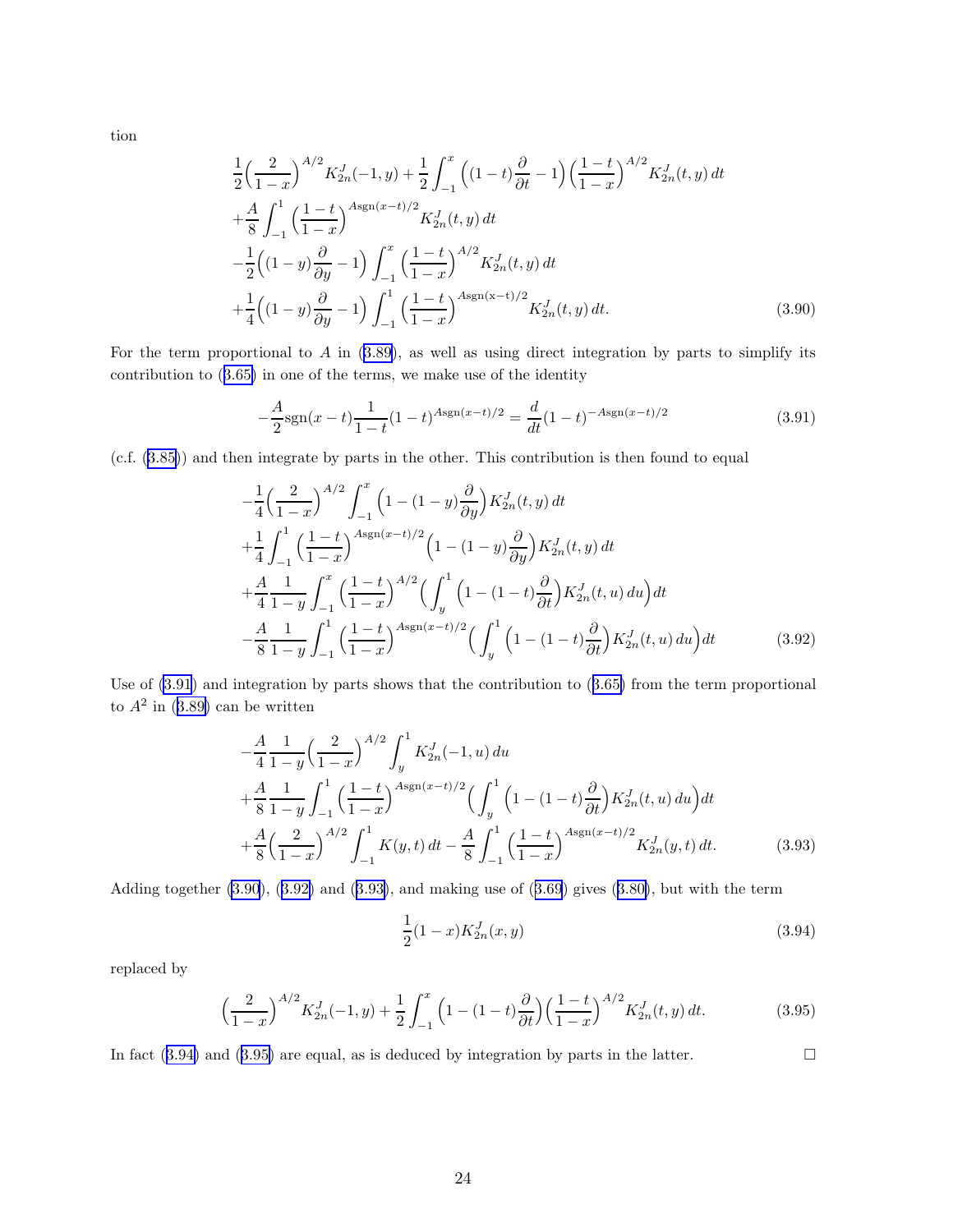tion

$$
\begin{aligned}
&\frac{1}{2}\Big(\frac{2}{1-x}\Big)^{A/2} K_{2n}^J(-1,y) + \frac{1}{2}\int_{-1}^x \Big((1-t)\frac{\partial}{\partial t} - 1\Big)\Big(\frac{1-t}{1-x}\Big)^{A/2} K_{2n}^J(t,y)\,dt \\
&+\frac{A}{8}\int_{-1}^1 \Big(\frac{1-t}{1-x}\Big)^{A\mathrm{sgn}(x-t)/2} K_{2n}^J(t,y)\,dt \\
&-\frac{1}{2}\Big((1-y)\frac{\partial}{\partial y} - 1\Big)\int_{-1}^x \Big(\frac{1-t}{1-x}\Big)^{A/2} K_{2n}^J(t,y)\,dt \\
&+\frac{1}{4}\Big((1-y)\frac{\partial}{\partial y} - 1\Big)\int_{-1}^1 \Big(\frac{1-t}{1-x}\Big)^{A\mathrm{sgn}(x-t)/2} K_{2n}^J(t,y)\,dt. \qquad (3.90)
\end{aligned}
$$

For the term proportional to $A$ in (3.89), as well as using direct integration by parts to simplify its contribution to (3.65) in one of the terms, we make use of the identity

$$
-\frac{A}{2}\mathrm{sgn}(x-t)\frac{1}{1-t}(1-t)^{A\mathrm{sgn}(x-t)/2} = \frac{d}{dt}(1-t)^{-A\mathrm{sgn}(x-t)/2} \qquad (3.91)
$$

(c.f. (3.85)) and then integrate by parts in the other. This contribution is then found to equal

$$
\begin{aligned}
&-\frac{1}{4}\Big(\frac{2}{1-x}\Big)^{A/2}\int_{-1}^x \Big(1-(1-y)\frac{\partial}{\partial y}\Big)K_{2n}^J(t,y)\,dt \\
&+\frac{1}{4}\int_{-1}^1 \Big(\frac{1-t}{1-x}\Big)^{A\mathrm{sgn}(x-t)/2}\Big(1-(1-y)\frac{\partial}{\partial y}\Big)K_{2n}^J(t,y)\,dt \\
&+\frac{A}{4}\frac{1}{1-y}\int_{-1}^x \Big(\frac{1-t}{1-x}\Big)^{A/2}\Big(\int_y^1 \Big(1-(1-t)\frac{\partial}{\partial t}\Big)K_{2n}^J(t,u)\,du\Big)dt \\
&-\frac{A}{8}\frac{1}{1-y}\int_{-1}^1 \Big(\frac{1-t}{1-x}\Big)^{A\mathrm{sgn}(x-t)/2}\Big(\int_y^1 \Big(1-(1-t)\frac{\partial}{\partial t}\Big)K_{2n}^J(t,u)\,du\Big)dt \qquad (3.92)
\end{aligned}
$$

Use of (3.91) and integration by parts shows that the contribution to (3.65) from the term proportional to $A^2$ in (3.89) can be written

$$
\begin{aligned}
&-\frac{A}{4}\frac{1}{1-y}\Big(\frac{2}{1-x}\Big)^{A/2}\int_y^1 K_{2n}^J(-1,u)\,du \\
&+\frac{A}{8}\frac{1}{1-y}\int_{-1}^1 \Big(\frac{1-t}{1-x}\Big)^{A\mathrm{sgn}(x-t)/2}\Big(\int_y^1 \Big(1-(1-t)\frac{\partial}{\partial t}\Big)K_{2n}^J(t,u)\,du\Big)dt \\
&+\frac{A}{8}\Big(\frac{2}{1-x}\Big)^{A/2}\int_{-1}^1 K(y,t)\,dt - \frac{A}{8}\int_{-1}^1 \Big(\frac{1-t}{1-x}\Big)^{A\mathrm{sgn}(x-t)/2} K_{2n}^J(y,t)\,dt. \qquad (3.93)
\end{aligned}
$$

Adding together (3.90), (3.92) and (3.93), and making use of (3.69) gives (3.80), but with the term

$$
\frac{1}{2}(1-x)K_{2n}^J(x,y) \qquad (3.94)
$$

replaced by

$$
\Big(\frac{2}{1-x}\Big)^{A/2} K_{2n}^J(-1,y) + \frac{1}{2}\int_{-1}^x \Big(1-(1-t)\frac{\partial}{\partial t}\Big)\Big(\frac{1-t}{1-x}\Big)^{A/2} K_{2n}^J(t,y)\,dt. \qquad (3.95)
$$

In fact (3.94) and (3.95) are equal, as is deduced by integration by parts in the latter. □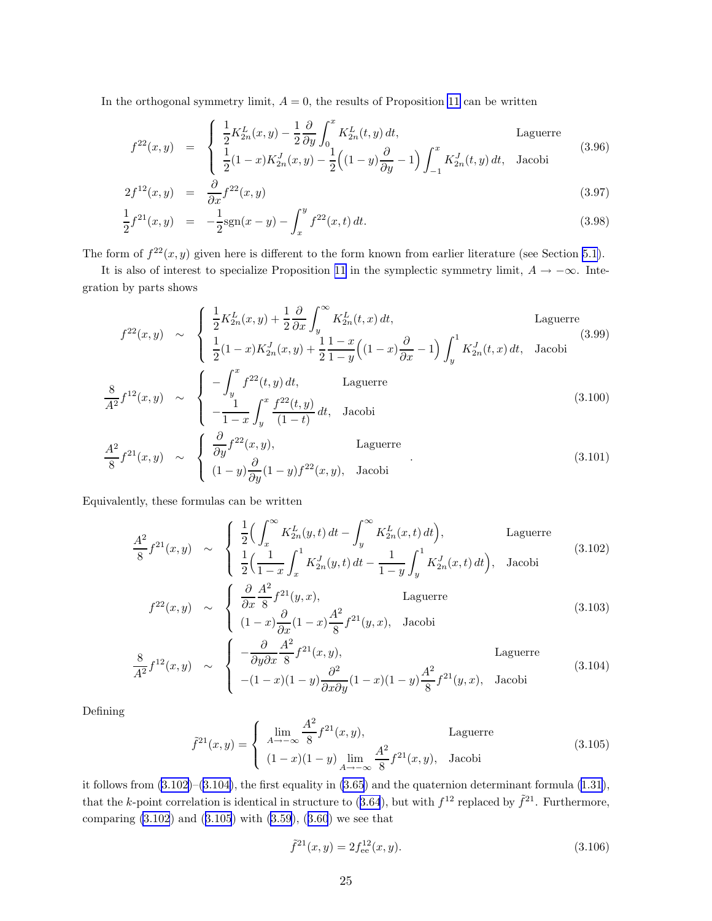In the orthogonal symmetry limit, $A = 0$, the results of Proposition 11 can be written

$$
f^{22}(x,y) = \begin{cases} \dfrac{1}{2}K^L_{2n}(x,y) - \dfrac{1}{2}\dfrac{\partial}{\partial y}\displaystyle\int_0^x K^L_{2n}(t,y)\,dt, & \text{Laguerre} \\ \dfrac{1}{2}(1-x)K^J_{2n}(x,y) - \dfrac{1}{2}\Big((1-y)\dfrac{\partial}{\partial y} - 1\Big)\displaystyle\int_{-1}^x K^J_{2n}(t,y)\,dt, & \text{Jacobi} \end{cases} \tag{3.96}
$$

$$
2f^{12}(x,y) = \frac{\partial}{\partial x} f^{22}(x,y) \tag{3.97}
$$

$$
\frac{1}{2}f^{21}(x,y) = -\frac{1}{2}\mathrm{sgn}(x-y) - \int_x^y f^{22}(x,t)\,dt. \tag{3.98}
$$

The form of $f^{22}(x,y)$ given here is different to the form known from earlier literature (see Section 5.1).

It is also of interest to specialize Proposition 11 in the symplectic symmetry limit, $A \to -\infty$. Integration by parts shows

$$
f^{22}(x,y) \sim \begin{cases} \dfrac{1}{2}K^L_{2n}(x,y) + \dfrac{1}{2}\dfrac{\partial}{\partial x}\displaystyle\int_y^\infty K^L_{2n}(t,x)\,dt, & \text{Laguerre} \\ \dfrac{1}{2}(1-x)K^J_{2n}(x,y) + \dfrac{1}{2}\dfrac{1-x}{1-y}\Big((1-x)\dfrac{\partial}{\partial x} - 1\Big)\displaystyle\int_y^1 K^J_{2n}(t,x)\,dt, & \text{Jacobi} \end{cases} \tag{3.99}
$$

$$
\frac{8}{A^2}f^{12}(x,y) \sim \begin{cases} -\displaystyle\int_y^x f^{22}(t,y)\,dt, & \text{Laguerre} \\ -\dfrac{1}{1-x}\displaystyle\int_y^x \dfrac{f^{22}(t,y)}{(1-t)}\,dt, & \text{Jacobi} \end{cases} \tag{3.100}
$$

$$
\frac{A^2}{8}f^{21}(x,y) \sim \begin{cases} \dfrac{\partial}{\partial y}f^{22}(x,y), & \text{Laguerre} \\ (1-y)\dfrac{\partial}{\partial y}(1-y)f^{22}(x,y), & \text{Jacobi} \end{cases}. \tag{3.101}
$$

Equivalently, these formulas can be written

$$
\frac{A^2}{8}f^{21}(x,y) \sim \begin{cases} \dfrac{1}{2}\Big(\displaystyle\int_x^\infty K^L_{2n}(y,t)\,dt - \int_y^\infty K^L_{2n}(x,t)\,dt\Big), & \text{Laguerre} \\ \dfrac{1}{2}\Big(\dfrac{1}{1-x}\displaystyle\int_x^1 K^J_{2n}(y,t)\,dt - \dfrac{1}{1-y}\int_y^1 K^J_{2n}(x,t)\,dt\Big), & \text{Jacobi} \end{cases} \tag{3.102}
$$

$$
f^{22}(x,y) \sim \begin{cases} \dfrac{\partial}{\partial x}\dfrac{A^2}{8}f^{21}(y,x), & \text{Laguerre} \\ (1-x)\dfrac{\partial}{\partial x}(1-x)\dfrac{A^2}{8}f^{21}(y,x), & \text{Jacobi} \end{cases} \tag{3.103}
$$

$$
\frac{8}{A^2}f^{12}(x,y) \sim \begin{cases} -\dfrac{\partial}{\partial y\partial x}\dfrac{A^2}{8}f^{21}(x,y), & \text{Laguerre} \\ -(1-x)(1-y)\dfrac{\partial^2}{\partial x\partial y}(1-x)(1-y)\dfrac{A^2}{8}f^{21}(y,x), & \text{Jacobi} \end{cases} \tag{3.104}
$$

Defining

$$
\tilde{f}^{21}(x,y) = \begin{cases} \displaystyle\lim_{A\to-\infty}\dfrac{A^2}{8}f^{21}(x,y), & \text{Laguerre} \\ (1-x)(1-y)\displaystyle\lim_{A\to-\infty}\dfrac{A^2}{8}f^{21}(x,y), & \text{Jacobi} \end{cases} \tag{3.105}
$$

it follows from (3.102)–(3.104), the first equality in (3.65) and the quaternion determinant formula (1.31), that the $k$-point correlation is identical in structure to (3.64), but with $f^{12}$ replaced by $\tilde{f}^{21}$. Furthermore, comparing (3.102) and (3.105) with (3.59), (3.60) we see that

$$
\tilde{f}^{21}(x,y) = 2f^{12}_{\mathrm{ee}}(x,y). \tag{3.106}
$$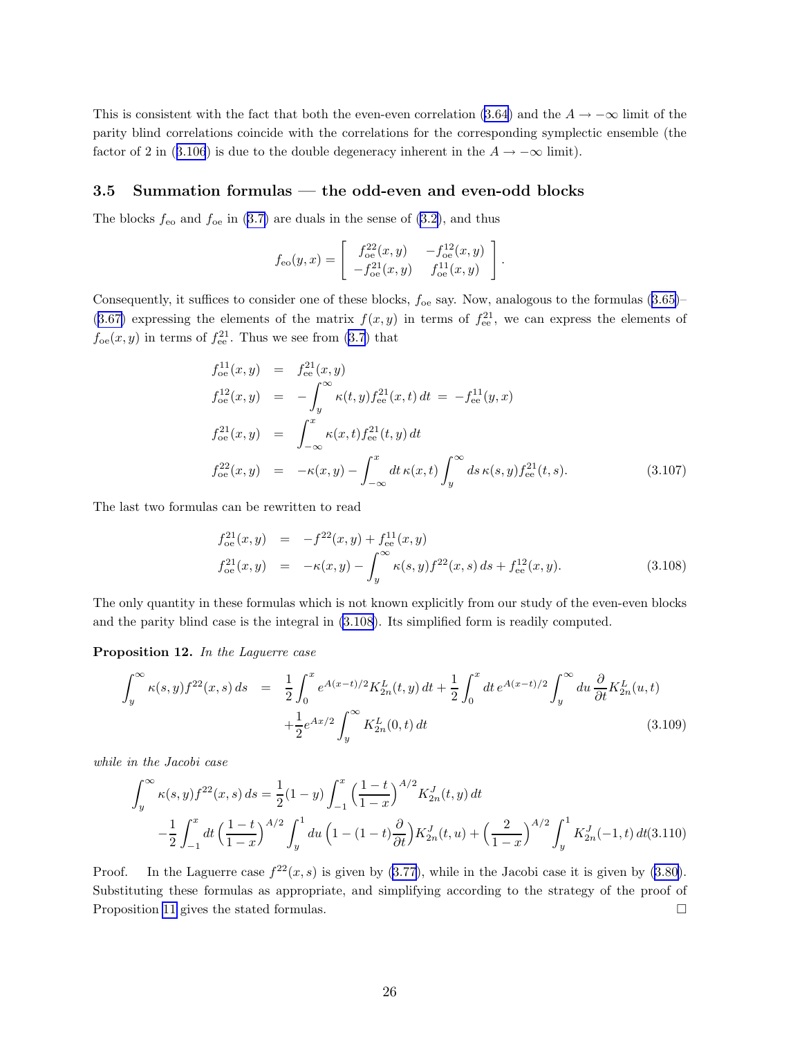This is consistent with the fact that both the even-even correlation (3.64) and the $A \to -\infty$ limit of the parity blind correlations coincide with the correlations for the corresponding symplectic ensemble (the factor of 2 in (3.106) is due to the double degeneracy inherent in the $A \to -\infty$ limit).

### 3.5 Summation formulas — the odd-even and even-odd blocks

The blocks $f_{\rm eo}$ and $f_{\rm oe}$ in (3.7) are duals in the sense of (3.2), and thus

$$
f_{\rm eo}(y,x) = \begin{bmatrix} f_{\rm oe}^{22}(x,y) & -f_{\rm oe}^{12}(x,y) \\ -f_{\rm oe}^{21}(x,y) & f_{\rm oe}^{11}(x,y) \end{bmatrix}.
$$

Consequently, it suffices to consider one of these blocks, $f_{\rm oe}$ say. Now, analogous to the formulas (3.65)–(3.67) expressing the elements of the matrix $f(x,y)$ in terms of $f_{\rm ee}^{21}$, we can express the elements of $f_{\rm oe}(x,y)$ in terms of $f_{\rm ee}^{21}$. Thus we see from (3.7) that

$$
\begin{aligned}
f_{\rm oe}^{11}(x,y) &= f_{\rm ee}^{21}(x,y) \\
f_{\rm oe}^{12}(x,y) &= -\int_y^\infty \kappa(t,y) f_{\rm ee}^{21}(x,t)\,dt \;=\; -f_{\rm ee}^{11}(y,x) \\
f_{\rm oe}^{21}(x,y) &= \int_{-\infty}^x \kappa(x,t) f_{\rm ee}^{21}(t,y)\,dt \\
f_{\rm oe}^{22}(x,y) &= -\kappa(x,y) - \int_{-\infty}^x dt\,\kappa(x,t)\int_y^\infty ds\,\kappa(s,y) f_{\rm ee}^{21}(t,s).
\end{aligned} \tag{3.107}
$$

The last two formulas can be rewritten to read

$$
\begin{aligned}
f_{\rm oe}^{21}(x,y) &= -f^{22}(x,y) + f_{\rm ee}^{11}(x,y) \\
f_{\rm oe}^{21}(x,y) &= -\kappa(x,y) - \int_y^\infty \kappa(s,y) f^{22}(x,s)\,ds + f_{\rm ee}^{12}(x,y).
\end{aligned} \tag{3.108}
$$

The only quantity in these formulas which is not known explicitly from our study of the even-even blocks and the parity blind case is the integral in (3.108). Its simplified form is readily computed.

**Proposition 12.** *In the Laguerre case*

$$
\begin{aligned}
\int_y^\infty \kappa(s,y) f^{22}(x,s)\,ds &= \frac{1}{2}\int_0^x e^{A(x-t)/2} K_{2n}^L(t,y)\,dt + \frac{1}{2}\int_0^x dt\,e^{A(x-t)/2}\int_y^\infty du\,\frac{\partial}{\partial t}K_{2n}^L(u,t) \\
&\quad + \frac{1}{2}e^{Ax/2}\int_y^\infty K_{2n}^L(0,t)\,dt
\end{aligned} \tag{3.109}
$$

*while in the Jacobi case*

$$
\begin{aligned}
\int_y^\infty \kappa(s,y) f^{22}(x,s)\,ds &= \frac{1}{2}(1-y)\int_{-1}^x \Big(\frac{1-t}{1-x}\Big)^{A/2} K_{2n}^J(t,y)\,dt \\
&\quad -\frac{1}{2}\int_{-1}^x dt\,\Big(\frac{1-t}{1-x}\Big)^{A/2}\int_y^1 du\,\Big(1-(1-t)\frac{\partial}{\partial t}\Big)K_{2n}^J(t,u) + \Big(\frac{2}{1-x}\Big)^{A/2}\int_y^1 K_{2n}^J(-1,t)\,dt
\end{aligned} \tag{3.110}
$$

Proof. In the Laguerre case $f^{22}(x,s)$ is given by (3.77), while in the Jacobi case it is given by (3.80). Substituting these formulas as appropriate, and simplifying according to the strategy of the proof of Proposition 11 gives the stated formulas. □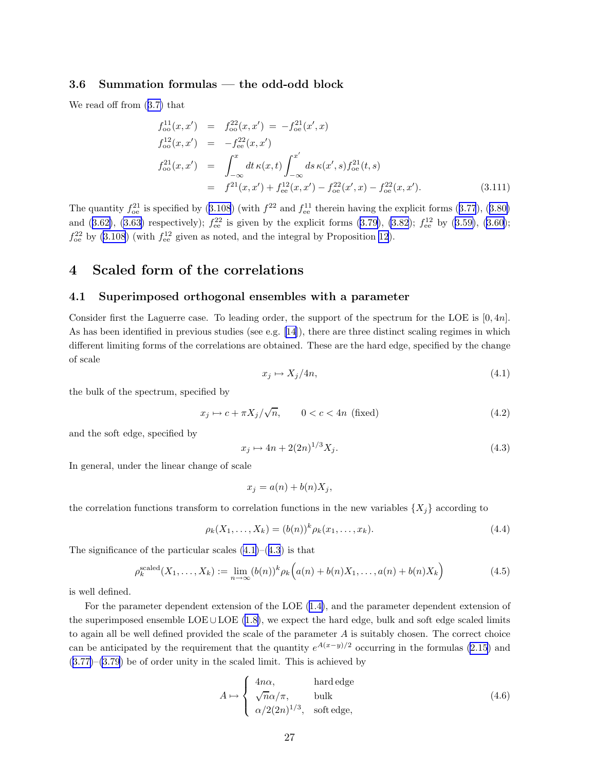### 3.6 Summation formulas — the odd-odd block

We read off from (3.7) that

$$
\begin{aligned}
f^{11}_{\rm oo}(x,x') &= f^{22}_{\rm oo}(x,x') = -f^{21}_{\rm oe}(x',x) \\
f^{12}_{\rm oo}(x,x') &= -f^{22}_{\rm ee}(x,x') \\
f^{21}_{\rm oo}(x,x') &= \int_{-\infty}^{x} dt\,\kappa(x,t)\int_{-\infty}^{x'} ds\,\kappa(x',s) f^{21}_{\rm oe}(t,s) \\
&= f^{21}(x,x') + f^{12}_{\rm ee}(x,x') - f^{22}_{\rm oe}(x',x) - f^{22}_{\rm oe}(x,x'). 
\end{aligned}
\tag{3.111}
$$

The quantity $f^{21}_{\rm oe}$ is specified by (3.108) (with $f^{22}$ and $f^{11}_{\rm ee}$ therein having the explicit forms (3.77), (3.80) and (3.62), (3.63) respectively); $f^{22}_{\rm ee}$ is given by the explicit forms (3.79), (3.82); $f^{12}_{\rm ee}$ by (3.59), (3.60); $f^{22}_{\rm oe}$ by (3.108) (with $f^{12}_{\rm ee}$ given as noted, and the integral by Proposition 12).

# 4 Scaled form of the correlations

## 4.1 Superimposed orthogonal ensembles with a parameter

Consider first the Laguerre case. To leading order, the support of the spectrum for the LOE is $[0,4n]$. As has been identified in previous studies (see e.g. [14]), there are three distinct scaling regimes in which different limiting forms of the correlations are obtained. These are the hard edge, specified by the change of scale

$$x_j \mapsto X_j/4n, \tag{4.1}$$

the bulk of the spectrum, specified by

$$x_j \mapsto c + \pi X_j/\sqrt{n}, \qquad 0 < c < 4n \ \text{(fixed)} \tag{4.2}$$

and the soft edge, specified by

$$x_j \mapsto 4n + 2(2n)^{1/3} X_j. \tag{4.3}$$

In general, under the linear change of scale

$$x_j = a(n) + b(n) X_j,$$

the correlation functions transform to correlation functions in the new variables $\{X_j\}$ according to

$$\rho_k(X_1,\dots,X_k) = (b(n))^k \rho_k(x_1,\dots,x_k). \tag{4.4}$$

The significance of the particular scales (4.1)–(4.3) is that

$$\rho^{\rm scaled}_k(X_1,\dots,X_k) := \lim_{n\to\infty} (b(n))^k \rho_k\Big(a(n)+b(n)X_1,\dots,a(n)+b(n)X_k\Big) \tag{4.5}$$

is well defined.

For the parameter dependent extension of the LOE (1.4), and the parameter dependent extension of the superimposed ensemble LOE ∪ LOE (1.8), we expect the hard edge, bulk and soft edge scaled limits to again all be well defined provided the scale of the parameter $A$ is suitably chosen. The correct choice can be anticipated by the requirement that the quantity $e^{A(x-y)/2}$ occurring in the formulas (2.15) and (3.77)–(3.79) be of order unity in the scaled limit. This is achieved by

$$A \mapsto \begin{cases} 4n\alpha, & \text{hard edge} \\ \sqrt{n}\alpha/\pi, & \text{bulk} \\ \alpha/2(2n)^{1/3}, & \text{soft edge,} \end{cases} \tag{4.6}$$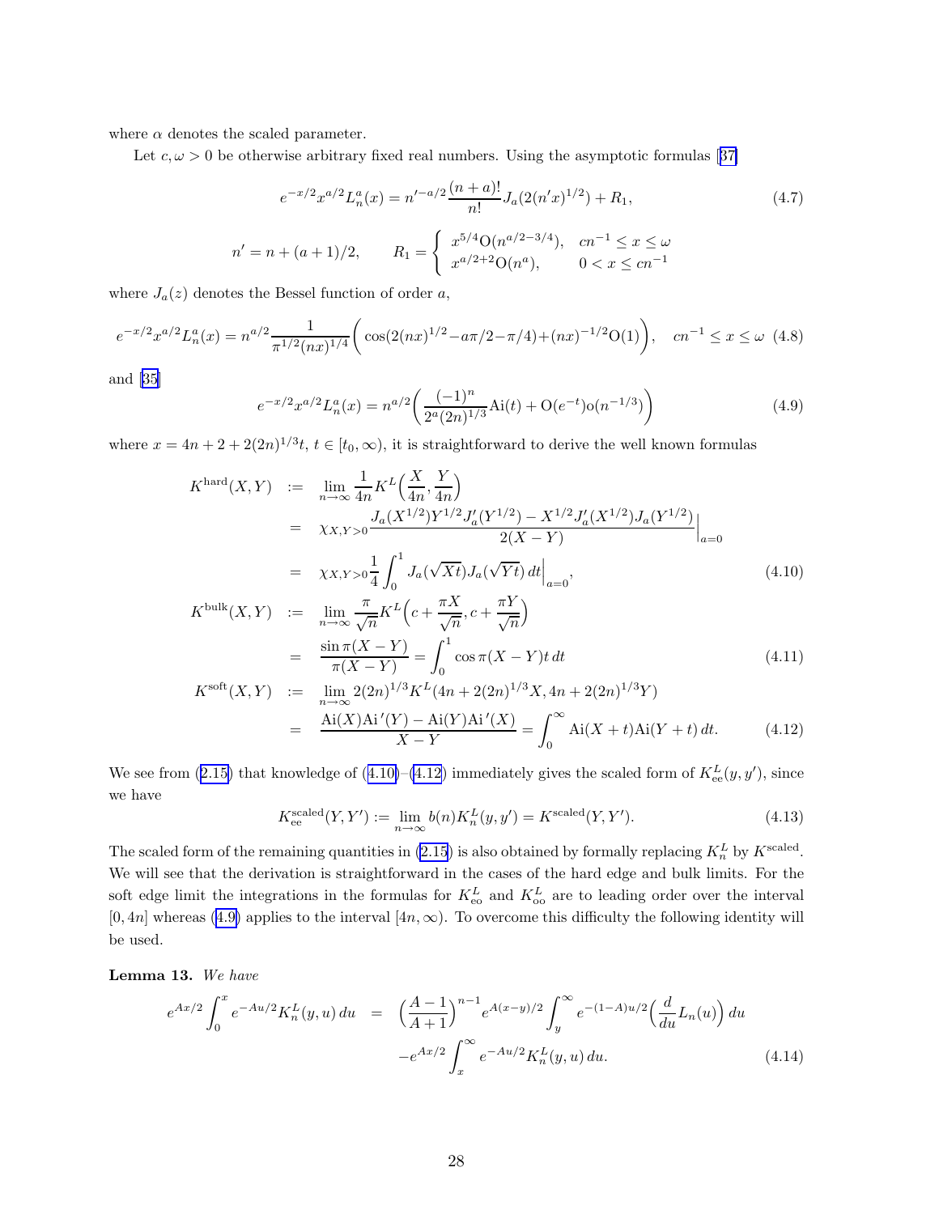where $\alpha$ denotes the scaled parameter.

Let $c, \omega > 0$ be otherwise arbitrary fixed real numbers. Using the asymptotic formulas [37]

$$e^{-x/2} x^{a/2} L_n^a(x) = n'^{-a/2} \frac{(n+a)!}{n!} J_a(2(n'x)^{1/2}) + R_1, \tag{4.7}$$

$$n' = n + (a+1)/2, \qquad R_1 = \begin{cases} x^{5/4} \mathrm{O}(n^{a/2-3/4}), & cn^{-1} \le x \le \omega \\ x^{a/2+2} \mathrm{O}(n^a), & 0 < x \le cn^{-1} \end{cases}$$

where $J_a(z)$ denotes the Bessel function of order $a$,

$$e^{-x/2} x^{a/2} L_n^a(x) = n^{a/2} \frac{1}{\pi^{1/2}(nx)^{1/4}} \Big( \cos(2(nx)^{1/2} - a\pi/2 - \pi/4) + (nx)^{-1/2} \mathrm{O}(1) \Big), \quad cn^{-1} \le x \le \omega \tag{4.8}$$

and [35]

$$e^{-x/2} x^{a/2} L_n^a(x) = n^{a/2} \Big( \frac{(-1)^n}{2^a (2n)^{1/3}} \mathrm{Ai}(t) + \mathrm{O}(e^{-t}) \mathrm{o}(n^{-1/3}) \Big) \tag{4.9}$$

where $x = 4n + 2 + 2(2n)^{1/3} t$, $t \in [t_0, \infty)$, it is straightforward to derive the well known formulas

$$\begin{aligned}
K^{\mathrm{hard}}(X,Y) &:= \lim_{n\to\infty} \frac{1}{4n} K^L\Big(\frac{X}{4n}, \frac{Y}{4n}\Big) \\
&= \chi_{X,Y>0} \frac{J_a(X^{1/2}) Y^{1/2} J_a'(Y^{1/2}) - X^{1/2} J_a'(X^{1/2}) J_a(Y^{1/2})}{2(X-Y)}\Big|_{a=0} \\
&= \chi_{X,Y>0} \frac{1}{4} \int_0^1 J_a(\sqrt{Xt}) J_a(\sqrt{Yt})\, dt \Big|_{a=0},
\end{aligned} \tag{4.10}$$

$$\begin{aligned}
K^{\mathrm{bulk}}(X,Y) &:= \lim_{n\to\infty} \frac{\pi}{\sqrt{n}} K^L\Big(c + \frac{\pi X}{\sqrt{n}}, c + \frac{\pi Y}{\sqrt{n}}\Big) \\
&= \frac{\sin \pi(X-Y)}{\pi(X-Y)} = \int_0^1 \cos \pi(X-Y)t\, dt
\end{aligned} \tag{4.11}$$

$$\begin{aligned}
K^{\mathrm{soft}}(X,Y) &:= \lim_{n\to\infty} 2(2n)^{1/3} K^L(4n + 2(2n)^{1/3} X, 4n + 2(2n)^{1/3} Y) \\
&= \frac{\mathrm{Ai}(X)\mathrm{Ai}'(Y) - \mathrm{Ai}(Y)\mathrm{Ai}'(X)}{X-Y} = \int_0^\infty \mathrm{Ai}(X+t)\mathrm{Ai}(Y+t)\, dt.
\end{aligned} \tag{4.12}$$

We see from (2.15) that knowledge of (4.10)–(4.12) immediately gives the scaled form of $K_{\mathrm{ee}}^L(y,y')$, since we have

$$K_{\mathrm{ee}}^{\mathrm{scaled}}(Y,Y') := \lim_{n\to\infty} b(n) K_n^L(y,y') = K^{\mathrm{scaled}}(Y,Y'). \tag{4.13}$$

The scaled form of the remaining quantities in (2.15) is also obtained by formally replacing $K_n^L$ by $K^{\mathrm{scaled}}$. We will see that the derivation is straightforward in the cases of the hard edge and bulk limits. For the soft edge limit the integrations in the formulas for $K_{\mathrm{eo}}^L$ and $K_{\mathrm{oo}}^L$ are to leading order over the interval $[0, 4n]$ whereas (4.9) applies to the interval $[4n, \infty)$. To overcome this difficulty the following identity will be used.

**Lemma 13.** *We have*

$$\begin{aligned}
e^{Ax/2} \int_0^x e^{-Au/2} K_n^L(y,u)\, du &= \Big(\frac{A-1}{A+1}\Big)^{n-1} e^{A(x-y)/2} \int_y^\infty e^{-(1-A)u/2} \Big(\frac{d}{du} L_n(u)\Big)\, du \\
&\quad - e^{Ax/2} \int_x^\infty e^{-Au/2} K_n^L(y,u)\, du.
\end{aligned} \tag{4.14}$$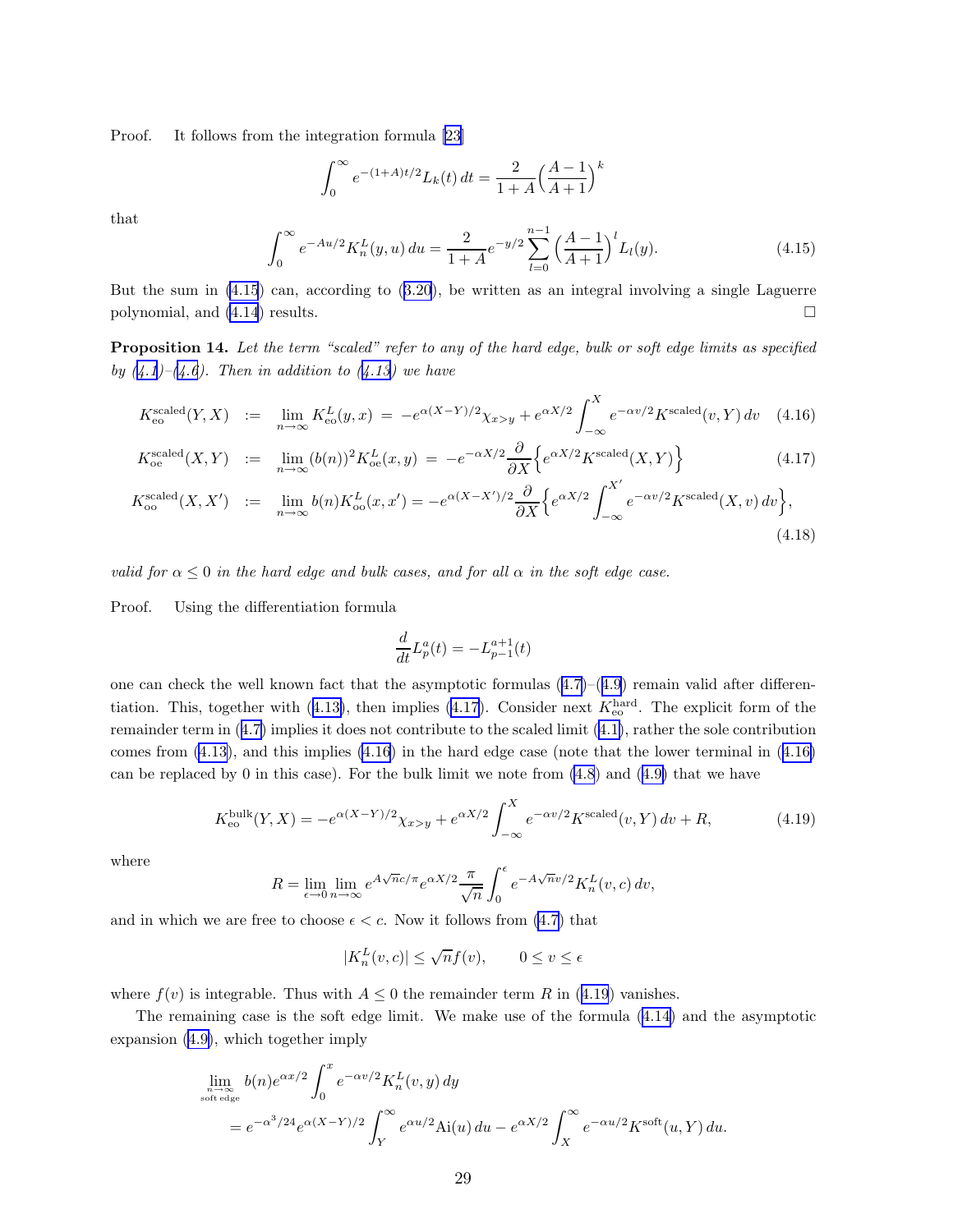Proof. It follows from the integration formula [23]

$$\int_0^\infty e^{-(1+A)t/2} L_k(t)\, dt = \frac{2}{1+A}\Big(\frac{A-1}{A+1}\Big)^k$$

that

$$\int_0^\infty e^{-Au/2} K_n^L(y,u)\, du = \frac{2}{1+A} e^{-y/2} \sum_{l=0}^{n-1} \Big(\frac{A-1}{A+1}\Big)^l L_l(y). \tag{4.15}$$

But the sum in (4.15) can, according to (3.20), be written as an integral involving a single Laguerre polynomial, and (4.14) results. $\square$

**Proposition 14.** *Let the term "scaled" refer to any of the hard edge, bulk or soft edge limits as specified by (4.1)–(4.6). Then in addition to (4.13) we have*

$$K_{\rm eo}^{\rm scaled}(Y,X) \;:=\; \lim_{n\to\infty} K_{\rm eo}^L(y,x) \;=\; -e^{\alpha(X-Y)/2}\chi_{x>y} + e^{\alpha X/2}\int_{-\infty}^X e^{-\alpha v/2} K^{\rm scaled}(v,Y)\, dv \tag{4.16}$$

$$K_{\rm oe}^{\rm scaled}(X,Y) \;:=\; \lim_{n\to\infty} (b(n))^2 K_{\rm oe}^L(x,y) \;=\; -e^{-\alpha X/2}\frac{\partial}{\partial X}\Big\{ e^{\alpha X/2} K^{\rm scaled}(X,Y)\Big\} \tag{4.17}$$

$$K_{\rm oo}^{\rm scaled}(X,X') \;:=\; \lim_{n\to\infty} b(n) K_{\rm oo}^L(x,x') = -e^{\alpha(X-X')/2}\frac{\partial}{\partial X}\Big\{ e^{\alpha X/2}\int_{-\infty}^{X'} e^{-\alpha v/2} K^{\rm scaled}(X,v)\, dv\Big\}, \tag{4.18}$$

*valid for $\alpha \le 0$ in the hard edge and bulk cases, and for all $\alpha$ in the soft edge case.*

Proof. Using the differentiation formula

$$\frac{d}{dt} L_p^a(t) = -L_{p-1}^{a+1}(t)$$

one can check the well known fact that the asymptotic formulas (4.7)–(4.9) remain valid after differentiation. This, together with (4.13), then implies (4.17). Consider next $K_{\rm eo}^{\rm hard}$. The explicit form of the remainder term in (4.7) implies it does not contribute to the scaled limit (4.1), rather the sole contribution comes from (4.13), and this implies (4.16) in the hard edge case (note that the lower terminal in (4.16) can be replaced by 0 in this case). For the bulk limit we note from (4.8) and (4.9) that we have

$$K_{\rm eo}^{\rm bulk}(Y,X) = -e^{\alpha(X-Y)/2}\chi_{x>y} + e^{\alpha X/2}\int_{-\infty}^X e^{-\alpha v/2} K^{\rm scaled}(v,Y)\, dv + R, \tag{4.19}$$

where

$$R = \lim_{\epsilon\to 0}\lim_{n\to\infty} e^{A\sqrt{n}c/\pi} e^{\alpha X/2}\frac{\pi}{\sqrt{n}}\int_0^\epsilon e^{-A\sqrt{n}v/2} K_n^L(v,c)\, dv,$$

and in which we are free to choose $\epsilon < c$. Now it follows from (4.7) that

$$|K_n^L(v,c)| \le \sqrt{n} f(v), \qquad 0 \le v \le \epsilon$$

where $f(v)$ is integrable. Thus with $A \le 0$ the remainder term $R$ in (4.19) vanishes.

The remaining case is the soft edge limit. We make use of the formula (4.14) and the asymptotic expansion (4.9), which together imply

$$\lim_{\substack{n\to\infty \\ \text{soft edge}}} b(n) e^{\alpha x/2}\int_0^x e^{-\alpha v/2} K_n^L(v,y)\, dy$$
$$= e^{-\alpha^3/24} e^{\alpha(X-Y)/2}\int_Y^\infty e^{\alpha u/2}{\rm Ai}(u)\, du - e^{\alpha X/2}\int_X^\infty e^{-\alpha u/2} K^{\rm soft}(u,Y)\, du.$$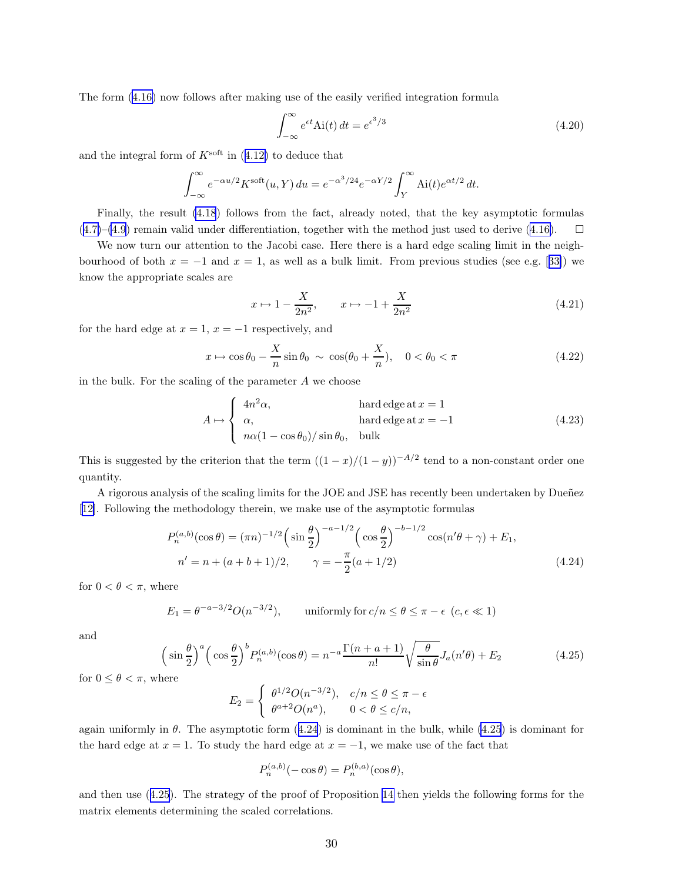The form (4.16) now follows after making use of the easily verified integration formula

$$\int_{-\infty}^{\infty} e^{\epsilon t} \mathrm{Ai}(t)\, dt = e^{\epsilon^3/3} \tag{4.20}$$

and the integral form of $K^{\rm soft}$ in (4.12) to deduce that

$$\int_{-\infty}^{\infty} e^{-\alpha u/2} K^{\rm soft}(u,Y)\, du = e^{-\alpha^3/24} e^{-\alpha Y/2} \int_Y^\infty \mathrm{Ai}(t) e^{\alpha t/2}\, dt.$$

Finally, the result (4.18) follows from the fact, already noted, that the key asymptotic formulas (4.7)–(4.9) remain valid under differentiation, together with the method just used to derive (4.16). $\square$

We now turn our attention to the Jacobi case. Here there is a hard edge scaling limit in the neighbourhood of both $x = -1$ and $x = 1$, as well as a bulk limit. From previous studies (see e.g. [33]) we know the appropriate scales are

$$x \mapsto 1 - \frac{X}{2n^2}, \qquad x \mapsto -1 + \frac{X}{2n^2} \tag{4.21}$$

for the hard edge at $x = 1$, $x = -1$ respectively, and

$$x \mapsto \cos\theta_0 - \frac{X}{n}\sin\theta_0 \ \sim \ \cos(\theta_0 + \frac{X}{n}), \quad 0 < \theta_0 < \pi \tag{4.22}$$

in the bulk. For the scaling of the parameter $A$ we choose

$$A \mapsto \begin{cases} 4n^2\alpha, & \text{hard edge at } x = 1 \\ \alpha, & \text{hard edge at } x = -1 \\ n\alpha(1-\cos\theta_0)/\sin\theta_0, & \text{bulk} \end{cases} \tag{4.23}$$

This is suggested by the criterion that the term $((1-x)/(1-y))^{-A/2}$ tend to a non-constant order one quantity.

A rigorous analysis of the scaling limits for the JOE and JSE has recently been undertaken by Dueñez [12]. Following the methodology therein, we make use of the asymptotic formulas

$$\begin{aligned} P_n^{(a,b)}(\cos\theta) &= (\pi n)^{-1/2}\Big(\sin\frac{\theta}{2}\Big)^{-a-1/2}\Big(\cos\frac{\theta}{2}\Big)^{-b-1/2}\cos(n'\theta + \gamma) + E_1, \\ n' &= n + (a+b+1)/2, \qquad \gamma = -\frac{\pi}{2}(a+1/2) \end{aligned} \tag{4.24}$$

for $0 < \theta < \pi$, where

$$E_1 = \theta^{-a-3/2} O(n^{-3/2}), \qquad \text{uniformly for } c/n \le \theta \le \pi - \epsilon \ \ (c,\epsilon \ll 1)$$

and

$$\Big(\sin\frac{\theta}{2}\Big)^a\Big(\cos\frac{\theta}{2}\Big)^b P_n^{(a,b)}(\cos\theta) = n^{-a}\frac{\Gamma(n+a+1)}{n!}\sqrt{\frac{\theta}{\sin\theta}} J_a(n'\theta) + E_2 \tag{4.25}$$

for $0 \le \theta < \pi$, where

$$E_2 = \begin{cases} \theta^{1/2} O(n^{-3/2}), & c/n \le \theta \le \pi - \epsilon \\ \theta^{a+2} O(n^a), & 0 < \theta \le c/n, \end{cases}$$

again uniformly in $\theta$. The asymptotic form (4.24) is dominant in the bulk, while (4.25) is dominant for the hard edge at $x = 1$. To study the hard edge at $x = -1$, we make use of the fact that

$$P_n^{(a,b)}(-\cos\theta) = P_n^{(b,a)}(\cos\theta),$$

and then use (4.25). The strategy of the proof of Proposition 14 then yields the following forms for the matrix elements determining the scaled correlations.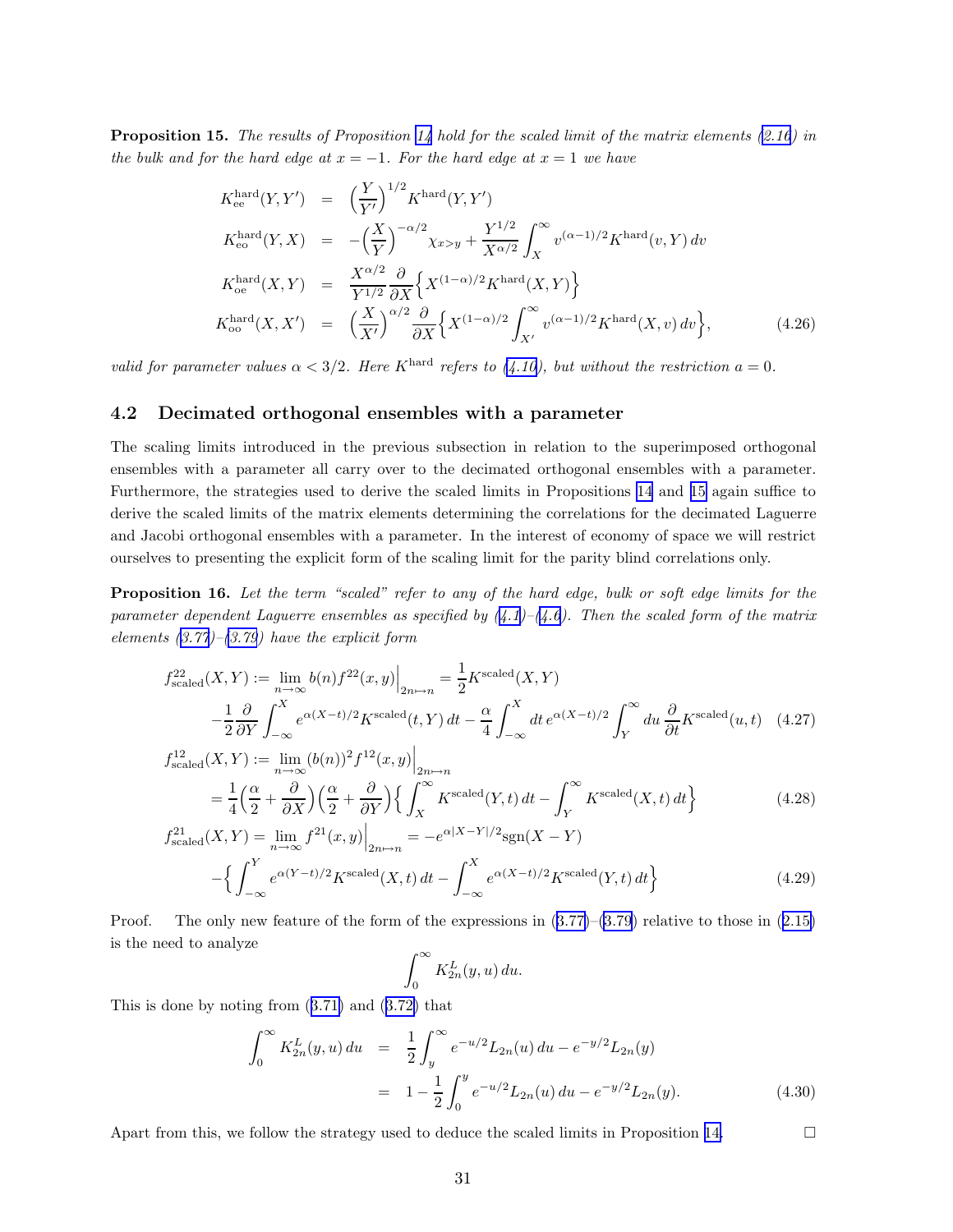**Proposition 15.** *The results of Proposition 14 hold for the scaled limit of the matrix elements (2.16) in the bulk and for the hard edge at $x=-1$. For the hard edge at $x=1$ we have*

$$
\begin{aligned}
K^{\rm hard}_{\rm ee}(Y,Y') &= \Big(\frac{Y}{Y'}\Big)^{1/2} K^{\rm hard}(Y,Y') \\
K^{\rm hard}_{\rm eo}(Y,X) &= -\Big(\frac{X}{Y}\Big)^{-\alpha/2}\chi_{x>y} + \frac{Y^{1/2}}{X^{\alpha/2}}\int_X^\infty v^{(\alpha-1)/2} K^{\rm hard}(v,Y)\,dv \\
K^{\rm hard}_{\rm oe}(X,Y) &= \frac{X^{\alpha/2}}{Y^{1/2}}\frac{\partial}{\partial X}\Big\{ X^{(1-\alpha)/2} K^{\rm hard}(X,Y)\Big\} \\
K^{\rm hard}_{\rm oo}(X,X') &= \Big(\frac{X}{X'}\Big)^{\alpha/2}\frac{\partial}{\partial X}\Big\{ X^{(1-\alpha)/2}\int_{X'}^\infty v^{(\alpha-1)/2} K^{\rm hard}(X,v)\,dv\Big\}, \qquad (4.26)
\end{aligned}
$$

*valid for parameter values $\alpha < 3/2$. Here $K^{\rm hard}$ refers to (4.10), but without the restriction $a=0$.*

## 4.2 Decimated orthogonal ensembles with a parameter

The scaling limits introduced in the previous subsection in relation to the superimposed orthogonal ensembles with a parameter all carry over to the decimated orthogonal ensembles with a parameter. Furthermore, the strategies used to derive the scaled limits in Propositions 14 and 15 again suffice to derive the scaled limits of the matrix elements determining the correlations for the decimated Laguerre and Jacobi orthogonal ensembles with a parameter. In the interest of economy of space we will restrict ourselves to presenting the explicit form of the scaling limit for the parity blind correlations only.

**Proposition 16.** *Let the term "scaled" refer to any of the hard edge, bulk or soft edge limits for the parameter dependent Laguerre ensembles as specified by (4.1)–(4.6). Then the scaled form of the matrix elements (3.77)–(3.79) have the explicit form*

$$
\begin{aligned}
f^{22}_{\rm scaled}(X,Y) &:= \lim_{n\to\infty} b(n) f^{22}(x,y)\Big|_{2n\mapsto n} = \frac{1}{2}K^{\rm scaled}(X,Y) \\
&\quad -\frac{1}{2}\frac{\partial}{\partial Y}\int_{-\infty}^X e^{\alpha(X-t)/2}K^{\rm scaled}(t,Y)\,dt - \frac{\alpha}{4}\int_{-\infty}^X dt\, e^{\alpha(X-t)/2}\int_Y^\infty du\,\frac{\partial}{\partial t}K^{\rm scaled}(u,t) \qquad (4.27) \\
f^{12}_{\rm scaled}(X,Y) &:= \lim_{n\to\infty} (b(n))^2 f^{12}(x,y)\Big|_{2n\mapsto n} \\
&= \frac{1}{4}\Big(\frac{\alpha}{2}+\frac{\partial}{\partial X}\Big)\Big(\frac{\alpha}{2}+\frac{\partial}{\partial Y}\Big)\Big\{\int_X^\infty K^{\rm scaled}(Y,t)\,dt - \int_Y^\infty K^{\rm scaled}(X,t)\,dt\Big\} \qquad (4.28) \\
f^{21}_{\rm scaled}(X,Y) &= \lim_{n\to\infty} f^{21}(x,y)\Big|_{2n\mapsto n} = -e^{\alpha|X-Y|/2}{\rm sgn}(X-Y) \\
&\quad -\Big\{\int_{-\infty}^Y e^{\alpha(Y-t)/2}K^{\rm scaled}(X,t)\,dt - \int_{-\infty}^X e^{\alpha(X-t)/2}K^{\rm scaled}(Y,t)\,dt\Big\} \qquad (4.29)
\end{aligned}
$$

Proof. The only new feature of the form of the expressions in (3.77)–(3.79) relative to those in (2.15) is the need to analyze

$$
\int_0^\infty K^L_{2n}(y,u)\,du.
$$

This is done by noting from (3.71) and (3.72) that

$$
\begin{aligned}
\int_0^\infty K^L_{2n}(y,u)\,du &= \frac{1}{2}\int_y^\infty e^{-u/2}L_{2n}(u)\,du - e^{-y/2}L_{2n}(y) \\
&= 1 - \frac{1}{2}\int_0^y e^{-u/2}L_{2n}(u)\,du - e^{-y/2}L_{2n}(y). \qquad (4.30)
\end{aligned}
$$

Apart from this, we follow the strategy used to deduce the scaled limits in Proposition 14. □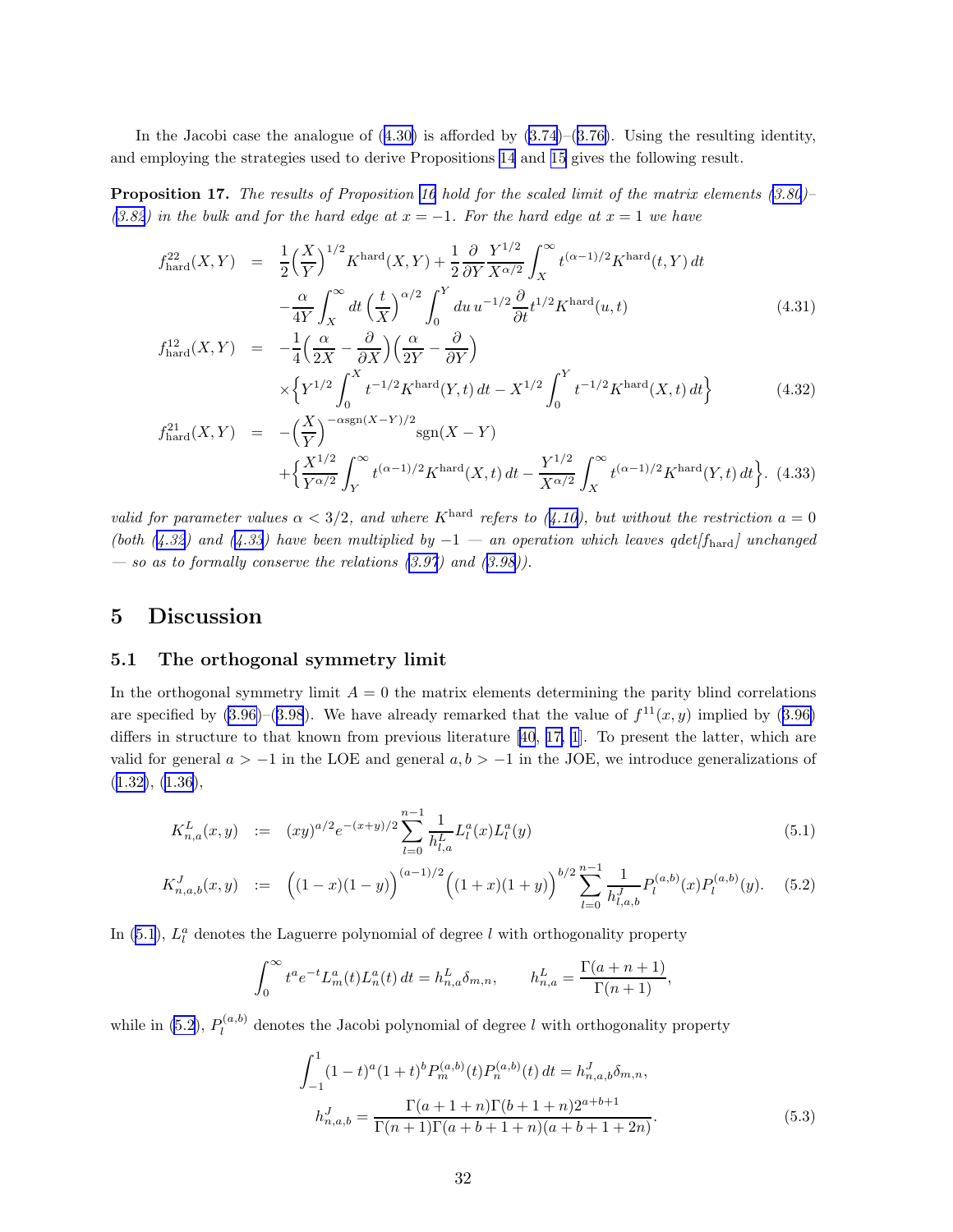In the Jacobi case the analogue of (4.30) is afforded by (3.74)–(3.76). Using the resulting identity, and employing the strategies used to derive Propositions 14 and 15 gives the following result.

**Proposition 17.** *The results of Proposition 16 hold for the scaled limit of the matrix elements (3.80)–(3.82) in the bulk and for the hard edge at $x = -1$. For the hard edge at $x = 1$ we have*

$$
\begin{aligned}
f^{22}_{\rm hard}(X,Y) &= \frac{1}{2}\Big(\frac{X}{Y}\Big)^{1/2} K^{\rm hard}(X,Y) + \frac{1}{2}\frac{\partial}{\partial Y}\frac{Y^{1/2}}{X^{\alpha/2}}\int_X^\infty t^{(\alpha-1)/2} K^{\rm hard}(t,Y)\,dt \\
&\quad - \frac{\alpha}{4Y}\int_X^\infty dt\,\Big(\frac{t}{X}\Big)^{\alpha/2}\int_0^Y du\, u^{-1/2}\frac{\partial}{\partial t} t^{1/2} K^{\rm hard}(u,t) 
\end{aligned}
\tag{4.31}
$$

$$
\begin{aligned}
f^{12}_{\rm hard}(X,Y) &= -\frac{1}{4}\Big(\frac{\alpha}{2X} - \frac{\partial}{\partial X}\Big)\Big(\frac{\alpha}{2Y} - \frac{\partial}{\partial Y}\Big) \\
&\quad \times \Big\{ Y^{1/2}\int_0^X t^{-1/2} K^{\rm hard}(Y,t)\,dt - X^{1/2}\int_0^Y t^{-1/2}K^{\rm hard}(X,t)\,dt \Big\}
\end{aligned}
\tag{4.32}
$$

$$
\begin{aligned}
f^{21}_{\rm hard}(X,Y) &= -\Big(\frac{X}{Y}\Big)^{-\alpha {\rm sgn}(X-Y)/2} {\rm sgn}(X-Y) \\
&\quad + \Big\{ \frac{X^{1/2}}{Y^{\alpha/2}}\int_Y^\infty t^{(\alpha-1)/2} K^{\rm hard}(X,t)\,dt - \frac{Y^{1/2}}{X^{\alpha/2}}\int_X^\infty t^{(\alpha-1)/2}K^{\rm hard}(Y,t)\,dt \Big\}.
\end{aligned}
\tag{4.33}
$$

*valid for parameter values $\alpha < 3/2$, and where $K^{\rm hard}$ refers to (4.10), but without the restriction $a = 0$ (both (4.32) and (4.33) have been multiplied by $-1$ — an operation which leaves $q\det[f_{\rm hard}]$ unchanged — so as to formally conserve the relations (3.97) and (3.98)).*

# 5 Discussion

## 5.1 The orthogonal symmetry limit

In the orthogonal symmetry limit $A = 0$ the matrix elements determining the parity blind correlations are specified by (3.96)–(3.98). We have already remarked that the value of $f^{11}(x,y)$ implied by (3.96) differs in structure to that known from previous literature [40, 17, 1]. To present the latter, which are valid for general $a > -1$ in the LOE and general $a, b > -1$ in the JOE, we introduce generalizations of (1.32), (1.36),

$$
K^L_{n,a}(x,y) := (xy)^{a/2} e^{-(x+y)/2}\sum_{l=0}^{n-1}\frac{1}{h^L_{l,a}} L^a_l(x) L^a_l(y) \tag{5.1}
$$

$$
K^J_{n,a,b}(x,y) := \Big((1-x)(1-y)\Big)^{(a-1)/2}\Big((1+x)(1+y)\Big)^{b/2}\sum_{l=0}^{n-1}\frac{1}{h^J_{l,a,b}} P^{(a,b)}_l(x) P^{(a,b)}_l(y). \tag{5.2}
$$

In (5.1), $L^a_l$ denotes the Laguerre polynomial of degree $l$ with orthogonality property

$$
\int_0^\infty t^a e^{-t} L^a_m(t) L^a_n(t)\,dt = h^L_{n,a}\delta_{m,n}, \qquad h^L_{n,a} = \frac{\Gamma(a+n+1)}{\Gamma(n+1)},
$$

while in (5.2), $P^{(a,b)}_l$ denotes the Jacobi polynomial of degree $l$ with orthogonality property

$$
\begin{aligned}
&\int_{-1}^1 (1-t)^a(1+t)^b P^{(a,b)}_m(t) P^{(a,b)}_n(t)\,dt = h^J_{n,a,b}\delta_{m,n}, \\
&h^J_{n,a,b} = \frac{\Gamma(a+1+n)\Gamma(b+1+n)2^{a+b+1}}{\Gamma(n+1)\Gamma(a+b+1+n)(a+b+1+2n)}.
\end{aligned}
\tag{5.3}
$$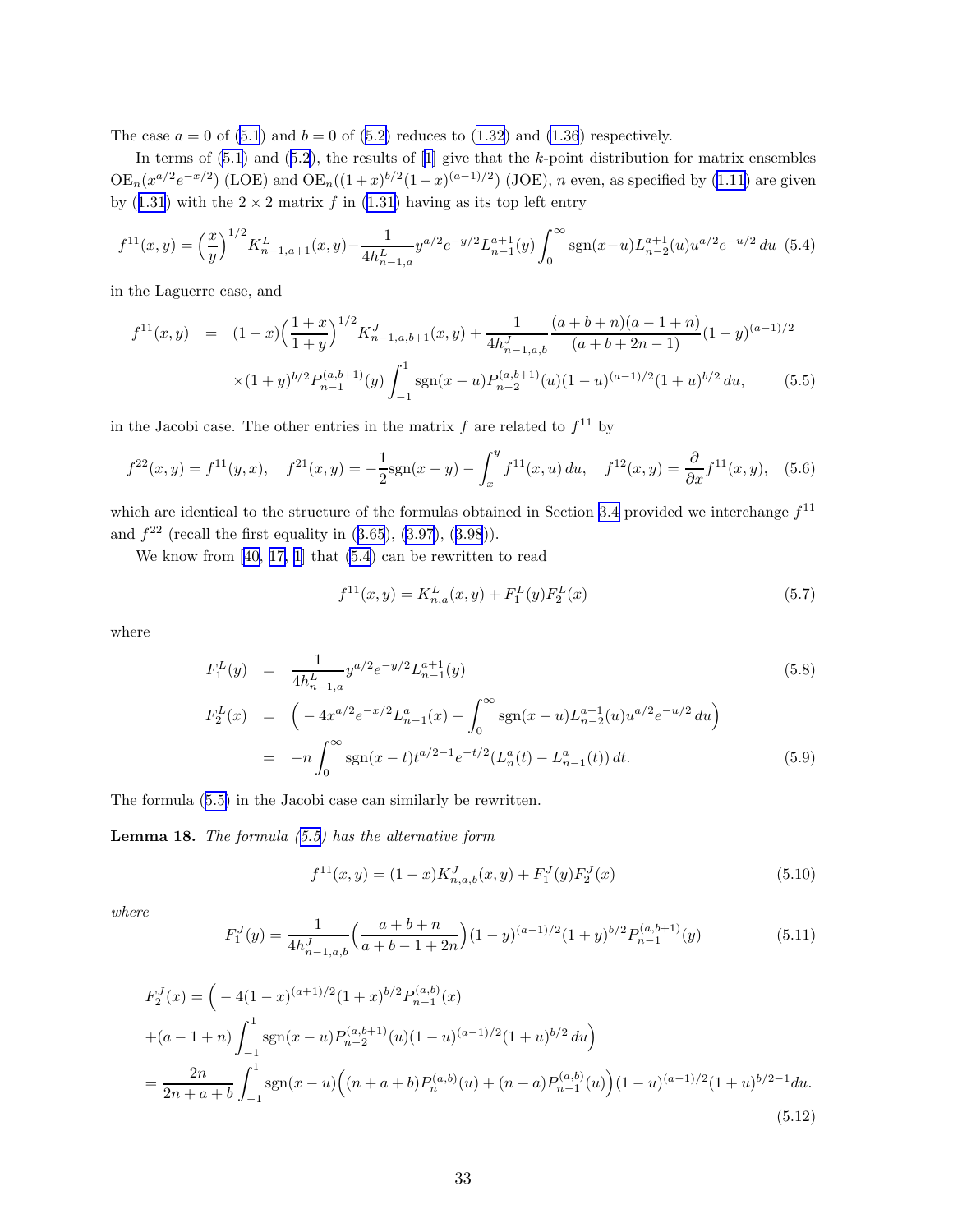The case $a = 0$ of (5.1) and $b = 0$ of (5.2) reduces to (1.32) and (1.36) respectively.

In terms of (5.1) and (5.2), the results of [1] give that the $k$-point distribution for matrix ensembles $\mathrm{OE}_n(x^{a/2}e^{-x/2})$ (LOE) and $\mathrm{OE}_n((1+x)^{b/2}(1-x)^{(a-1)/2})$ (JOE), $n$ even, as specified by (1.11) are given by (1.31) with the $2 \times 2$ matrix $f$ in (1.31) having as its top left entry

$$f^{11}(x,y) = \Big(\frac{x}{y}\Big)^{1/2} K^L_{n-1,a+1}(x,y) - \frac{1}{4h^L_{n-1,a}} y^{a/2}e^{-y/2}L^{a+1}_{n-1}(y)\int_0^\infty \mathrm{sgn}(x-u)L^{a+1}_{n-2}(u)u^{a/2}e^{-u/2}\,du \quad (5.4)$$

in the Laguerre case, and

$$\begin{aligned} f^{11}(x,y) &= (1-x)\Big(\frac{1+x}{1+y}\Big)^{1/2} K^J_{n-1,a,b+1}(x,y) + \frac{1}{4h^J_{n-1,a,b}}\frac{(a+b+n)(a-1+n)}{(a+b+2n-1)}(1-y)^{(a-1)/2} \\ &\quad \times (1+y)^{b/2}P^{(a,b+1)}_{n-1}(y)\int_{-1}^1 \mathrm{sgn}(x-u)P^{(a,b+1)}_{n-2}(u)(1-u)^{(a-1)/2}(1+u)^{b/2}\,du, \end{aligned} \quad (5.5)$$

in the Jacobi case. The other entries in the matrix $f$ are related to $f^{11}$ by

$$f^{22}(x,y) = f^{11}(y,x), \quad f^{21}(x,y) = -\frac{1}{2}\mathrm{sgn}(x-y) - \int_x^y f^{11}(x,u)\,du, \quad f^{12}(x,y) = \frac{\partial}{\partial x}f^{11}(x,y), \quad (5.6)$$

which are identical to the structure of the formulas obtained in Section 3.4 provided we interchange $f^{11}$ and $f^{22}$ (recall the first equality in (3.65), (3.97), (3.98)).

We know from [40, 17, 1] that (5.4) can be rewritten to read

$$f^{11}(x,y) = K^L_{n,a}(x,y) + F^L_1(y)F^L_2(x) \quad (5.7)$$

where

$$F^L_1(y) = \frac{1}{4h^L_{n-1,a}} y^{a/2}e^{-y/2}L^{a+1}_{n-1}(y) \quad (5.8)$$

$$\begin{aligned} F^L_2(x) &= \Big(-4x^{a/2}e^{-x/2}L^a_{n-1}(x) - \int_0^\infty \mathrm{sgn}(x-u)L^{a+1}_{n-2}(u)u^{a/2}e^{-u/2}\,du\Big) \\ &= -n\int_0^\infty \mathrm{sgn}(x-t)t^{a/2-1}e^{-t/2}(L^a_n(t) - L^a_{n-1}(t))\,dt. \end{aligned} \quad (5.9)$$

The formula (5.5) in the Jacobi case can similarly be rewritten.

**Lemma 18.** *The formula (5.5) has the alternative form*

$$f^{11}(x,y) = (1-x)K^J_{n,a,b}(x,y) + F^J_1(y)F^J_2(x) \quad (5.10)$$

*where*

$$F^J_1(y) = \frac{1}{4h^J_{n-1,a,b}}\Big(\frac{a+b+n}{a+b-1+2n}\Big)(1-y)^{(a-1)/2}(1+y)^{b/2}P^{(a,b+1)}_{n-1}(y) \quad (5.11)$$

$$\begin{aligned} F^J_2(x) &= \Big(-4(1-x)^{(a+1)/2}(1+x)^{b/2}P^{(a,b)}_{n-1}(x) \\ &\quad + (a-1+n)\int_{-1}^1 \mathrm{sgn}(x-u)P^{(a,b+1)}_{n-2}(u)(1-u)^{(a-1)/2}(1+u)^{b/2}\,du\Big) \\ &= \frac{2n}{2n+a+b}\int_{-1}^1 \mathrm{sgn}(x-u)\Big((n+a+b)P^{(a,b)}_n(u) + (n+a)P^{(a,b)}_{n-1}(u)\Big)(1-u)^{(a-1)/2}(1+u)^{b/2-1}du. \end{aligned} \quad (5.12)$$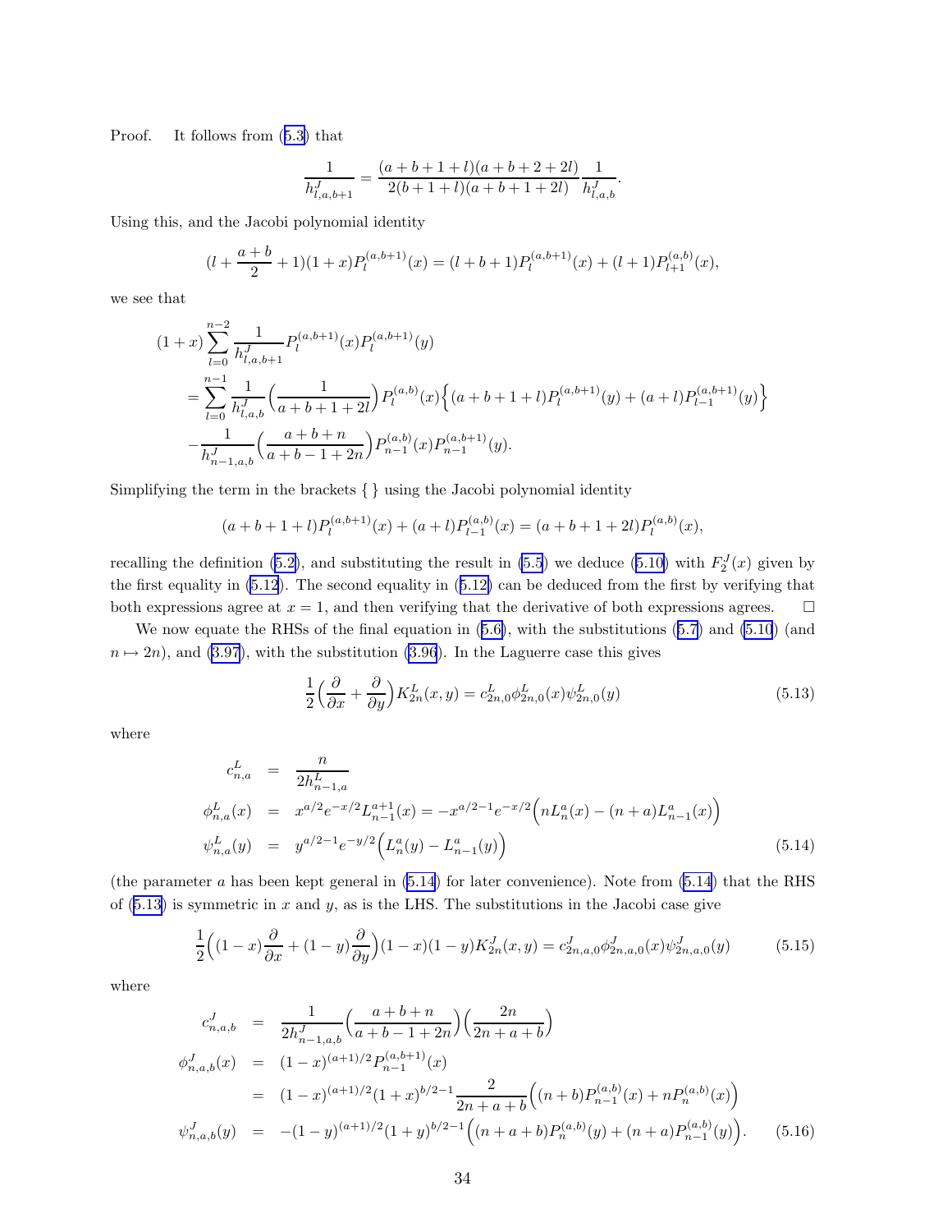Proof. It follows from (5.3) that

$$\frac{1}{h^J_{l,a,b+1}} = \frac{(a+b+1+l)(a+b+2+2l)}{2(b+1+l)(a+b+1+2l)} \frac{1}{h^J_{l,a,b}}.$$

Using this, and the Jacobi polynomial identity

$$(l + \frac{a+b}{2} + 1)(1+x) P_l^{(a,b+1)}(x) = (l+b+1) P_l^{(a,b+1)}(x) + (l+1) P_{l+1}^{(a,b)}(x),$$

we see that

$$\begin{aligned}
&(1+x) \sum_{l=0}^{n-2} \frac{1}{h^J_{l,a,b+1}} P_l^{(a,b+1)}(x) P_l^{(a,b+1)}(y) \\
&\quad = \sum_{l=0}^{n-1} \frac{1}{h^J_{l,a,b}} \Big( \frac{1}{a+b+1+2l} \Big) P_l^{(a,b)}(x) \Big\{ (a+b+1+l) P_l^{(a,b+1)}(y) + (a+l) P_{l-1}^{(a,b+1)}(y) \Big\} \\
&\quad - \frac{1}{h^J_{n-1,a,b}} \Big( \frac{a+b+n}{a+b-1+2n} \Big) P_{n-1}^{(a,b)}(x) P_{n-1}^{(a,b+1)}(y).
\end{aligned}$$

Simplifying the term in the brackets { } using the Jacobi polynomial identity

$$(a+b+1+l) P_l^{(a,b+1)}(x) + (a+l) P_{l-1}^{(a,b)}(x) = (a+b+1+2l) P_l^{(a,b)}(x),$$

recalling the definition (5.2), and substituting the result in (5.5) we deduce (5.10) with $F_2^J(x)$ given by the first equality in (5.12). The second equality in (5.12) can be deduced from the first by verifying that both expressions agree at $x=1$, and then verifying that the derivative of both expressions agrees. $\square$

We now equate the RHSs of the final equation in (5.6), with the substitutions (5.7) and (5.10) (and $n \mapsto 2n$), and (3.97), with the substitution (3.96). In the Laguerre case this gives

$$\frac{1}{2} \Big( \frac{\partial}{\partial x} + \frac{\partial}{\partial y} \Big) K^L_{2n}(x,y) = c^L_{2n,0} \phi^L_{2n,0}(x) \psi^L_{2n,0}(y) \tag{5.13}$$

where

$$\begin{aligned}
c^L_{n,a} &= \frac{n}{2h^L_{n-1,a}} \\
\phi^L_{n,a}(x) &= x^{a/2} e^{-x/2} L_{n-1}^{a+1}(x) = -x^{a/2-1} e^{-x/2} \Big( n L_n^a(x) - (n+a) L_{n-1}^a(x) \Big) \\
\psi^L_{n,a}(y) &= y^{a/2-1} e^{-y/2} \Big( L_n^a(y) - L_{n-1}^a(y) \Big)
\end{aligned} \tag{5.14}$$

(the parameter $a$ has been kept general in (5.14) for later convenience). Note from (5.14) that the RHS of (5.13) is symmetric in $x$ and $y$, as is the LHS. The substitutions in the Jacobi case give

$$\frac{1}{2} \Big( (1-x) \frac{\partial}{\partial x} + (1-y) \frac{\partial}{\partial y} \Big) (1-x)(1-y) K^J_{2n}(x,y) = c^J_{2n,a,0} \phi^J_{2n,a,0}(x) \psi^J_{2n,a,0}(y) \tag{5.15}$$

where

$$\begin{aligned}
c^J_{n,a,b} &= \frac{1}{2h^J_{n-1,a,b}} \Big( \frac{a+b+n}{a+b-1+2n} \Big) \Big( \frac{2n}{2n+a+b} \Big) \\
\phi^J_{n,a,b}(x) &= (1-x)^{(a+1)/2} P_{n-1}^{(a,b+1)}(x) \\
&= (1-x)^{(a+1)/2} (1+x)^{b/2-1} \frac{2}{2n+a+b} \Big( (n+b) P_{n-1}^{(a,b)}(x) + n P_n^{(a,b)}(x) \Big) \\
\psi^J_{n,a,b}(y) &= -(1-y)^{(a+1)/2} (1+y)^{b/2-1} \Big( (n+a+b) P_n^{(a,b)}(y) + (n+a) P_{n-1}^{(a,b)}(y) \Big).
\end{aligned} \tag{5.16}$$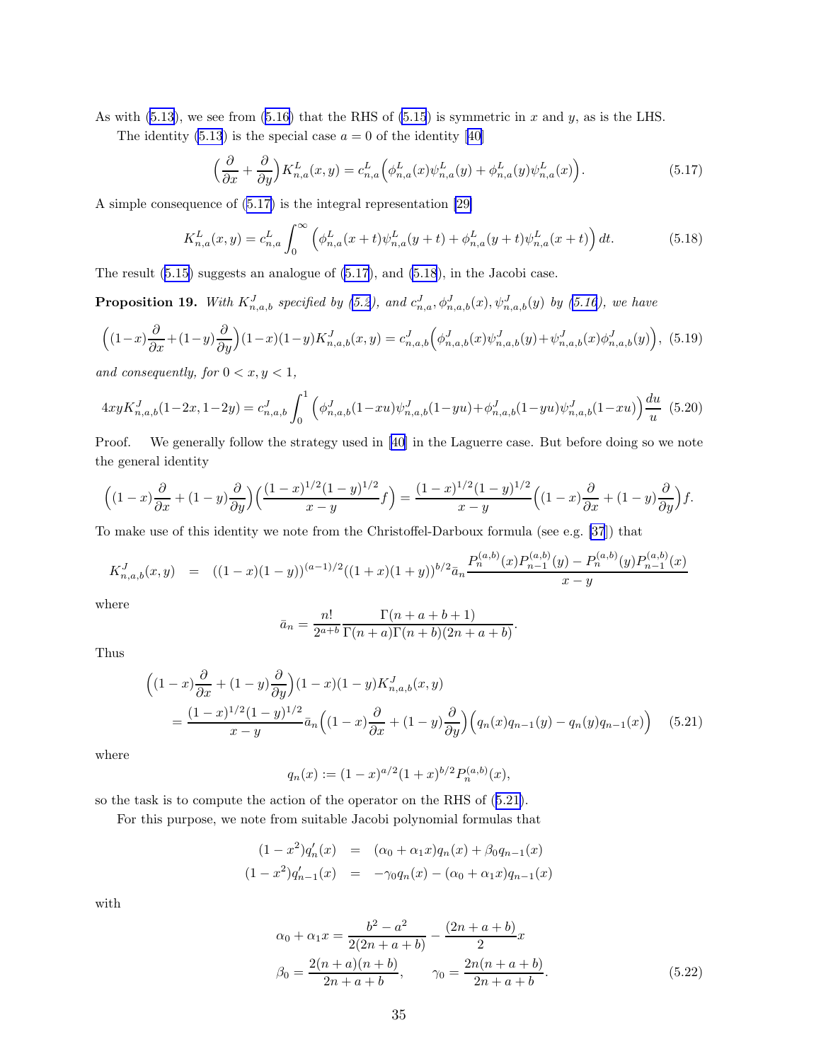As with (5.13), we see from (5.16) that the RHS of (5.15) is symmetric in $x$ and $y$, as is the LHS.

The identity (5.13) is the special case $a = 0$ of the identity [40]

$$\Big(\frac{\partial}{\partial x} + \frac{\partial}{\partial y}\Big) K^L_{n,a}(x,y) = c^L_{n,a}\Big(\phi^L_{n,a}(x)\psi^L_{n,a}(y) + \phi^L_{n,a}(y)\psi^L_{n,a}(x)\Big). \tag{5.17}$$

A simple consequence of (5.17) is the integral representation [29]

$$K^L_{n,a}(x,y) = c^L_{n,a}\int_0^\infty \Big(\phi^L_{n,a}(x+t)\psi^L_{n,a}(y+t) + \phi^L_{n,a}(y+t)\psi^L_{n,a}(x+t)\Big)\,dt. \tag{5.18}$$

The result (5.15) suggests an analogue of (5.17), and (5.18), in the Jacobi case.

**Proposition 19.** *With $K^J_{n,a,b}$ specified by (5.2), and $c^J_{n,a}, \phi^J_{n,a,b}(x), \psi^J_{n,a,b}(y)$ by (5.16), we have*

$$\Big((1-x)\frac{\partial}{\partial x} + (1-y)\frac{\partial}{\partial y}\Big)(1-x)(1-y)K^J_{n,a,b}(x,y) = c^J_{n,a,b}\Big(\phi^J_{n,a,b}(x)\psi^J_{n,a,b}(y) + \psi^J_{n,a,b}(x)\phi^J_{n,a,b}(y)\Big), \tag{5.19}$$

*and consequently, for $0 < x, y < 1$,*

$$4xyK^J_{n,a,b}(1-2x,1-2y) = c^J_{n,a,b}\int_0^1 \Big(\phi^J_{n,a,b}(1-xu)\psi^J_{n,a,b}(1-yu) + \phi^J_{n,a,b}(1-yu)\psi^J_{n,a,b}(1-xu)\Big)\frac{du}{u} \tag{5.20}$$

Proof. We generally follow the strategy used in [40] in the Laguerre case. But before doing so we note the general identity

$$\Big((1-x)\frac{\partial}{\partial x} + (1-y)\frac{\partial}{\partial y}\Big)\Big(\frac{(1-x)^{1/2}(1-y)^{1/2}}{x-y}f\Big) = \frac{(1-x)^{1/2}(1-y)^{1/2}}{x-y}\Big((1-x)\frac{\partial}{\partial x} + (1-y)\frac{\partial}{\partial y}\Big)f.$$

To make use of this identity we note from the Christoffel-Darboux formula (see e.g. [37]) that

$$K^J_{n,a,b}(x,y) = ((1-x)(1-y))^{(a-1)/2}((1+x)(1+y))^{b/2}\bar{a}_n\frac{P_n^{(a,b)}(x)P_{n-1}^{(a,b)}(y) - P_n^{(a,b)}(y)P_{n-1}^{(a,b)}(x)}{x-y}$$

where

$$\bar{a}_n = \frac{n!}{2^{a+b}}\frac{\Gamma(n+a+b+1)}{\Gamma(n+a)\Gamma(n+b)(2n+a+b)}.$$

Thus

$$\begin{aligned}
&\Big((1-x)\frac{\partial}{\partial x} + (1-y)\frac{\partial}{\partial y}\Big)(1-x)(1-y)K^J_{n,a,b}(x,y)\\
&\qquad = \frac{(1-x)^{1/2}(1-y)^{1/2}}{x-y}\bar{a}_n\Big((1-x)\frac{\partial}{\partial x} + (1-y)\frac{\partial}{\partial y}\Big)\Big(q_n(x)q_{n-1}(y) - q_n(y)q_{n-1}(x)\Big)
\end{aligned} \tag{5.21}$$

where

$$q_n(x) := (1-x)^{a/2}(1+x)^{b/2}P_n^{(a,b)}(x),$$

so the task is to compute the action of the operator on the RHS of (5.21).

For this purpose, we note from suitable Jacobi polynomial formulas that

$$\begin{aligned}
(1-x^2)q_n'(x) &= (\alpha_0 + \alpha_1 x)q_n(x) + \beta_0 q_{n-1}(x)\\
(1-x^2)q_{n-1}'(x) &= -\gamma_0 q_n(x) - (\alpha_0 + \alpha_1 x)q_{n-1}(x)
\end{aligned}$$

with

$$\begin{aligned}
\alpha_0 + \alpha_1 x &= \frac{b^2 - a^2}{2(2n+a+b)} - \frac{(2n+a+b)}{2}x\\
\beta_0 = \frac{2(n+a)(n+b)}{2n+a+b},& \qquad \gamma_0 = \frac{2n(n+a+b)}{2n+a+b}.
\end{aligned} \tag{5.22}$$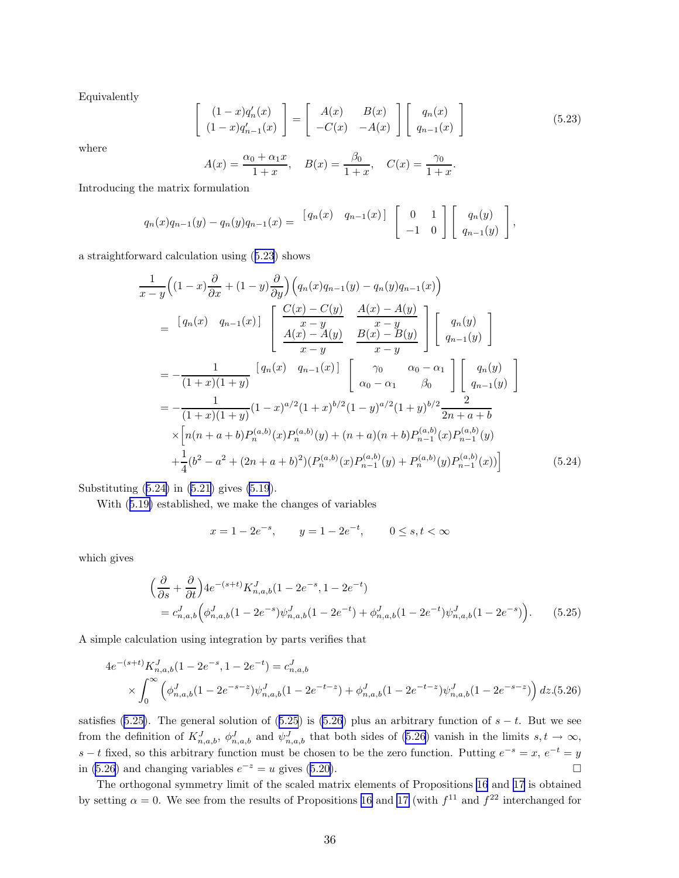Equivalently

$$
\begin{bmatrix} (1-x)q_n'(x) \\ (1-x)q_{n-1}'(x) \end{bmatrix} = \begin{bmatrix} A(x) & B(x) \\ -C(x) & -A(x) \end{bmatrix} \begin{bmatrix} q_n(x) \\ q_{n-1}(x) \end{bmatrix} \tag{5.23}
$$

where

$$
A(x) = \frac{\alpha_0 + \alpha_1 x}{1+x}, \quad B(x) = \frac{\beta_0}{1+x}, \quad C(x) = \frac{\gamma_0}{1+x}.
$$

Introducing the matrix formulation

$$
q_n(x)q_{n-1}(y) - q_n(y)q_{n-1}(x) = \begin{bmatrix} q_n(x) & q_{n-1}(x) \end{bmatrix} \begin{bmatrix} 0 & 1 \\ -1 & 0 \end{bmatrix} \begin{bmatrix} q_n(y) \\ q_{n-1}(y) \end{bmatrix},
$$

a straightforward calculation using (5.23) shows

$$
\begin{aligned}
&\frac{1}{x-y}\Big((1-x)\frac{\partial}{\partial x} + (1-y)\frac{\partial}{\partial y}\Big)\Big(q_n(x)q_{n-1}(y) - q_n(y)q_{n-1}(x)\Big) \\
&= \begin{bmatrix} q_n(x) & q_{n-1}(x) \end{bmatrix} \begin{bmatrix} \dfrac{C(x)-C(y)}{x-y} & \dfrac{A(x)-A(y)}{x-y} \\ \dfrac{A(x)-A(y)}{x-y} & \dfrac{B(x)-B(y)}{x-y} \end{bmatrix} \begin{bmatrix} q_n(y) \\ q_{n-1}(y) \end{bmatrix} \\
&= -\frac{1}{(1+x)(1+y)} \begin{bmatrix} q_n(x) & q_{n-1}(x) \end{bmatrix} \begin{bmatrix} \gamma_0 & \alpha_0 - \alpha_1 \\ \alpha_0 - \alpha_1 & \beta_0 \end{bmatrix} \begin{bmatrix} q_n(y) \\ q_{n-1}(y) \end{bmatrix} \\
&= -\frac{1}{(1+x)(1+y)}(1-x)^{a/2}(1+x)^{b/2}(1-y)^{a/2}(1+y)^{b/2}\frac{2}{2n+a+b} \\
&\quad \times \Big[ n(n+a+b)P_n^{(a,b)}(x)P_n^{(a,b)}(y) + (n+a)(n+b)P_{n-1}^{(a,b)}(x)P_{n-1}^{(a,b)}(y) \\
&\quad + \frac{1}{4}(b^2 - a^2 + (2n+a+b)^2)(P_n^{(a,b)}(x)P_{n-1}^{(a,b)}(y) + P_n^{(a,b)}(y)P_{n-1}^{(a,b)}(x)) \Big]
\end{aligned} \tag{5.24}
$$

Substituting (5.24) in (5.21) gives (5.19).

With (5.19) established, we make the changes of variables

$$
x = 1 - 2e^{-s}, \qquad y = 1 - 2e^{-t}, \qquad 0 \le s, t < \infty
$$

which gives

$$
\begin{aligned}
&\Big(\frac{\partial}{\partial s} + \frac{\partial}{\partial t}\Big) 4e^{-(s+t)} K_{n,a,b}^J(1-2e^{-s}, 1-2e^{-t}) \\
&= c_{n,a,b}^J \Big( \phi_{n,a,b}^J(1-2e^{-s})\psi_{n,a,b}^J(1-2e^{-t}) + \phi_{n,a,b}^J(1-2e^{-t})\psi_{n,a,b}^J(1-2e^{-s}) \Big).
\end{aligned} \tag{5.25}
$$

A simple calculation using integration by parts verifies that

$$
\begin{aligned}
4e^{-(s+t)}K_{n,a,b}^J(1-2e^{-s}, 1-2e^{-t}) &= c_{n,a,b}^J \\
\times \int_0^\infty \Big( \phi_{n,a,b}^J(1-2e^{-s-z})\psi_{n,a,b}^J(1-2e^{-t-z}) &+ \phi_{n,a,b}^J(1-2e^{-t-z})\psi_{n,a,b}^J(1-2e^{-s-z}) \Big)\, dz.
\end{aligned} \tag{5.26}
$$

satisfies (5.25). The general solution of (5.25) is (5.26) plus an arbitrary function of $s-t$. But we see from the definition of $K_{n,a,b}^J$, $\phi_{n,a,b}^J$ and $\psi_{n,a,b}^J$ that both sides of (5.26) vanish in the limits $s, t \to \infty$, $s-t$ fixed, so this arbitrary function must be chosen to be the zero function. Putting $e^{-s} = x$, $e^{-t} = y$ in (5.26) and changing variables $e^{-z} = u$ gives (5.20). □

The orthogonal symmetry limit of the scaled matrix elements of Propositions 16 and 17 is obtained by setting $\alpha = 0$. We see from the results of Propositions 16 and 17 (with $f^{11}$ and $f^{22}$ interchanged for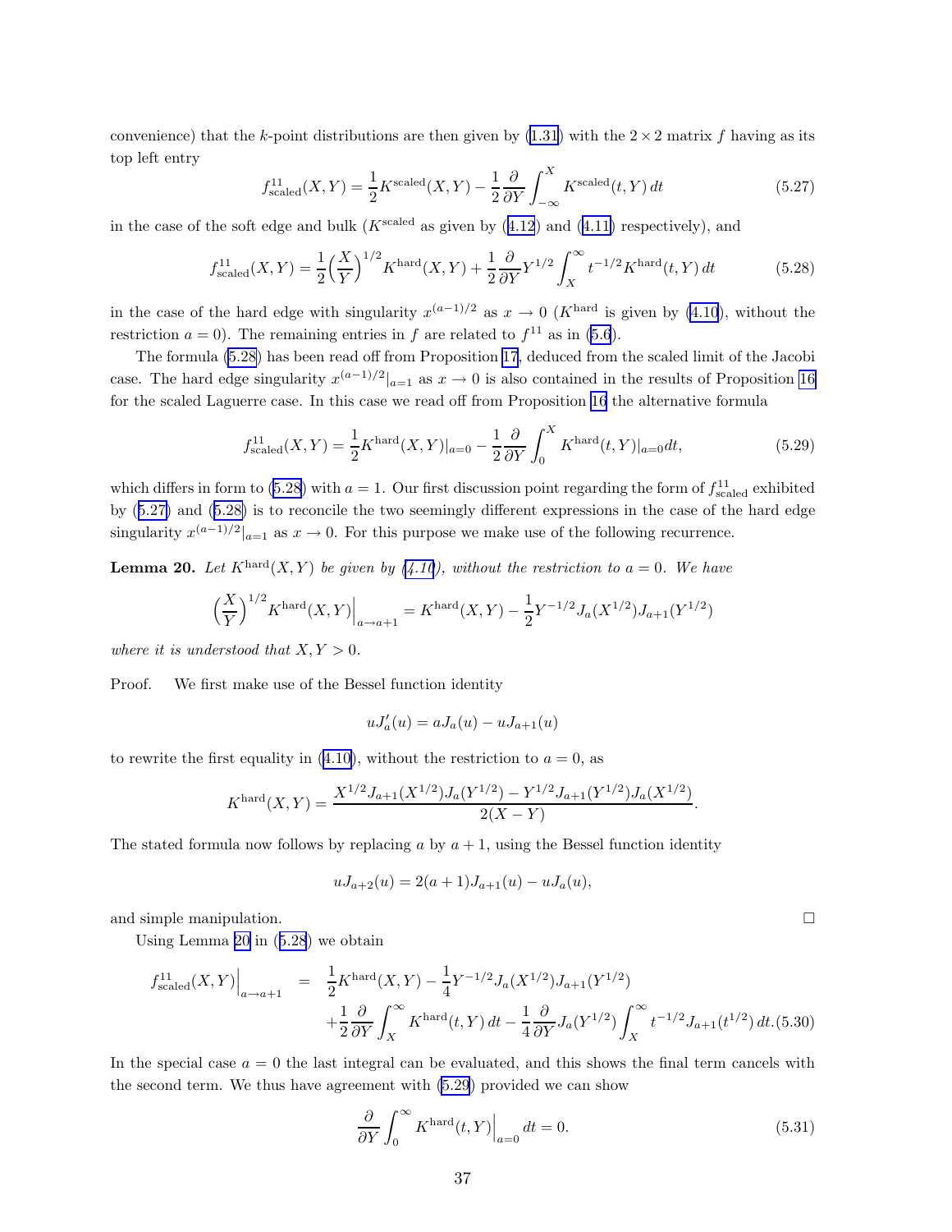convenience) that the $k$-point distributions are then given by (1.31) with the $2 \times 2$ matrix $f$ having as its top left entry

$$f^{11}_{\rm scaled}(X,Y) = \frac{1}{2} K^{\rm scaled}(X,Y) - \frac{1}{2} \frac{\partial}{\partial Y} \int_{-\infty}^X K^{\rm scaled}(t,Y)\, dt \tag{5.27}$$

in the case of the soft edge and bulk ($K^{\rm scaled}$ as given by (4.12) and (4.11) respectively), and

$$f^{11}_{\rm scaled}(X,Y) = \frac{1}{2} \Big( \frac{X}{Y} \Big)^{1/2} K^{\rm hard}(X,Y) + \frac{1}{2} \frac{\partial}{\partial Y} Y^{1/2} \int_X^\infty t^{-1/2} K^{\rm hard}(t,Y)\, dt \tag{5.28}$$

in the case of the hard edge with singularity $x^{(a-1)/2}$ as $x \to 0$ ($K^{\rm hard}$ is given by (4.10), without the restriction $a=0$). The remaining entries in $f$ are related to $f^{11}$ as in (5.6).

The formula (5.28) has been read off from Proposition 17, deduced from the scaled limit of the Jacobi case. The hard edge singularity $x^{(a-1)/2}|_{a=1}$ as $x \to 0$ is also contained in the results of Proposition 16 for the scaled Laguerre case. In this case we read off from Proposition 16 the alternative formula

$$f^{11}_{\rm scaled}(X,Y) = \frac{1}{2} K^{\rm hard}(X,Y)|_{a=0} - \frac{1}{2} \frac{\partial}{\partial Y} \int_0^X K^{\rm hard}(t,Y)|_{a=0} dt, \tag{5.29}$$

which differs in form to (5.28) with $a=1$. Our first discussion point regarding the form of $f^{11}_{\rm scaled}$ exhibited by (5.27) and (5.28) is to reconcile the two seemingly different expressions in the case of the hard edge singularity $x^{(a-1)/2}|_{a=1}$ as $x \to 0$. For this purpose we make use of the following recurrence.

**Lemma 20.** *Let $K^{\rm hard}(X,Y)$ be given by (4.10), without the restriction to $a=0$. We have*

$$\Big( \frac{X}{Y} \Big)^{1/2} K^{\rm hard}_a(X,Y) \Big|_{a \mapsto a+1} = K^{\rm hard}(X,Y) - \frac{1}{2} Y^{-1/2} J_a(X^{1/2}) J_{a+1}(Y^{1/2})$$

*where it is understood that $X, Y > 0$.*

Proof. We first make use of the Bessel function identity

$$u J_a'(u) = a J_a(u) - u J_{a+1}(u)$$

to rewrite the first equality in (4.10), without the restriction to $a=0$, as

$$K^{\rm hard}(X,Y) = \frac{X^{1/2} J_{a+1}(X^{1/2}) J_a(Y^{1/2}) - Y^{1/2} J_{a+1}(Y^{1/2}) J_a(X^{1/2})}{2(X-Y)}.$$

The stated formula now follows by replacing $a$ by $a+1$, using the Bessel function identity

$$u J_{a+2}(u) = 2(a+1) J_{a+1}(u) - u J_a(u),$$

and simple manipulation. $\square$

Using Lemma 20 in (5.28) we obtain

$$\begin{aligned} f^{11}_{\rm scaled}(X,Y)\Big|_{a \mapsto a+1} &= \frac{1}{2} K^{\rm hard}(X,Y) - \frac{1}{4} Y^{-1/2} J_a(X^{1/2}) J_{a+1}(Y^{1/2}) \\ &\quad + \frac{1}{2} \frac{\partial}{\partial Y} \int_X^\infty K^{\rm hard}(t,Y)\, dt - \frac{1}{4} \frac{\partial}{\partial Y} J_a(Y^{1/2}) \int_X^\infty t^{-1/2} J_{a+1}(t^{1/2})\, dt. \end{aligned} \tag{5.30}$$

In the special case $a=0$ the last integral can be evaluated, and this shows the final term cancels with the second term. We thus have agreement with (5.29) provided we can show

$$\frac{\partial}{\partial Y} \int_0^\infty K^{\rm hard}(t,Y) \Big|_{a=0} dt = 0. \tag{5.31}$$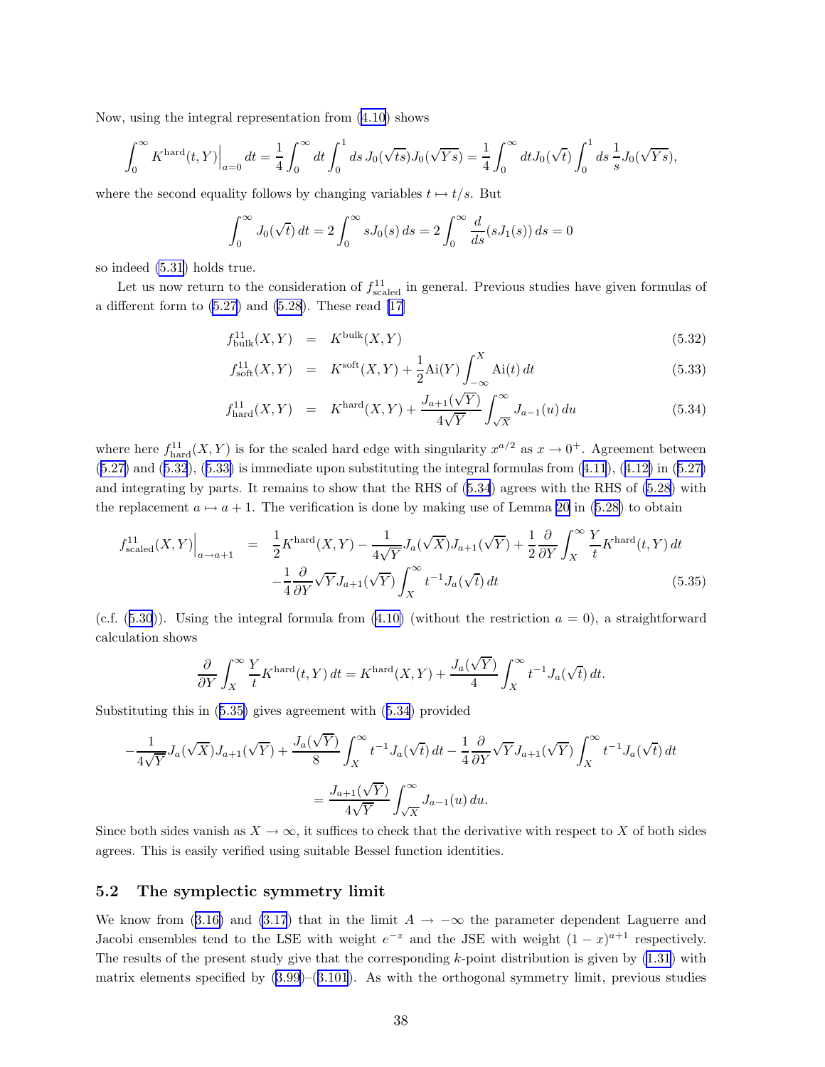Now, using the integral representation from (4.10) shows

$$\int_0^\infty K^{\rm hard}(t,Y)\Big|_{a=0}\,dt = \frac{1}{4}\int_0^\infty dt\int_0^1 ds\, J_0(\sqrt{ts})J_0(\sqrt{Ys}) = \frac{1}{4}\int_0^\infty dt J_0(\sqrt{t})\int_0^1 ds\,\frac{1}{s}J_0(\sqrt{Ys}),$$

where the second equality follows by changing variables $t \mapsto t/s$. But

$$\int_0^\infty J_0(\sqrt{t})\,dt = 2\int_0^\infty sJ_0(s)\,ds = 2\int_0^\infty \frac{d}{ds}(sJ_1(s))\,ds = 0$$

so indeed (5.31) holds true.

Let us now return to the consideration of $f^{11}_{\rm scaled}$ in general. Previous studies have given formulas of a different form to (5.27) and (5.28). These read [17]

$$f^{11}_{\rm bulk}(X,Y) = K^{\rm bulk}(X,Y) \tag{5.32}$$

$$f^{11}_{\rm soft}(X,Y) = K^{\rm soft}(X,Y) + \frac{1}{2}{\rm Ai}(Y)\int_{-\infty}^X {\rm Ai}(t)\,dt \tag{5.33}$$

$$f^{11}_{\rm hard}(X,Y) = K^{\rm hard}(X,Y) + \frac{J_{a+1}(\sqrt{Y})}{4\sqrt{Y}}\int_{\sqrt{X}}^\infty J_{a-1}(u)\,du \tag{5.34}$$

where here $f^{11}_{\rm hard}(X,Y)$ is for the scaled hard edge with singularity $x^{a/2}$ as $x \to 0^+$. Agreement between (5.27) and (5.32), (5.33) is immediate upon substituting the integral formulas from (4.11), (4.12) in (5.27) and integrating by parts. It remains to show that the RHS of (5.34) agrees with the RHS of (5.28) with the replacement $a \mapsto a+1$. The verification is done by making use of Lemma 20 in (5.28) to obtain

$$\begin{aligned} f^{11}_{\rm scaled}(X,Y)\Big|_{a\to a+1} &= \frac{1}{2}K^{\rm hard}(X,Y) - \frac{1}{4\sqrt{Y}}J_a(\sqrt{X})J_{a+1}(\sqrt{Y}) + \frac{1}{2}\frac{\partial}{\partial Y}\int_X^\infty \frac{Y}{t}K^{\rm hard}(t,Y)\,dt \\ &\quad -\frac{1}{4}\frac{\partial}{\partial Y}\sqrt{Y}J_{a+1}(\sqrt{Y})\int_X^\infty t^{-1}J_a(\sqrt{t})\,dt \end{aligned} \tag{5.35}$$

(c.f. (5.30)). Using the integral formula from (4.10) (without the restriction $a = 0$), a straightforward calculation shows

$$\frac{\partial}{\partial Y}\int_X^\infty \frac{Y}{t}K^{\rm hard}(t,Y)\,dt = K^{\rm hard}(X,Y) + \frac{J_a(\sqrt{Y})}{4}\int_X^\infty t^{-1}J_a(\sqrt{t})\,dt.$$

Substituting this in (5.35) gives agreement with (5.34) provided

$$\begin{aligned} -\frac{1}{4\sqrt{Y}}J_a(\sqrt{X})J_{a+1}(\sqrt{Y}) + \frac{J_a(\sqrt{Y})}{8}\int_X^\infty t^{-1}J_a(\sqrt{t})\,dt - \frac{1}{4}\frac{\partial}{\partial Y}\sqrt{Y}J_{a+1}(\sqrt{Y})\int_X^\infty t^{-1}J_a(\sqrt{t})\,dt \\ = \frac{J_{a+1}(\sqrt{Y})}{4\sqrt{Y}}\int_{\sqrt{X}}^\infty J_{a-1}(u)\,du. \end{aligned}$$

Since both sides vanish as $X \to \infty$, it suffices to check that the derivative with respect to $X$ of both sides agrees. This is easily verified using suitable Bessel function identities.

## 5.2 The symplectic symmetry limit

We know from (3.16) and (3.17) that in the limit $A \to -\infty$ the parameter dependent Laguerre and Jacobi ensembles tend to the LSE with weight $e^{-x}$ and the JSE with weight $(1-x)^{a+1}$ respectively. The results of the present study give that the corresponding $k$-point distribution is given by (1.31) with matrix elements specified by (3.99)–(3.101). As with the orthogonal symmetry limit, previous studies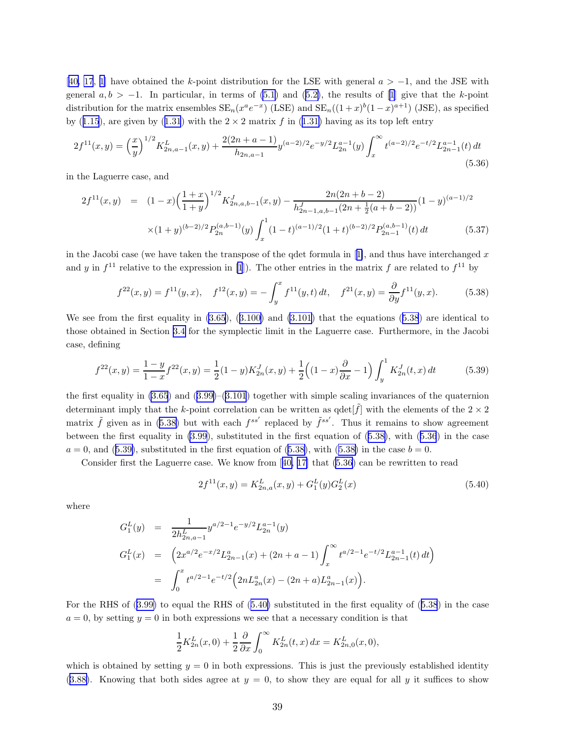[40, 17, 1] have obtained the $k$-point distribution for the LSE with general $a > -1$, and the JSE with general $a, b > -1$. In particular, in terms of (5.1) and (5.2), the results of [1] give that the $k$-point distribution for the matrix ensembles $\mathrm{SE}_n(x^a e^{-x})$ (LSE) and $\mathrm{SE}_n((1+x)^b(1-x)^{a+1})$ (JSE), as specified by (1.15), are given by (1.31) with the $2\times 2$ matrix $f$ in (1.31) having as its top left entry

$$2f^{11}(x,y) = \Big(\frac{x}{y}\Big)^{1/2} K^L_{2n,a-1}(x,y) + \frac{2(2n+a-1)}{h_{2n,a-1}} y^{(a-2)/2} e^{-y/2} L^{a-1}_{2n}(y) \int_x^\infty t^{(a-2)/2} e^{-t/2} L^{a-1}_{2n-1}(t)\, dt \tag{5.36}$$

in the Laguerre case, and

$$\begin{aligned} 2f^{11}(x,y) &= (1-x)\Big(\frac{1+x}{1+y}\Big)^{1/2} K^J_{2n,a,b-1}(x,y) - \frac{2n(2n+b-2)}{h^J_{2n-1,a,b-1}(2n+\frac{1}{2}(a+b-2))}(1-y)^{(a-1)/2} \\ &\quad \times (1+y)^{(b-2)/2} P^{(a,b-1)}_{2n}(y) \int_x^1 (1-t)^{(a-1)/2}(1+t)^{(b-2)/2} P^{(a,b-1)}_{2n-1}(t)\, dt \end{aligned} \tag{5.37}$$

in the Jacobi case (we have taken the transpose of the qdet formula in [1], and thus have interchanged $x$ and $y$ in $f^{11}$ relative to the expression in [1]). The other entries in the matrix $f$ are related to $f^{11}$ by

$$f^{22}(x,y) = f^{11}(y,x), \quad f^{12}(x,y) = -\int_y^x f^{11}(y,t)\, dt, \quad f^{21}(x,y) = \frac{\partial}{\partial y} f^{11}(y,x). \tag{5.38}$$

We see from the first equality in (3.65), (3.100) and (3.101) that the equations (5.38) are identical to those obtained in Section 3.4 for the symplectic limit in the Laguerre case. Furthermore, in the Jacobi case, defining

$$f^{22}(x,y) = \frac{1-y}{1-x} f^{22}(x,y) = \frac{1}{2}(1-y) K^J_{2n}(x,y) + \frac{1}{2}\Big((1-x)\frac{\partial}{\partial x} - 1\Big) \int_y^1 K^J_{2n}(t,x)\, dt \tag{5.39}$$

the first equality in (3.65) and (3.99)–(3.101) together with simple scaling invariances of the quaternion determinant imply that the $k$-point correlation can be written as $\mathrm{qdet}[\tilde f]$ with the elements of the $2\times 2$ matrix $\tilde f$ given as in (5.38) but with each $f^{ss'}$ replaced by $\tilde f^{ss'}$. Thus it remains to show agreement between the first equality in (3.99), substituted in the first equation of (5.38), with (5.36) in the case $a = 0$, and (5.39), substituted in the first equation of (5.38), with (5.38) in the case $b = 0$.

Consider first the Laguerre case. We know from [40, 17] that (5.36) can be rewritten to read

$$2f^{11}(x,y) = K^L_{2n,a}(x,y) + G^L_1(y) G^L_2(x) \tag{5.40}$$

where

$$\begin{aligned} G^L_1(y) &= \frac{1}{2h^L_{2n,a-1}} y^{a/2-1} e^{-y/2} L^{a-1}_{2n}(y) \\ G^L_1(x) &= \Big(2x^{a/2} e^{-x/2} L^a_{2n-1}(x) + (2n+a-1)\int_x^\infty t^{a/2-1} e^{-t/2} L^{a-1}_{2n-1}(t)\, dt\Big) \\ &= \int_0^x t^{a/2-1} e^{-t/2}\Big(2n L^a_{2n}(x) - (2n+a) L^a_{2n-1}(x)\Big). \end{aligned}$$

For the RHS of (3.99) to equal the RHS of (5.40) substituted in the first equality of (5.38) in the case $a = 0$, by setting $y = 0$ in both expressions we see that a necessary condition is that

$$\frac{1}{2} K^L_{2n}(x,0) + \frac{1}{2}\frac{\partial}{\partial x}\int_0^\infty K^L_{2n}(t,x)\, dx = K^L_{2n,0}(x,0),$$

which is obtained by setting $y = 0$ in both expressions. This is just the previously established identity (3.88). Knowing that both sides agree at $y = 0$, to show they are equal for all $y$ it suffices to show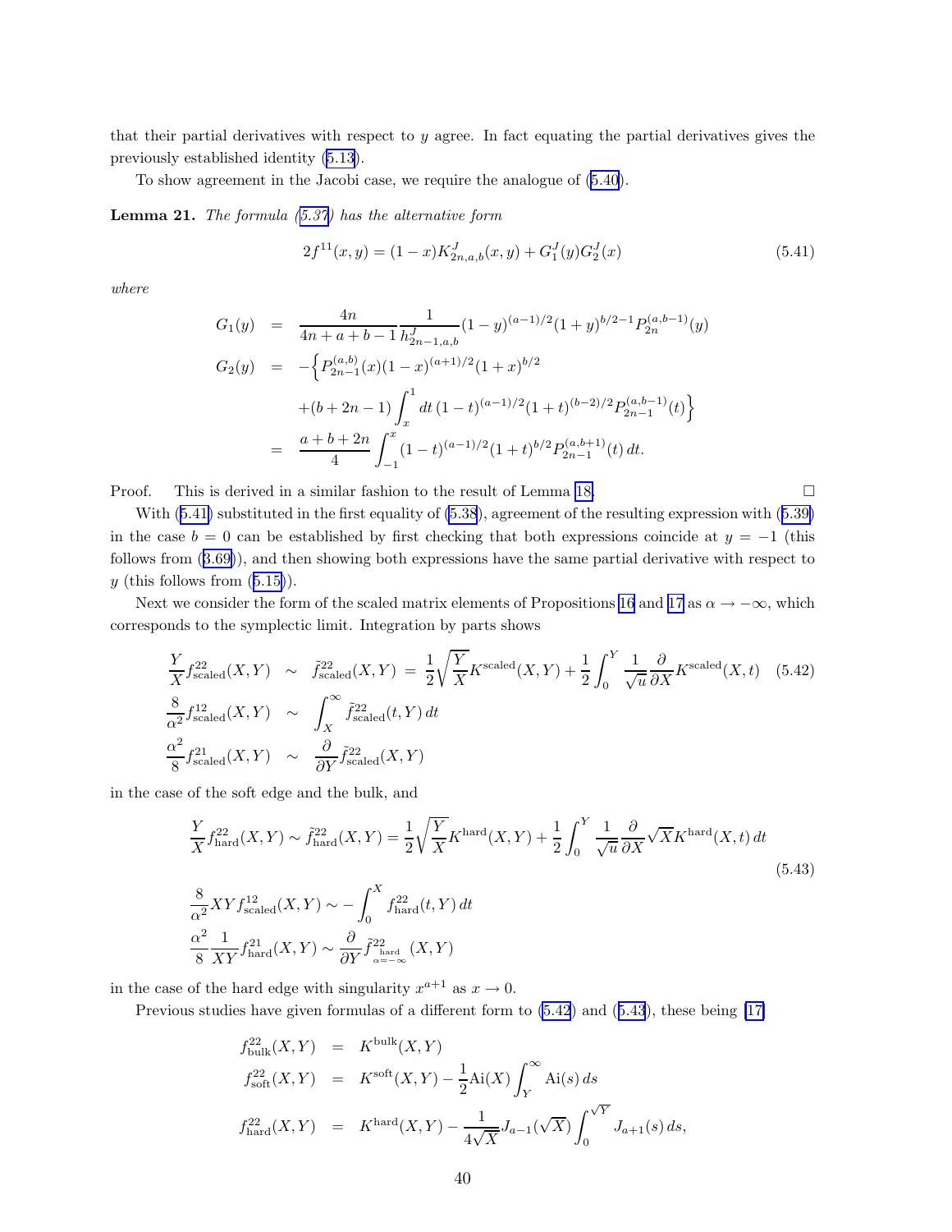that their partial derivatives with respect to $y$ agree. In fact equating the partial derivatives gives the previously established identity (5.13).

To show agreement in the Jacobi case, we require the analogue of (5.40).

**Lemma 21.** *The formula (5.37) has the alternative form*

$$2f^{11}(x,y) = (1-x)K^J_{2n,a,b}(x,y) + G^J_1(y)G^J_2(x) \tag{5.41}$$

*where*

$$\begin{aligned}
G_1(y) &= \frac{4n}{4n+a+b-1}\frac{1}{h^J_{2n-1,a,b}}(1-y)^{(a-1)/2}(1+y)^{b/2-1}P^{(a,b-1)}_{2n}(y) \\
G_2(y) &= -\Big\{P^{(a,b)}_{2n-1}(x)(1-x)^{(a+1)/2}(1+x)^{b/2} \\
&\quad +(b+2n-1)\int_x^1 dt\,(1-t)^{(a-1)/2}(1+t)^{(b-2)/2}P^{(a,b-1)}_{2n-1}(t)\Big\} \\
&= \frac{a+b+2n}{4}\int_{-1}^x (1-t)^{(a-1)/2}(1+t)^{b/2}P^{(a,b+1)}_{2n-1}(t)\,dt.
\end{aligned}$$

Proof. This is derived in a similar fashion to the result of Lemma 18. $\square$

With (5.41) substituted in the first equality of (5.38), agreement of the resulting expression with (5.39) in the case $b=0$ can be established by first checking that both expressions coincide at $y=-1$ (this follows from (3.69)), and then showing both expressions have the same partial derivative with respect to $y$ (this follows from (5.15)).

Next we consider the form of the scaled matrix elements of Propositions 16 and 17 as $\alpha \to -\infty$, which corresponds to the symplectic limit. Integration by parts shows

$$\begin{aligned}
\frac{Y}{X}f^{22}_{\rm scaled}(X,Y) &\sim \tilde{f}^{22}_{\rm scaled}(X,Y) = \frac{1}{2}\sqrt{\frac{Y}{X}}K^{\rm scaled}(X,Y) + \frac{1}{2}\int_0^Y \frac{1}{\sqrt{u}}\frac{\partial}{\partial X}K^{\rm scaled}(X,t) \\
\frac{8}{\alpha^2}f^{12}_{\rm scaled}(X,Y) &\sim \int_X^\infty \tilde{f}^{22}_{\rm scaled}(t,Y)\,dt \\
\frac{\alpha^2}{8}f^{21}_{\rm scaled}(X,Y) &\sim \frac{\partial}{\partial Y}\tilde{f}^{22}_{\rm scaled}(X,Y)
\end{aligned} \tag{5.42}$$

in the case of the soft edge and the bulk, and

$$\begin{aligned}
\frac{Y}{X}f^{22}_{\rm hard}(X,Y) &\sim \tilde{f}^{22}_{\rm hard}(X,Y) = \frac{1}{2}\sqrt{\frac{Y}{X}}K^{\rm hard}(X,Y) + \frac{1}{2}\int_0^Y \frac{1}{\sqrt{u}}\frac{\partial}{\partial X}\sqrt{X}K^{\rm hard}(X,t)\,dt \\
\frac{8}{\alpha^2}XYf^{12}_{\rm scaled}(X,Y) &\sim -\int_0^X f^{22}_{\rm hard}(t,Y)\,dt \\
\frac{\alpha^2}{8}\frac{1}{XY}f^{21}_{\rm hard}(X,Y) &\sim \frac{\partial}{\partial Y}\tilde{f}^{22}_{\substack{\rm hard \\ \alpha=-\infty}}(X,Y)
\end{aligned} \tag{5.43}$$

in the case of the hard edge with singularity $x^{a+1}$ as $x\to 0$.

Previous studies have given formulas of a different form to (5.42) and (5.43), these being [17]

$$\begin{aligned}
f^{22}_{\rm bulk}(X,Y) &= K^{\rm bulk}(X,Y) \\
f^{22}_{\rm soft}(X,Y) &= K^{\rm soft}(X,Y) - \frac{1}{2}{\rm Ai}(X)\int_Y^\infty {\rm Ai}(s)\,ds \\
f^{22}_{\rm hard}(X,Y) &= K^{\rm hard}(X,Y) - \frac{1}{4\sqrt{X}}J_{a-1}(\sqrt{X})\int_0^{\sqrt{Y}} J_{a+1}(s)\,ds,
\end{aligned}$$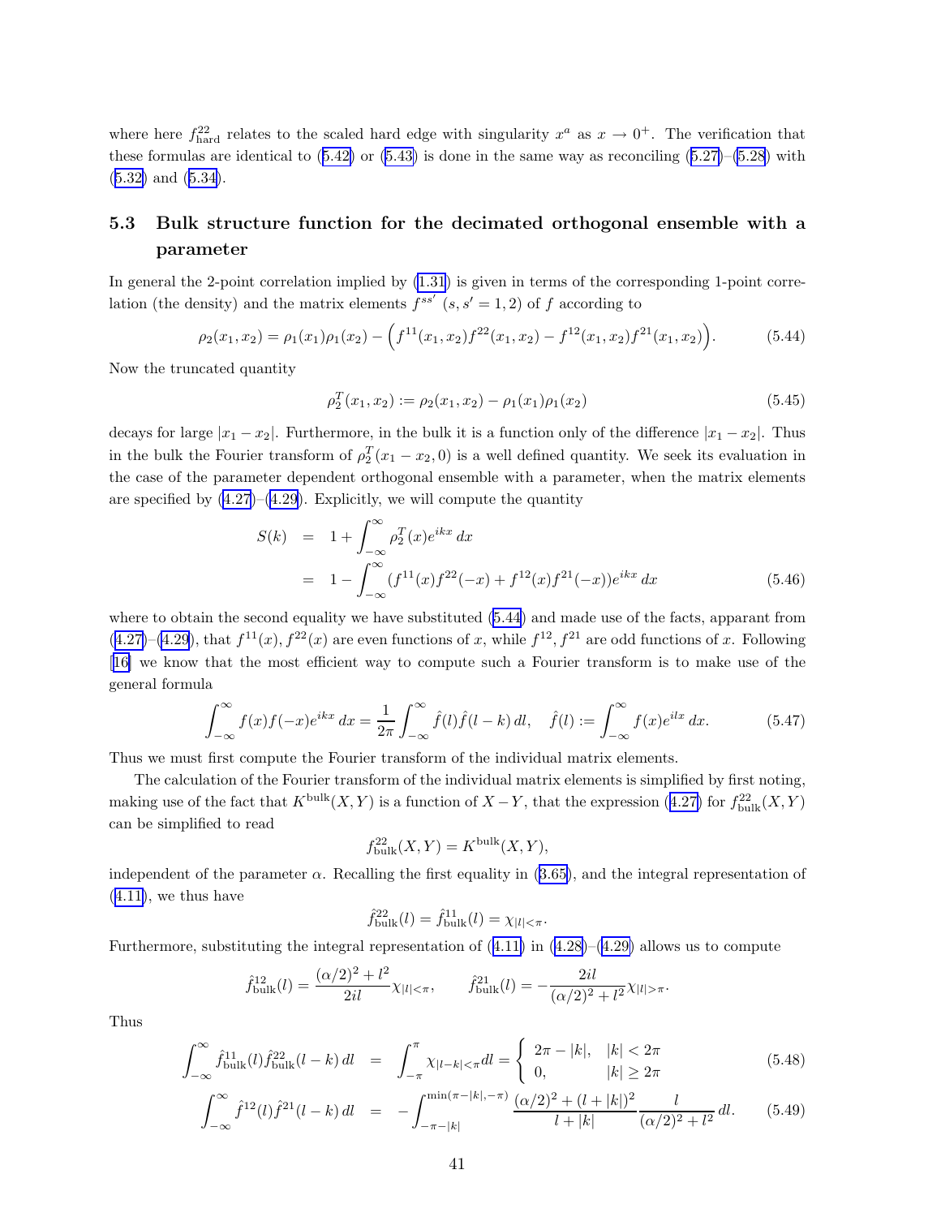where here $f^{22}_{\rm hard}$ relates to the scaled hard edge with singularity $x^a$ as $x \to 0^+$. The verification that these formulas are identical to (5.42) or (5.43) is done in the same way as reconciling (5.27)–(5.28) with (5.32) and (5.34).

### 5.3 Bulk structure function for the decimated orthogonal ensemble with a parameter

In general the 2-point correlation implied by (1.31) is given in terms of the corresponding 1-point correlation (the density) and the matrix elements $f^{ss'}$ $(s, s' = 1, 2)$ of $f$ according to

$$\rho_2(x_1, x_2) = \rho_1(x_1)\rho_1(x_2) - \Big( f^{11}(x_1, x_2) f^{22}(x_1, x_2) - f^{12}(x_1, x_2) f^{21}(x_1, x_2) \Big). \tag{5.44}$$

Now the truncated quantity

$$\rho_2^T(x_1, x_2) := \rho_2(x_1, x_2) - \rho_1(x_1)\rho_1(x_2) \tag{5.45}$$

decays for large $|x_1 - x_2|$. Furthermore, in the bulk it is a function only of the difference $|x_1 - x_2|$. Thus in the bulk the Fourier transform of $\rho_2^T(x_1 - x_2, 0)$ is a well defined quantity. We seek its evaluation in the case of the parameter dependent orthogonal ensemble with a parameter, when the matrix elements are specified by (4.27)–(4.29). Explicitly, we will compute the quantity

$$\begin{aligned} S(k) &= 1 + \int_{-\infty}^{\infty} \rho_2^T(x) e^{ikx}\, dx \\ &= 1 - \int_{-\infty}^{\infty} (f^{11}(x) f^{22}(-x) + f^{12}(x) f^{21}(-x)) e^{ikx}\, dx \end{aligned} \tag{5.46}$$

where to obtain the second equality we have substituted (5.44) and made use of the facts, apparent from (4.27)–(4.29), that $f^{11}(x), f^{22}(x)$ are even functions of $x$, while $f^{12}, f^{21}$ are odd functions of $x$. Following [16] we know that the most efficient way to compute such a Fourier transform is to make use of the general formula

$$\int_{-\infty}^{\infty} f(x) f(-x) e^{ikx}\, dx = \frac{1}{2\pi} \int_{-\infty}^{\infty} \hat{f}(l) \hat{f}(l-k)\, dl, \quad \hat{f}(l) := \int_{-\infty}^{\infty} f(x) e^{ilx}\, dx. \tag{5.47}$$

Thus we must first compute the Fourier transform of the individual matrix elements.

The calculation of the Fourier transform of the individual matrix elements is simplified by first noting, making use of the fact that $K^{\rm bulk}(X, Y)$ is a function of $X - Y$, that the expression (4.27) for $f^{22}_{\rm bulk}(X, Y)$ can be simplified to read

$$f^{22}_{\rm bulk}(X, Y) = K^{\rm bulk}(X, Y),$$

independent of the parameter $\alpha$. Recalling the first equality in (3.65), and the integral representation of (4.11), we thus have

$$\hat{f}^{22}_{\rm bulk}(l) = \hat{f}^{11}_{\rm bulk}(l) = \chi_{|l| < \pi}.$$

Furthermore, substituting the integral representation of (4.11) in (4.28)–(4.29) allows us to compute

$$\hat{f}^{12}_{\rm bulk}(l) = \frac{(\alpha/2)^2 + l^2}{2il} \chi_{|l| < \pi}, \qquad \hat{f}^{21}_{\rm bulk}(l) = -\frac{2il}{(\alpha/2)^2 + l^2} \chi_{|l| > \pi}.$$

Thus

$$\int_{-\infty}^{\infty} \hat{f}^{11}_{\rm bulk}(l) \hat{f}^{22}_{\rm bulk}(l - k)\, dl = \int_{-\pi}^{\pi} \chi_{|l-k| < \pi} dl = \begin{cases} 2\pi - |k|, & |k| < 2\pi \\ 0, & |k| \ge 2\pi \end{cases} \tag{5.48}$$

$$\int_{-\infty}^{\infty} \hat{f}^{12}(l) \hat{f}^{21}(l - k)\, dl = -\int_{-\pi - |k|}^{\min(\pi - |k|, -\pi)} \frac{(\alpha/2)^2 + (l + |k|)^2}{l + |k|} \frac{l}{(\alpha/2)^2 + l^2}\, dl. \tag{5.49}$$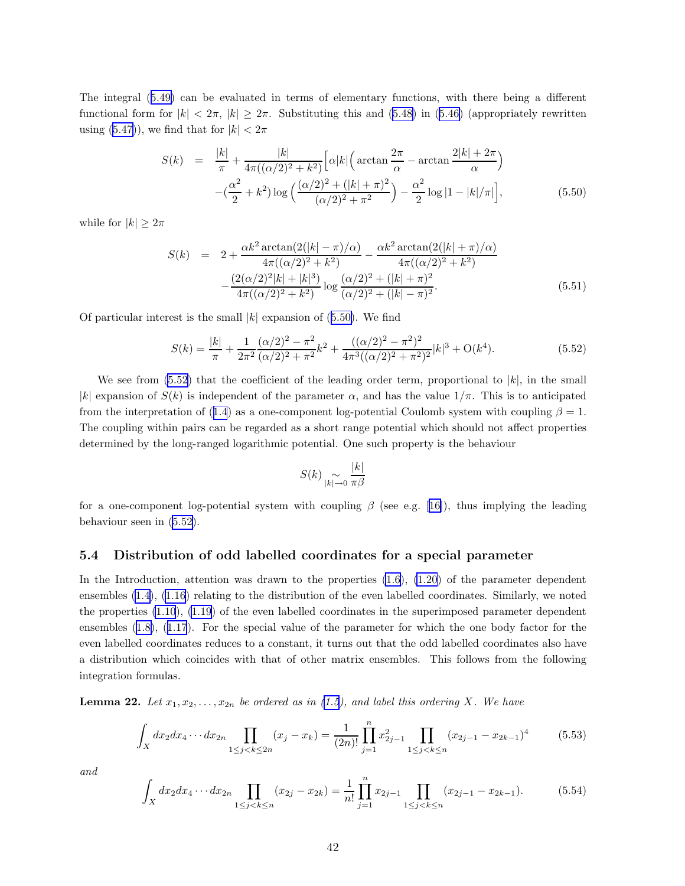The integral (5.49) can be evaluated in terms of elementary functions, with there being a different functional form for $|k| < 2\pi$, $|k| \geq 2\pi$. Substituting this and (5.48) in (5.46) (appropriately rewritten using (5.47)), we find that for $|k| < 2\pi$

$$\begin{aligned} S(k) &= \frac{|k|}{\pi} + \frac{|k|}{4\pi((\alpha/2)^2 + k^2)}\Big[\alpha|k|\Big(\arctan\frac{2\pi}{\alpha} - \arctan\frac{2|k|+2\pi}{\alpha}\Big) \\ &\quad -(\frac{\alpha^2}{2} + k^2)\log\Big(\frac{(\alpha/2)^2 + (|k|+\pi)^2}{(\alpha/2)^2 + \pi^2}\Big) - \frac{\alpha^2}{2}\log|1 - |k|/\pi|\Big], \end{aligned} \tag{5.50}$$

while for $|k| \geq 2\pi$

$$\begin{aligned} S(k) &= 2 + \frac{\alpha k^2 \arctan(2(|k|-\pi)/\alpha)}{4\pi((\alpha/2)^2 + k^2)} - \frac{\alpha k^2 \arctan(2(|k|+\pi)/\alpha)}{4\pi((\alpha/2)^2 + k^2)} \\ &\quad -\frac{(2(\alpha/2)^2|k| + |k|^3)}{4\pi((\alpha/2)^2 + k^2)}\log\frac{(\alpha/2)^2 + (|k|+\pi)^2}{(\alpha/2)^2 + (|k|-\pi)^2}. \end{aligned} \tag{5.51}$$

Of particular interest is the small $|k|$ expansion of (5.50). We find

$$S(k) = \frac{|k|}{\pi} + \frac{1}{2\pi^2}\frac{(\alpha/2)^2 - \pi^2}{(\alpha/2)^2 + \pi^2}k^2 + \frac{((\alpha/2)^2 - \pi^2)^2}{4\pi^3((\alpha/2)^2 + \pi^2)^2}|k|^3 + \mathrm{O}(k^4). \tag{5.52}$$

We see from (5.52) that the coefficient of the leading order term, proportional to $|k|$, in the small $|k|$ expansion of $S(k)$ is independent of the parameter $\alpha$, and has the value $1/\pi$. This is to anticipated from the interpretation of (1.4) as a one-component log-potential Coulomb system with coupling $\beta = 1$. The coupling within pairs can be regarded as a short range potential which should not affect properties determined by the long-ranged logarithmic potential. One such property is the behaviour

$$S(k) \underset{|k|\to 0}{\sim} \frac{|k|}{\pi\beta}$$

for a one-component log-potential system with coupling $\beta$ (see e.g. [16]), thus implying the leading behaviour seen in (5.52).

### 5.4 Distribution of odd labelled coordinates for a special parameter

In the Introduction, attention was drawn to the properties (1.6), (1.20) of the parameter dependent ensembles (1.4), (1.16) relating to the distribution of the even labelled coordinates. Similarly, we noted the properties (1.10), (1.19) of the even labelled coordinates in the superimposed parameter dependent ensembles (1.8), (1.17). For the special value of the parameter for which the one body factor for the even labelled coordinates reduces to a constant, it turns out that the odd labelled coordinates also have a distribution which coincides with that of other matrix ensembles. This follows from the following integration formulas.

**Lemma 22.** *Let $x_1, x_2, \ldots, x_{2n}$ be ordered as in (1.5), and label this ordering $X$. We have*

$$\int_X dx_2 dx_4 \cdots dx_{2n} \prod_{1\leq j<k\leq 2n}(x_j - x_k) = \frac{1}{(2n)!}\prod_{j=1}^n x_{2j-1}^2 \prod_{1\leq j<k\leq n}(x_{2j-1} - x_{2k-1})^4 \tag{5.53}$$

*and*

$$\int_X dx_2 dx_4 \cdots dx_{2n} \prod_{1\leq j<k\leq n}(x_{2j} - x_{2k}) = \frac{1}{n!}\prod_{j=1}^n x_{2j-1} \prod_{1\leq j<k\leq n}(x_{2j-1} - x_{2k-1}). \tag{5.54}$$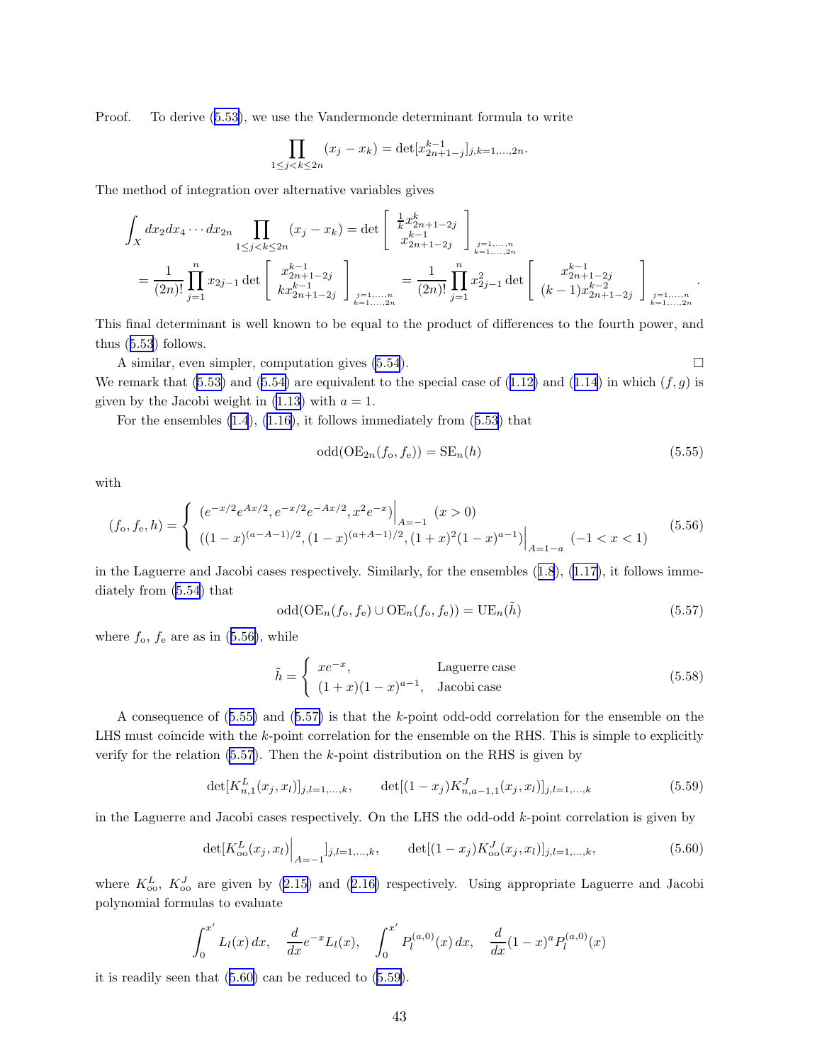Proof. To derive (5.53), we use the Vandermonde determinant formula to write

$$\prod_{1 \le j < k \le 2n} (x_j - x_k) = \det[x_{2n+1-j}^{k-1}]_{j,k=1,\dots,2n}.$$

The method of integration over alternative variables gives

$$\int_X dx_2 dx_4 \cdots dx_{2n} \prod_{1 \le j < k \le 2n} (x_j - x_k) = \det \begin{bmatrix} \frac{1}{k} x_{2n+1-2j}^{k} \\ x_{2n+1-2j}^{k-1} \end{bmatrix}_{\substack{j=1,\dots,n \\ k=1,\dots,2n}}$$

$$= \frac{1}{(2n)!} \prod_{j=1}^{n} x_{2j-1} \det \begin{bmatrix} x_{2n+1-2j}^{k-1} \\ k x_{2n+1-2j}^{k-1} \end{bmatrix}_{\substack{j=1,\dots,n \\ k=1,\dots,2n}} = \frac{1}{(2n)!} \prod_{j=1}^{n} x_{2j-1}^2 \det \begin{bmatrix} x_{2n+1-2j}^{k-1} \\ (k-1) x_{2n+1-2j}^{k-2} \end{bmatrix}_{\substack{j=1,\dots,n \\ k=1,\dots,2n}}.$$

This final determinant is well known to be equal to the product of differences to the fourth power, and thus (5.53) follows.

A similar, even simpler, computation gives (5.54). $\square$

We remark that (5.53) and (5.54) are equivalent to the special case of (1.12) and (1.14) in which $(f, g)$ is given by the Jacobi weight in (1.13) with $a = 1$.

For the ensembles (1.4), (1.16), it follows immediately from (5.53) that

$$\text{odd}(\text{OE}_{2n}(f_{\text{o}}, f_{\text{e}})) = \text{SE}_n(h) \tag{5.55}$$

with

$$(f_{\text{o}}, f_{\text{e}}, h) = \begin{cases} (e^{-x/2} e^{Ax/2}, e^{-x/2} e^{-Ax/2}, x^2 e^{-x})\Big|_{A=-1} & (x > 0) \\ ((1-x)^{(a-A-1)/2}, (1-x)^{(a+A-1)/2}, (1+x)^2 (1-x)^{a-1})\Big|_{A=1-a} & (-1 < x < 1) \end{cases} \tag{5.56}$$

in the Laguerre and Jacobi cases respectively. Similarly, for the ensembles (1.8), (1.17), it follows immediately from (5.54) that

$$\text{odd}(\text{OE}_n(f_{\text{o}}, f_{\text{e}}) \cup \text{OE}_n(f_{\text{o}}, f_{\text{e}})) = \text{UE}_n(\tilde{h}) \tag{5.57}$$

where $f_{\text{o}}$, $f_{\text{e}}$ are as in (5.56), while

$$\tilde{h} = \begin{cases} x e^{-x}, & \text{Laguerre case} \\ (1+x)(1-x)^{a-1}, & \text{Jacobi case} \end{cases} \tag{5.58}$$

A consequence of (5.55) and (5.57) is that the $k$-point odd-odd correlation for the ensemble on the LHS must coincide with the $k$-point correlation for the ensemble on the RHS. This is simple to explicitly verify for the relation (5.57). Then the $k$-point distribution on the RHS is given by

$$\det[K_{n,1}^{L}(x_j, x_l)]_{j,l=1,\dots,k}, \qquad \det[(1-x_j) K_{n,a-1,1}^{J}(x_j, x_l)]_{j,l=1,\dots,k} \tag{5.59}$$

in the Laguerre and Jacobi cases respectively. On the LHS the odd-odd $k$-point correlation is given by

$$\det[K_{\text{oo}}^{L}(x_j, x_l)\Big|_{A=-1}]_{j,l=1,\dots,k}, \qquad \det[(1-x_j) K_{\text{oo}}^{J}(x_j, x_l)]_{j,l=1,\dots,k}, \tag{5.60}$$

where $K_{\text{oo}}^{L}$, $K_{\text{oo}}^{J}$ are given by (2.15) and (2.16) respectively. Using appropriate Laguerre and Jacobi polynomial formulas to evaluate

$$\int_0^{x'} L_l(x)\, dx, \quad \frac{d}{dx} e^{-x} L_l(x), \quad \int_0^{x'} P_l^{(a,0)}(x)\, dx, \quad \frac{d}{dx}(1-x)^a P_l^{(a,0)}(x)$$

it is readily seen that (5.60) can be reduced to (5.59).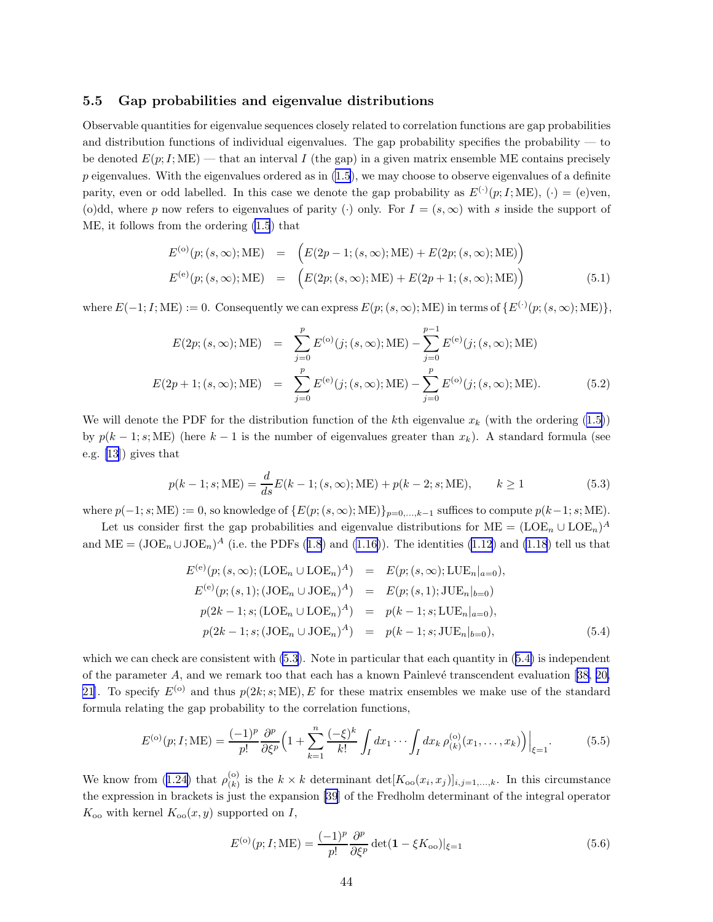### 5.5 Gap probabilities and eigenvalue distributions

Observable quantities for eigenvalue sequences closely related to correlation functions are gap probabilities and distribution functions of individual eigenvalues. The gap probability specifies the probability — to be denoted $E(p;I;\mathrm{ME})$ — that an interval $I$ (the gap) in a given matrix ensemble ME contains precisely $p$ eigenvalues. With the eigenvalues ordered as in (1.5), we may choose to observe eigenvalues of a definite parity, even or odd labelled. In this case we denote the gap probability as $E^{(\cdot)}(p;I;\mathrm{ME})$, $(\cdot)$ = (e)ven, (o)dd, where $p$ now refers to eigenvalues of parity $(\cdot)$ only. For $I=(s,\infty)$ with $s$ inside the support of ME, it follows from the ordering (1.5) that

$$
\begin{aligned}
E^{(\mathrm{o})}(p;(s,\infty);\mathrm{ME}) &= \Big(E(2p-1;(s,\infty);\mathrm{ME}) + E(2p;(s,\infty);\mathrm{ME})\Big) \\
E^{(\mathrm{e})}(p;(s,\infty);\mathrm{ME}) &= \Big(E(2p;(s,\infty);\mathrm{ME}) + E(2p+1;(s,\infty);\mathrm{ME})\Big)
\end{aligned}
\tag{5.1}
$$

where $E(-1;I;\mathrm{ME}):=0$. Consequently we can express $E(p;(s,\infty);\mathrm{ME})$ in terms of $\{E^{(\cdot)}(p;(s,\infty);\mathrm{ME})\}$,

$$
\begin{aligned}
E(2p;(s,\infty);\mathrm{ME}) &= \sum_{j=0}^{p} E^{(\mathrm{o})}(j;(s,\infty);\mathrm{ME}) - \sum_{j=0}^{p-1} E^{(\mathrm{e})}(j;(s,\infty);\mathrm{ME}) \\
E(2p+1;(s,\infty);\mathrm{ME}) &= \sum_{j=0}^{p} E^{(\mathrm{e})}(j;(s,\infty);\mathrm{ME}) - \sum_{j=0}^{p} E^{(\mathrm{o})}(j;(s,\infty);\mathrm{ME}).
\end{aligned}
\tag{5.2}
$$

We will denote the PDF for the distribution function of the $k$th eigenvalue $x_k$ (with the ordering (1.5)) by $p(k-1;s;\mathrm{ME})$ (here $k-1$ is the number of eigenvalues greater than $x_k$). A standard formula (see e.g. [13]) gives that

$$
p(k-1;s;\mathrm{ME}) = \frac{d}{ds}E(k-1;(s,\infty);\mathrm{ME}) + p(k-2;s;\mathrm{ME}), \qquad k\geq 1 \tag{5.3}
$$

where $p(-1;s;\mathrm{ME}):=0$, so knowledge of $\{E(p;(s,\infty);\mathrm{ME})\}_{p=0,\dots,k-1}$ suffices to compute $p(k-1;s;\mathrm{ME})$.

Let us consider first the gap probabilities and eigenvalue distributions for $\mathrm{ME}=(\mathrm{LOE}_n\cup\mathrm{LOE}_n)^A$ and $\mathrm{ME}=(\mathrm{JOE}_n\cup\mathrm{JOE}_n)^A$ (i.e. the PDFs (1.8) and (1.16)). The identities (1.12) and (1.18) tell us that

$$
\begin{aligned}
E^{(\mathrm{e})}(p;(s,\infty);(\mathrm{LOE}_n\cup\mathrm{LOE}_n)^A) &= E(p;(s,\infty);\mathrm{LUE}_n|_{a=0}), \\
E^{(\mathrm{e})}(p;(s,1);(\mathrm{JOE}_n\cup\mathrm{JOE}_n)^A) &= E(p;(s,1);\mathrm{JUE}_n|_{b=0}) \\
p(2k-1;s;(\mathrm{LOE}_n\cup\mathrm{LOE}_n)^A) &= p(k-1;s;\mathrm{LUE}_n|_{a=0}), \\
p(2k-1;s;(\mathrm{JOE}_n\cup\mathrm{JOE}_n)^A) &= p(k-1;s;\mathrm{JUE}_n|_{b=0}),
\end{aligned}
\tag{5.4}
$$

which we can check are consistent with (5.3). Note in particular that each quantity in (5.4) is independent of the parameter $A$, and we remark too that each has a known Painlevé transcendent evaluation [38, 20, 21]. To specify $E^{(\mathrm{o})}$ and thus $p(2k;s;\mathrm{ME}), E$ for these matrix ensembles we make use of the standard formula relating the gap probability to the correlation functions,

$$
E^{(\mathrm{o})}(p;I;\mathrm{ME}) = \frac{(-1)^p}{p!}\frac{\partial^p}{\partial\xi^p}\Big(1+\sum_{k=1}^{n}\frac{(-\xi)^k}{k!}\int_I dx_1\cdots\int_I dx_k\,\rho_{(k)}^{(\mathrm{o})}(x_1,\dots,x_k)\Big)\Big|_{\xi=1}. \tag{5.5}
$$

We know from (1.24) that $\rho_{(k)}^{(\mathrm{o})}$ is the $k\times k$ determinant $\det[K_{\mathrm{oo}}(x_i,x_j)]_{i,j=1,\dots,k}$. In this circumstance the expression in brackets is just the expansion [39] of the Fredholm determinant of the integral operator $K_{\mathrm{oo}}$ with kernel $K_{\mathrm{oo}}(x,y)$ supported on $I$,

$$
E^{(\mathrm{o})}(p;I;\mathrm{ME}) = \frac{(-1)^p}{p!}\frac{\partial^p}{\partial\xi^p}\det(\mathbf{1}-\xi K_{\mathrm{oo}})|_{\xi=1} \tag{5.6}
$$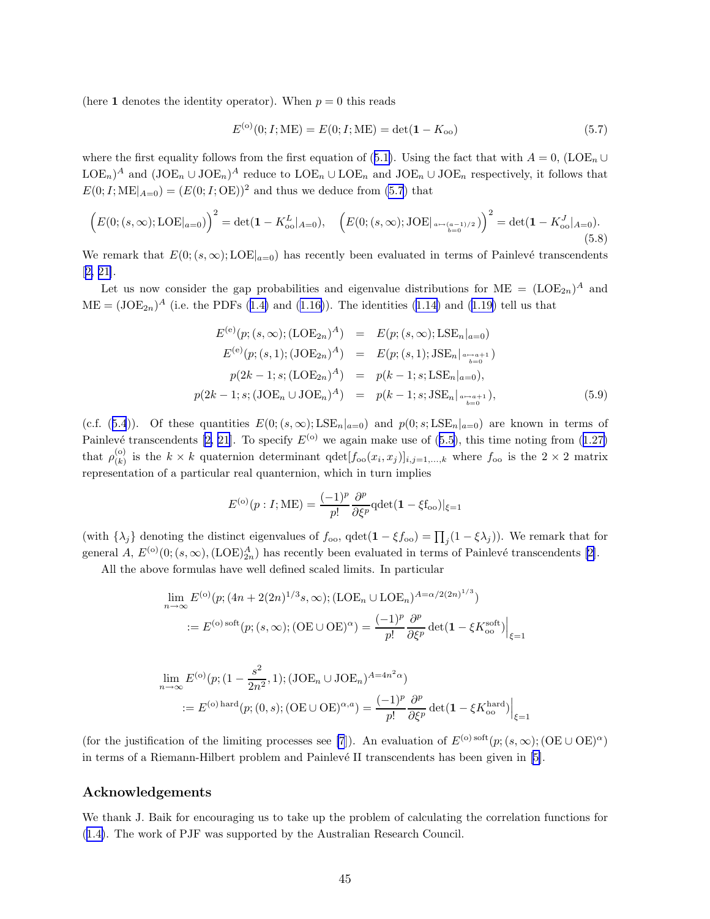(here $\mathbf{1}$ denotes the identity operator). When $p = 0$ this reads

$$E^{(\mathrm{o})}(0; I; \mathrm{ME}) = E(0; I; \mathrm{ME}) = \det(\mathbf{1} - K_{\mathrm{oo}}) \tag{5.7}$$

where the first equality follows from the first equation of (5.1). Using the fact that with $A = 0$, $(\mathrm{LOE}_n \cup \mathrm{LOE}_n)^A$ and $(\mathrm{JOE}_n \cup \mathrm{JOE}_n)^A$ reduce to $\mathrm{LOE}_n \cup \mathrm{LOE}_n$ and $\mathrm{JOE}_n \cup \mathrm{JOE}_n$ respectively, it follows that $E(0; I; \mathrm{ME}|_{A=0}) = (E(0; I; \mathrm{OE}))^2$ and thus we deduce from (5.7) that

$$\Big(E(0; (s,\infty); \mathrm{LOE}|_{a=0})\Big)^2 = \det(\mathbf{1} - K^L_{\mathrm{oo}}|_{A=0}), \quad \Big(E(0; (s,\infty); \mathrm{JOE}|_{\substack{a \mapsto (a-1)/2 \\ b=0}})\Big)^2 = \det(\mathbf{1} - K^J_{\mathrm{oo}}|_{A=0}). \tag{5.8}$$

We remark that $E(0; (s,\infty); \mathrm{LOE}|_{a=0})$ has recently been evaluated in terms of Painlevé transcendents [2, 21].

Let us now consider the gap probabilities and eigenvalue distributions for ME $= (\mathrm{LOE}_{2n})^A$ and ME $= (\mathrm{JOE}_{2n})^A$ (i.e. the PDFs (1.4) and (1.16)). The identities (1.14) and (1.19) tell us that

$$\begin{aligned}
E^{(\mathrm{e})}(p; (s,\infty); (\mathrm{LOE}_{2n})^A) &= E(p; (s,\infty); \mathrm{LSE}_n|_{a=0}) \\
E^{(\mathrm{e})}(p; (s,1); (\mathrm{JOE}_{2n})^A) &= E(p; (s,1); \mathrm{JSE}_n|_{\substack{a \mapsto a+1 \\ b=0}}) \\
p(2k-1; s; (\mathrm{LOE}_{2n})^A) &= p(k-1; s; \mathrm{LSE}_n|_{a=0}), \\
p(2k-1; s; (\mathrm{JOE}_n \cup \mathrm{JOE}_n)^A) &= p(k-1; s; \mathrm{JSE}_n|_{\substack{a \mapsto a+1 \\ b=0}}),
\end{aligned} \tag{5.9}$$

(c.f. (5.4)). Of these quantities $E(0; (s,\infty); \mathrm{LSE}_n|_{a=0})$ and $p(0; s; \mathrm{LSE}_n|_{a=0})$ are known in terms of Painlevé transcendents [2, 21]. To specify $E^{(\mathrm{o})}$ we again make use of (5.5), this time noting from (1.27) that $\rho^{(\mathrm{o})}_{(k)}$ is the $k \times k$ quaternion determinant $\mathrm{qdet}[f_{\mathrm{oo}}(x_i, x_j)]_{i,j=1,\dots,k}$ where $f_{\mathrm{oo}}$ is the $2 \times 2$ matrix representation of a particular real quanternion, which in turn implies

$$E^{(\mathrm{o})}(p : I; \mathrm{ME}) = \frac{(-1)^p}{p!} \frac{\partial^p}{\partial \xi^p} \mathrm{qdet}(\mathbf{1} - \xi \mathrm{f}_{\mathrm{oo}})|_{\xi=1}$$

(with $\{\lambda_j\}$ denoting the distinct eigenvalues of $f_{\mathrm{oo}}$, $\mathrm{qdet}(\mathbf{1} - \xi f_{\mathrm{oo}}) = \prod_j (1 - \xi \lambda_j)$). We remark that for general $A$, $E^{(\mathrm{o})}(0; (s,\infty), (\mathrm{LOE})^A_{2n})$ has recently been evaluated in terms of Painlevé transcendents [2].

All the above formulas have well defined scaled limits. In particular

$$\begin{aligned}
&\lim_{n \to \infty} E^{(\mathrm{o})}(p; (4n + 2(2n)^{1/3}s, \infty); (\mathrm{LOE}_n \cup \mathrm{LOE}_n)^{A = \alpha/2(2n)^{1/3}}) \\
&\quad := E^{(\mathrm{o})\,\mathrm{soft}}(p; (s,\infty); (\mathrm{OE} \cup \mathrm{OE})^\alpha) = \frac{(-1)^p}{p!} \frac{\partial^p}{\partial \xi^p} \det(\mathbf{1} - \xi K^{\mathrm{soft}}_{\mathrm{oo}})\Big|_{\xi=1}
\end{aligned}$$

$$\begin{aligned}
&\lim_{n \to \infty} E^{(\mathrm{o})}(p; (1 - \frac{s^2}{2n^2}, 1); (\mathrm{JOE}_n \cup \mathrm{JOE}_n)^{A = 4n^2\alpha}) \\
&\quad := E^{(\mathrm{o})\,\mathrm{hard}}(p; (0,s); (\mathrm{OE} \cup \mathrm{OE})^{\alpha,a}) = \frac{(-1)^p}{p!} \frac{\partial^p}{\partial \xi^p} \det(\mathbf{1} - \xi K^{\mathrm{hard}}_{\mathrm{oo}})\Big|_{\xi=1}
\end{aligned}$$

(for the justification of the limiting processes see [7]). An evaluation of $E^{(\mathrm{o})\,\mathrm{soft}}(p; (s,\infty); (\mathrm{OE} \cup \mathrm{OE})^\alpha)$ in terms of a Riemann-Hilbert problem and Painlevé II transcendents has been given in [5].

## Acknowledgements

We thank J. Baik for encouraging us to take up the problem of calculating the correlation functions for (1.4). The work of PJF was supported by the Australian Research Council.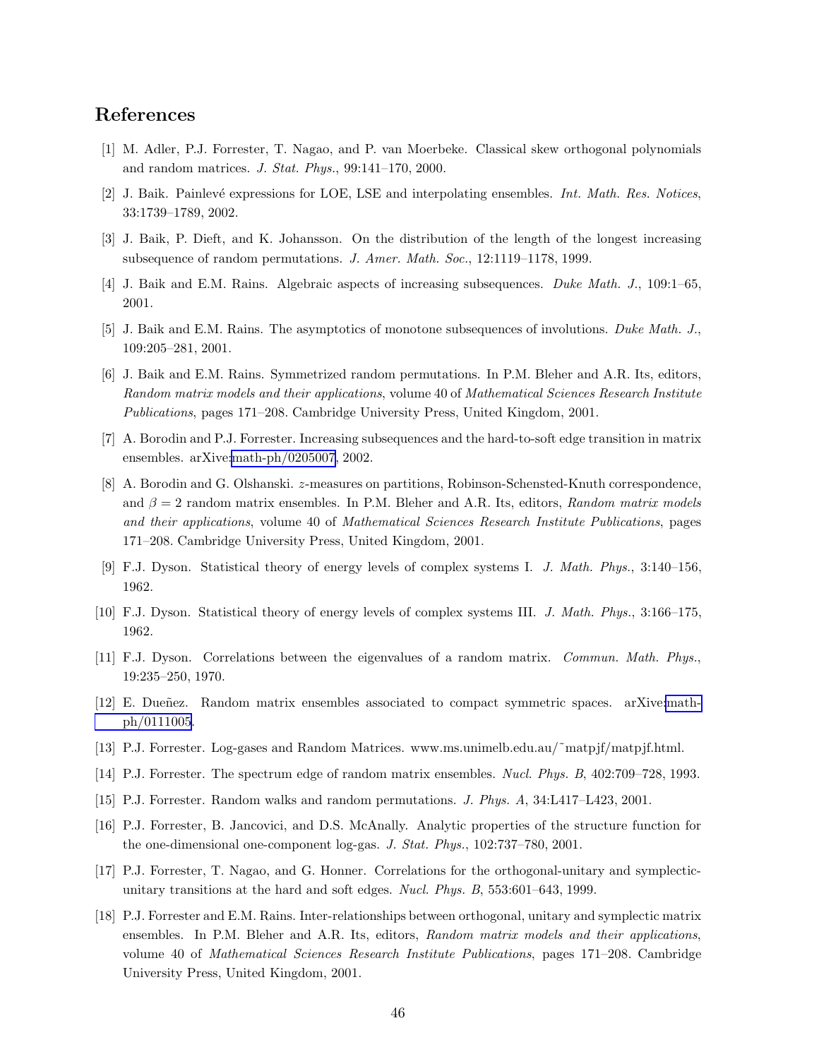## References

[1] M. Adler, P.J. Forrester, T. Nagao, and P. van Moerbeke. Classical skew orthogonal polynomials and random matrices. *J. Stat. Phys.*, 99:141–170, 2000.

[2] J. Baik. Painlevé expressions for LOE, LSE and interpolating ensembles. *Int. Math. Res. Notices*, 33:1739–1789, 2002.

[3] J. Baik, P. Dieft, and K. Johansson. On the distribution of the length of the longest increasing subsequence of random permutations. *J. Amer. Math. Soc.*, 12:1119–1178, 1999.

[4] J. Baik and E.M. Rains. Algebraic aspects of increasing subsequences. *Duke Math. J.*, 109:1–65, 2001.

[5] J. Baik and E.M. Rains. The asymptotics of monotone subsequences of involutions. *Duke Math. J.*, 109:205–281, 2001.

[6] J. Baik and E.M. Rains. Symmetrized random permutations. In P.M. Bleher and A.R. Its, editors, *Random matrix models and their applications*, volume 40 of *Mathematical Sciences Research Institute Publications*, pages 171–208. Cambridge University Press, United Kingdom, 2001.

[7] A. Borodin and P.J. Forrester. Increasing subsequences and the hard-to-soft edge transition in matrix ensembles. arXive:math-ph/0205007, 2002.

[8] A. Borodin and G. Olshanski. $z$-measures on partitions, Robinson-Schensted-Knuth correspondence, and $\beta = 2$ random matrix ensembles. In P.M. Bleher and A.R. Its, editors, *Random matrix models and their applications*, volume 40 of *Mathematical Sciences Research Institute Publications*, pages 171–208. Cambridge University Press, United Kingdom, 2001.

[9] F.J. Dyson. Statistical theory of energy levels of complex systems I. *J. Math. Phys.*, 3:140–156, 1962.

[10] F.J. Dyson. Statistical theory of energy levels of complex systems III. *J. Math. Phys.*, 3:166–175, 1962.

[11] F.J. Dyson. Correlations between the eigenvalues of a random matrix. *Commun. Math. Phys.*, 19:235–250, 1970.

[12] E. Dueñez. Random matrix ensembles associated to compact symmetric spaces. arXive:math-ph/0111005.

[13] P.J. Forrester. Log-gases and Random Matrices. www.ms.unimelb.edu.au/˜matpjf/matpjf.html.

[14] P.J. Forrester. The spectrum edge of random matrix ensembles. *Nucl. Phys. B*, 402:709–728, 1993.

[15] P.J. Forrester. Random walks and random permutations. *J. Phys. A*, 34:L417–L423, 2001.

[16] P.J. Forrester, B. Jancovici, and D.S. McAnally. Analytic properties of the structure function for the one-dimensional one-component log-gas. *J. Stat. Phys.*, 102:737–780, 2001.

[17] P.J. Forrester, T. Nagao, and G. Honner. Correlations for the orthogonal-unitary and symplectic-unitary transitions at the hard and soft edges. *Nucl. Phys. B*, 553:601–643, 1999.

[18] P.J. Forrester and E.M. Rains. Inter-relationships between orthogonal, unitary and symplectic matrix ensembles. In P.M. Bleher and A.R. Its, editors, *Random matrix models and their applications*, volume 40 of *Mathematical Sciences Research Institute Publications*, pages 171–208. Cambridge University Press, United Kingdom, 2001.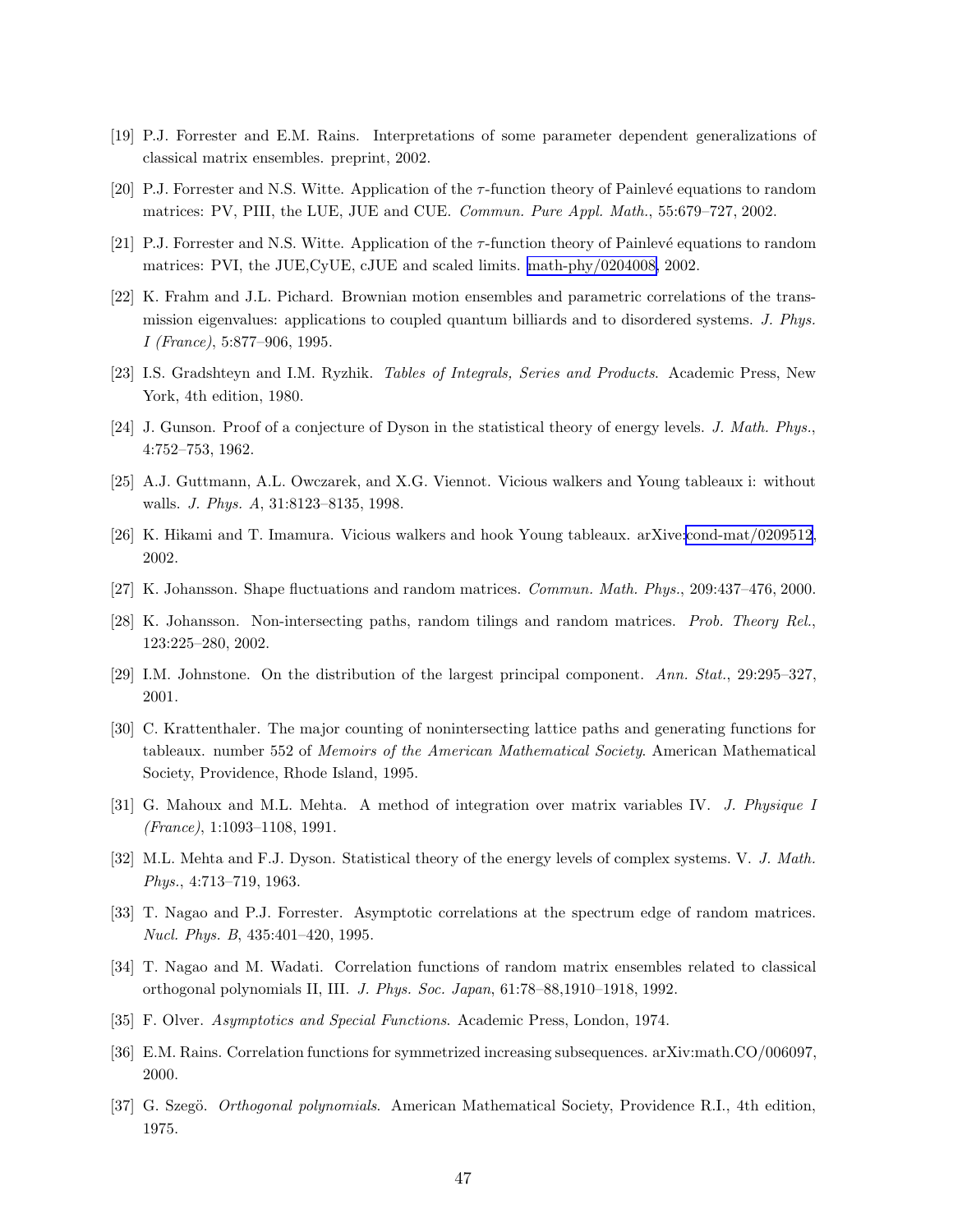[19] P.J. Forrester and E.M. Rains. Interpretations of some parameter dependent generalizations of classical matrix ensembles. preprint, 2002.

[20] P.J. Forrester and N.S. Witte. Application of the $\tau$-function theory of Painlevé equations to random matrices: PV, PIII, the LUE, JUE and CUE. *Commun. Pure Appl. Math.*, 55:679–727, 2002.

[21] P.J. Forrester and N.S. Witte. Application of the $\tau$-function theory of Painlevé equations to random matrices: PVI, the JUE,CyUE, cJUE and scaled limits. math-phy/0204008, 2002.

[22] K. Frahm and J.L. Pichard. Brownian motion ensembles and parametric correlations of the transmission eigenvalues: applications to coupled quantum billiards and to disordered systems. *J. Phys. I (France)*, 5:877–906, 1995.

[23] I.S. Gradshteyn and I.M. Ryzhik. *Tables of Integrals, Series and Products*. Academic Press, New York, 4th edition, 1980.

[24] J. Gunson. Proof of a conjecture of Dyson in the statistical theory of energy levels. *J. Math. Phys.*, 4:752–753, 1962.

[25] A.J. Guttmann, A.L. Owczarek, and X.G. Viennot. Vicious walkers and Young tableaux i: without walls. *J. Phys. A*, 31:8123–8135, 1998.

[26] K. Hikami and T. Imamura. Vicious walkers and hook Young tableaux. arXive:cond-mat/0209512, 2002.

[27] K. Johansson. Shape fluctuations and random matrices. *Commun. Math. Phys.*, 209:437–476, 2000.

[28] K. Johansson. Non-intersecting paths, random tilings and random matrices. *Prob. Theory Rel.*, 123:225–280, 2002.

[29] I.M. Johnstone. On the distribution of the largest principal component. *Ann. Stat.*, 29:295–327, 2001.

[30] C. Krattenthaler. The major counting of nonintersecting lattice paths and generating functions for tableaux. number 552 of *Memoirs of the American Mathematical Society*. American Mathematical Society, Providence, Rhode Island, 1995.

[31] G. Mahoux and M.L. Mehta. A method of integration over matrix variables IV. *J. Physique I (France)*, 1:1093–1108, 1991.

[32] M.L. Mehta and F.J. Dyson. Statistical theory of the energy levels of complex systems. V. *J. Math. Phys.*, 4:713–719, 1963.

[33] T. Nagao and P.J. Forrester. Asymptotic correlations at the spectrum edge of random matrices. *Nucl. Phys. B*, 435:401–420, 1995.

[34] T. Nagao and M. Wadati. Correlation functions of random matrix ensembles related to classical orthogonal polynomials II, III. *J. Phys. Soc. Japan*, 61:78–88,1910–1918, 1992.

[35] F. Olver. *Asymptotics and Special Functions*. Academic Press, London, 1974.

[36] E.M. Rains. Correlation functions for symmetrized increasing subsequences. arXiv:math.CO/006097, 2000.

[37] G. Szegö. *Orthogonal polynomials*. American Mathematical Society, Providence R.I., 4th edition, 1975.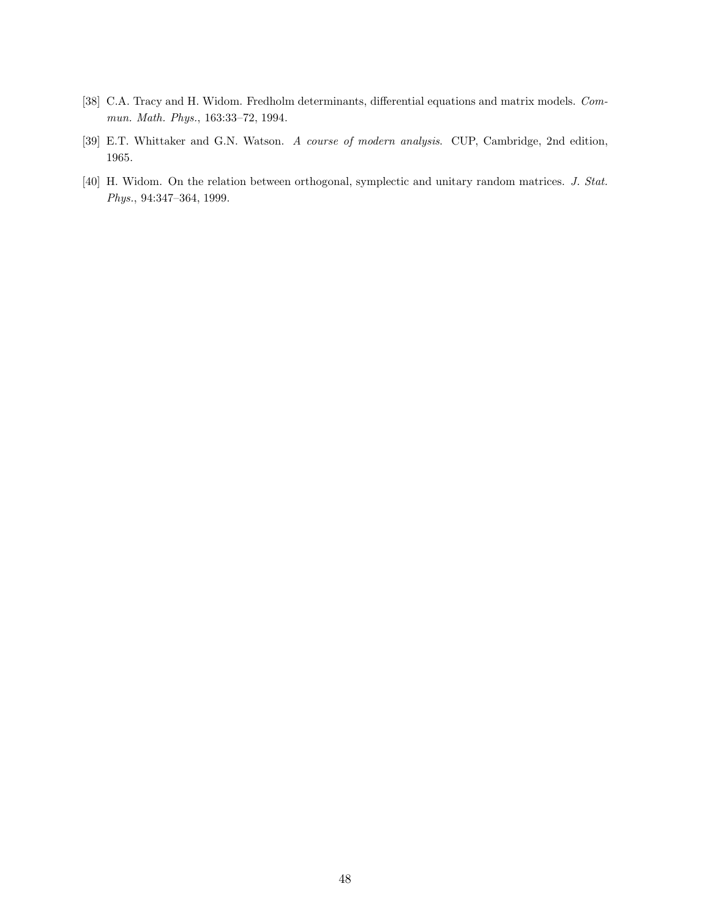[38] C.A. Tracy and H. Widom. Fredholm determinants, differential equations and matrix models. *Commun. Math. Phys.*, 163:33–72, 1994.

[39] E.T. Whittaker and G.N. Watson. *A course of modern analysis*. CUP, Cambridge, 2nd edition, 1965.

[40] H. Widom. On the relation between orthogonal, symplectic and unitary random matrices. *J. Stat. Phys.*, 94:347–364, 1999.